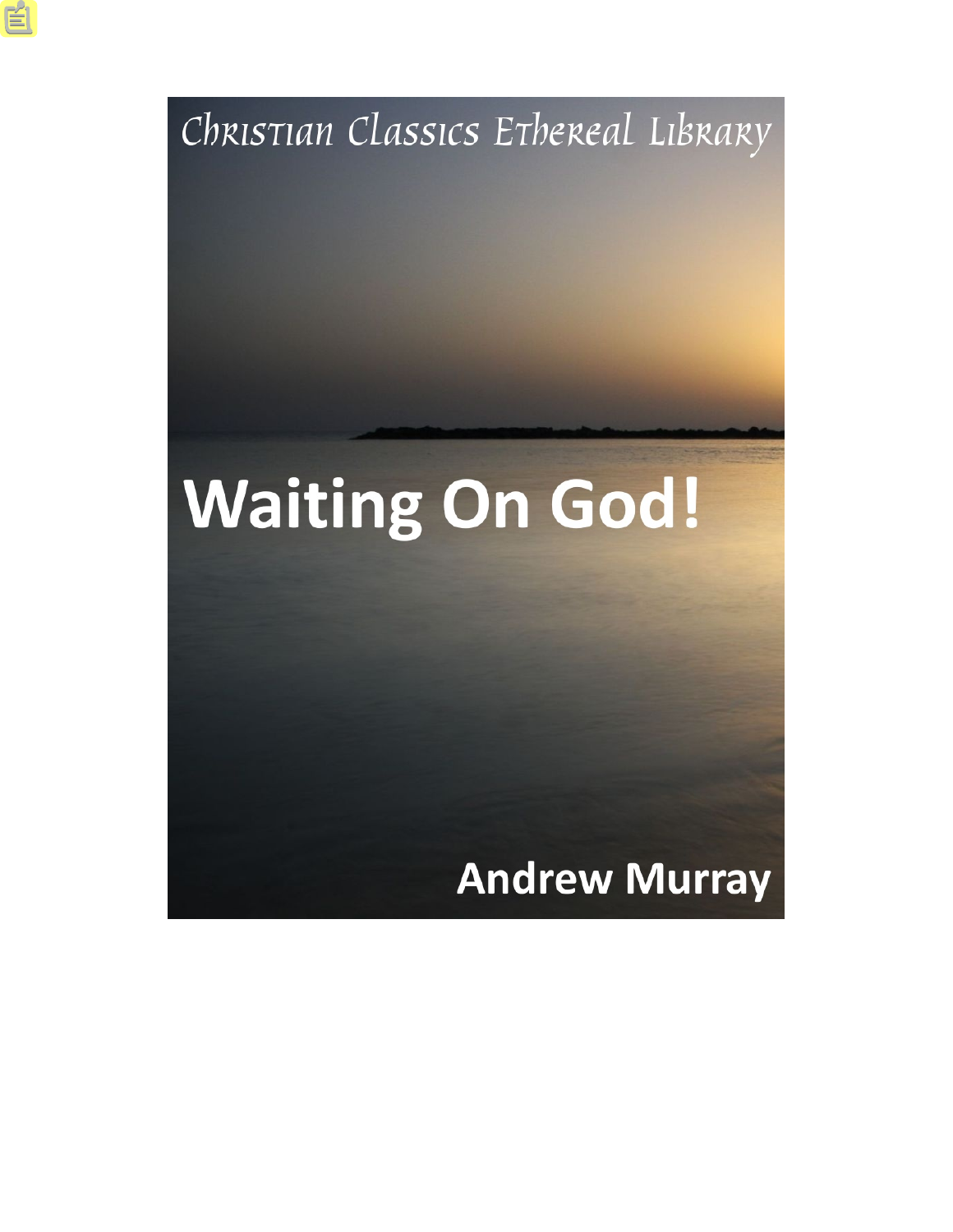Christian Classics Ethereal Library

# Waiting On God!

Andrew Murray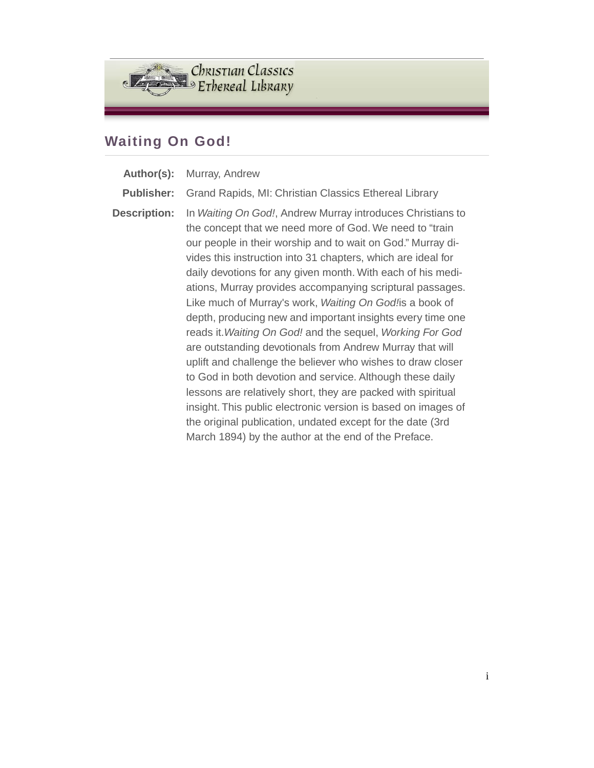## Waiting On God!

**Author(s):** Murray, Andrew

**Publisher:** Grand Rapids, MI: Christian Classics Ethereal Library

**Description:** In *Waiting On God!*, Andrew Murray introduces Christians to the concept that we need more of God. We need to "train our people in their worship and to wait on God." Murray divides this instruction into 31 chapters, which are ideal for daily devotions for any given month. With each of his meditations, Murray provides accompanying scriptural passages. Like much of Murray's work, *Waiting On God!*is a book of depth, producing new and important insights every time one reads it.*Waiting On God!* and the sequel, *Working For God* are outstanding devotionals from Andrew Murray that will uplift and challenge the believer who wishes to draw closer to God in both devotion and service. Although these daily lessons are relatively short, they are packed with spiritual insight. This public electronic version is based on images of the original publication, undated except for the date (3rd March 1894) by the author at the end of the Preface.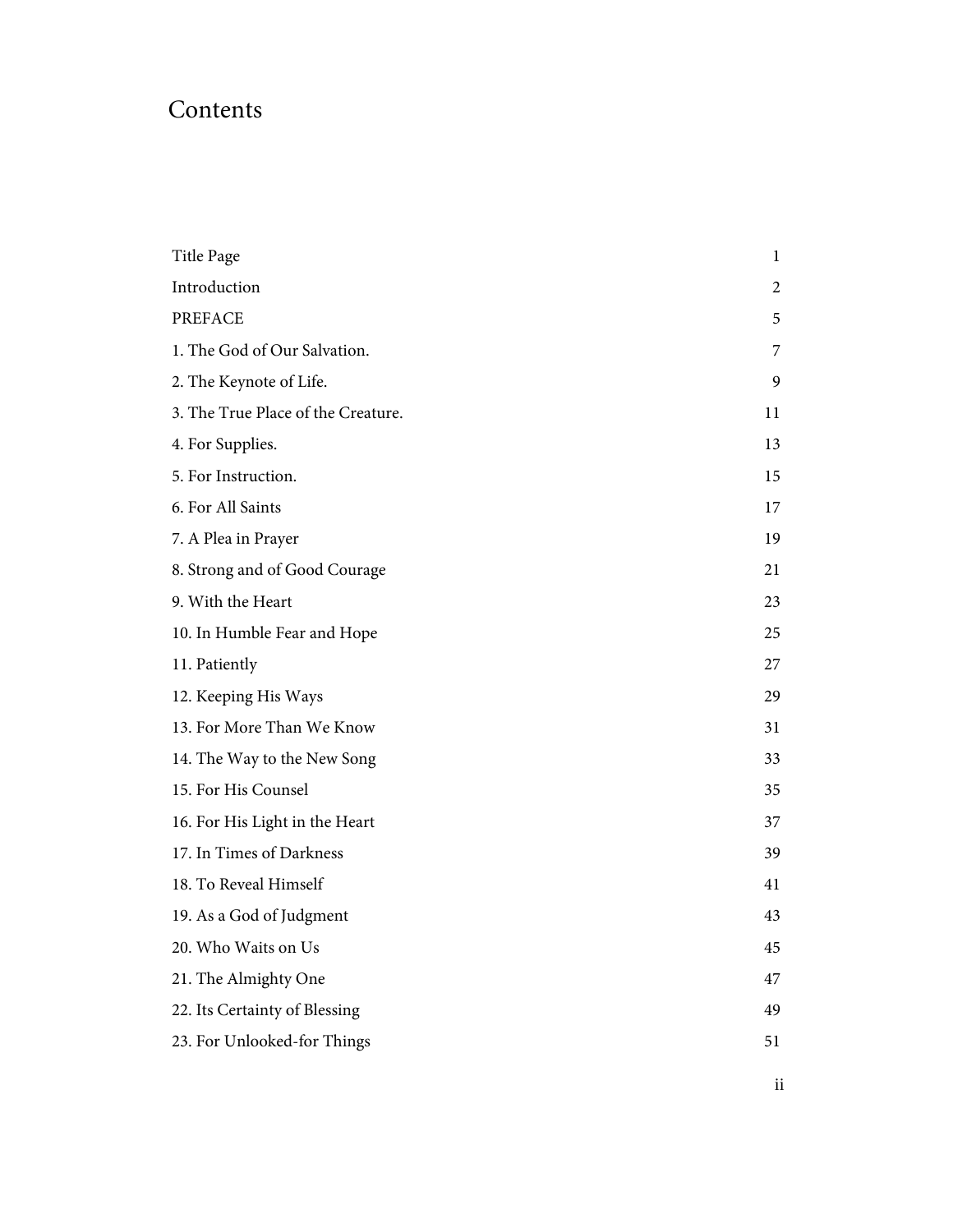# Contents

| | |
|---|---|
| Title Page | 1 |
| Introduction | 2 |
| PREFACE | 5 |
| 1. The God of Our Salvation. | 7 |
| 2. The Keynote of Life. | 9 |
| 3. The True Place of the Creature. | 11 |
| 4. For Supplies. | 13 |
| 5. For Instruction. | 15 |
| 6. For All Saints | 17 |
| 7. A Plea in Prayer | 19 |
| 8. Strong and of Good Courage | 21 |
| 9. With the Heart | 23 |
| 10. In Humble Fear and Hope | 25 |
| 11. Patiently | 27 |
| 12. Keeping His Ways | 29 |
| 13. For More Than We Know | 31 |
| 14. The Way to the New Song | 33 |
| 15. For His Counsel | 35 |
| 16. For His Light in the Heart | 37 |
| 17. In Times of Darkness | 39 |
| 18. To Reveal Himself | 41 |
| 19. As a God of Judgment | 43 |
| 20. Who Waits on Us | 45 |
| 21. The Almighty One | 47 |
| 22. Its Certainty of Blessing | 49 |
| 23. For Unlooked-for Things | 51 |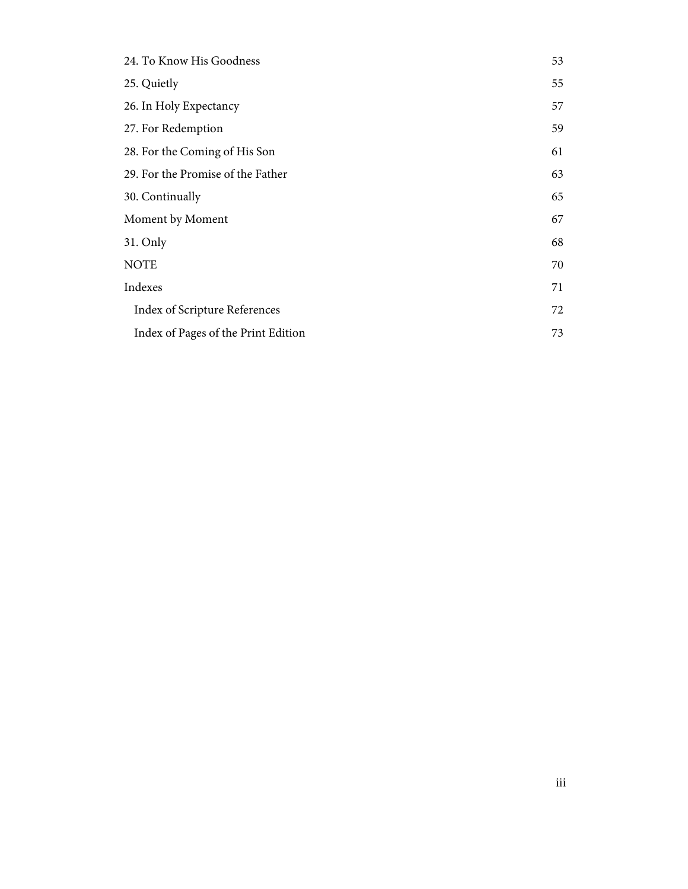24. To Know His Goodness 53
25. Quietly 55
26. In Holy Expectancy 57
27. For Redemption 59
28. For the Coming of His Son 61
29. For the Promise of the Father 63
30. Continually 65
Moment by Moment 67
31. Only 68
NOTE 70
Indexes 71
  Index of Scripture References 72
  Index of Pages of the Print Edition 73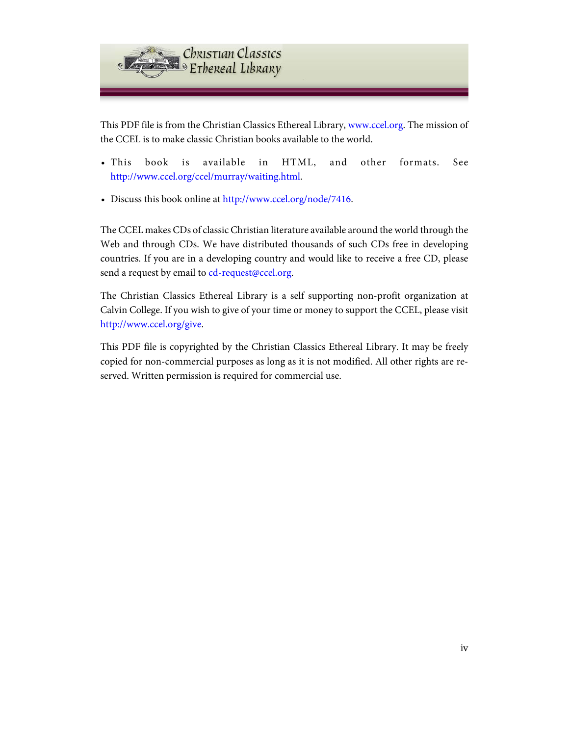This PDF file is from the Christian Classics Ethereal Library, www.ccel.org. The mission of the CCEL is to make classic Christian books available to the world.

- This book is available in HTML, and other formats. See http://www.ccel.org/ccel/murray/waiting.html.
- Discuss this book online at http://www.ccel.org/node/7416.

The CCEL makes CDs of classic Christian literature available around the world through the Web and through CDs. We have distributed thousands of such CDs free in developing countries. If you are in a developing country and would like to receive a free CD, please send a request by email to cd-request@ccel.org.

The Christian Classics Ethereal Library is a self supporting non-profit organization at Calvin College. If you wish to give of your time or money to support the CCEL, please visit http://www.ccel.org/give.

This PDF file is copyrighted by the Christian Classics Ethereal Library. It may be freely copied for non-commercial purposes as long as it is not modified. All other rights are reserved. Written permission is required for commercial use.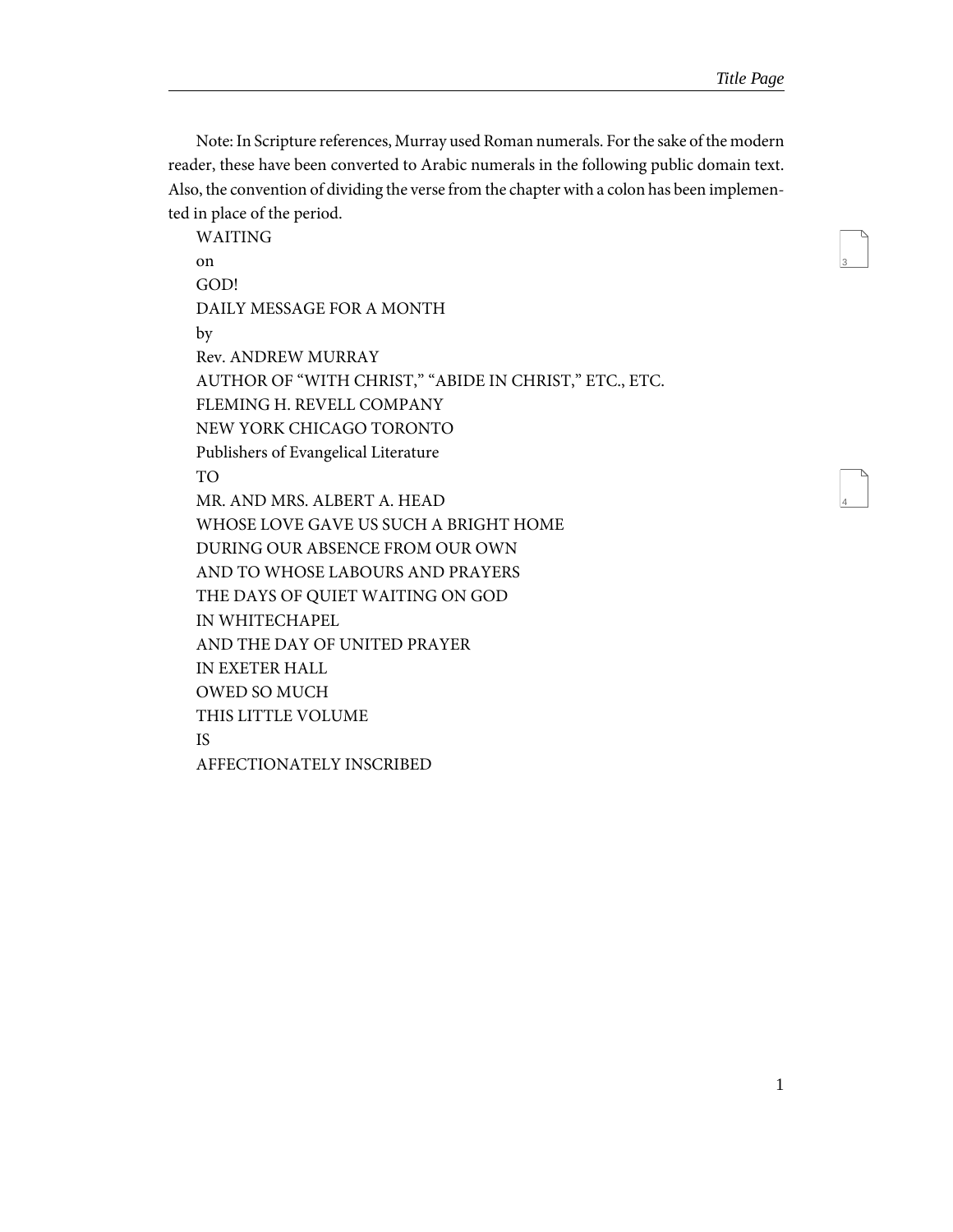Note: In Scripture references, Murray used Roman numerals. For the sake of the modern reader, these have been converted to Arabic numerals in the following public domain text. Also, the convention of dividing the verse from the chapter with a colon has been implemented in place of the period.

WAITING

on

GOD!

DAILY MESSAGE FOR A MONTH

by

Rev. ANDREW MURRAY

AUTHOR OF "WITH CHRIST," "ABIDE IN CHRIST," ETC., ETC.

FLEMING H. REVELL COMPANY

NEW YORK CHICAGO TORONTO

Publishers of Evangelical Literature

TO

MR. AND MRS. ALBERT A. HEAD

WHOSE LOVE GAVE US SUCH A BRIGHT HOME

DURING OUR ABSENCE FROM OUR OWN

AND TO WHOSE LABOURS AND PRAYERS

THE DAYS OF QUIET WAITING ON GOD

IN WHITECHAPEL

AND THE DAY OF UNITED PRAYER

IN EXETER HALL

OWED SO MUCH

THIS LITTLE VOLUME

IS

AFFECTIONATELY INSCRIBED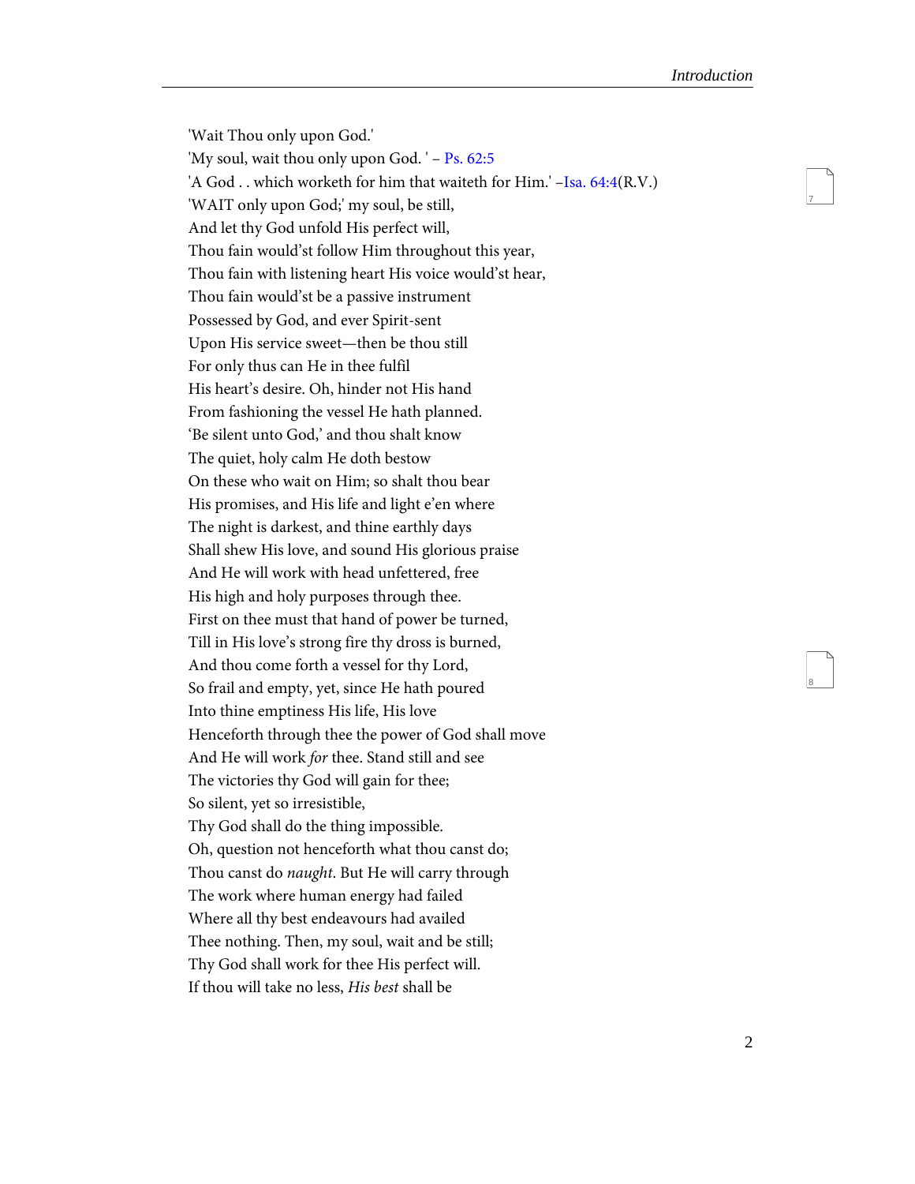'Wait Thou only upon God.'

'My soul, wait thou only upon God. ' – Ps. 62:5

'A God . . which worketh for him that waiteth for Him.' –Isa. 64:4(R.V.)

'WAIT only upon God;' my soul, be still,
And let thy God unfold His perfect will,
Thou fain would'st follow Him throughout this year,
Thou fain with listening heart His voice would'st hear,
Thou fain would'st be a passive instrument
Possessed by God, and ever Spirit-sent
Upon His service sweet—then be thou still
For only thus can He in thee fulfil
His heart's desire. Oh, hinder not His hand
From fashioning the vessel He hath planned.
'Be silent unto God,' and thou shalt know
The quiet, holy calm He doth bestow
On these who wait on Him; so shalt thou bear
His promises, and His life and light e'en where
The night is darkest, and thine earthly days
Shall shew His love, and sound His glorious praise
And He will work with head unfettered, free
His high and holy purposes through thee.
First on thee must that hand of power be turned,
Till in His love's strong fire thy dross is burned,
And thou come forth a vessel for thy Lord,
So frail and empty, yet, since He hath poured
Into thine emptiness His life, His love
Henceforth through thee the power of God shall move
And He will work *for* thee. Stand still and see
The victories thy God will gain for thee;
So silent, yet so irresistible,
Thy God shall do the thing impossible.
Oh, question not henceforth what thou canst do;
Thou canst do *naught*. But He will carry through
The work where human energy had failed
Where all thy best endeavours had availed
Thee nothing. Then, my soul, wait and be still;
Thy God shall work for thee His perfect will.
If thou will take no less, *His best* shall be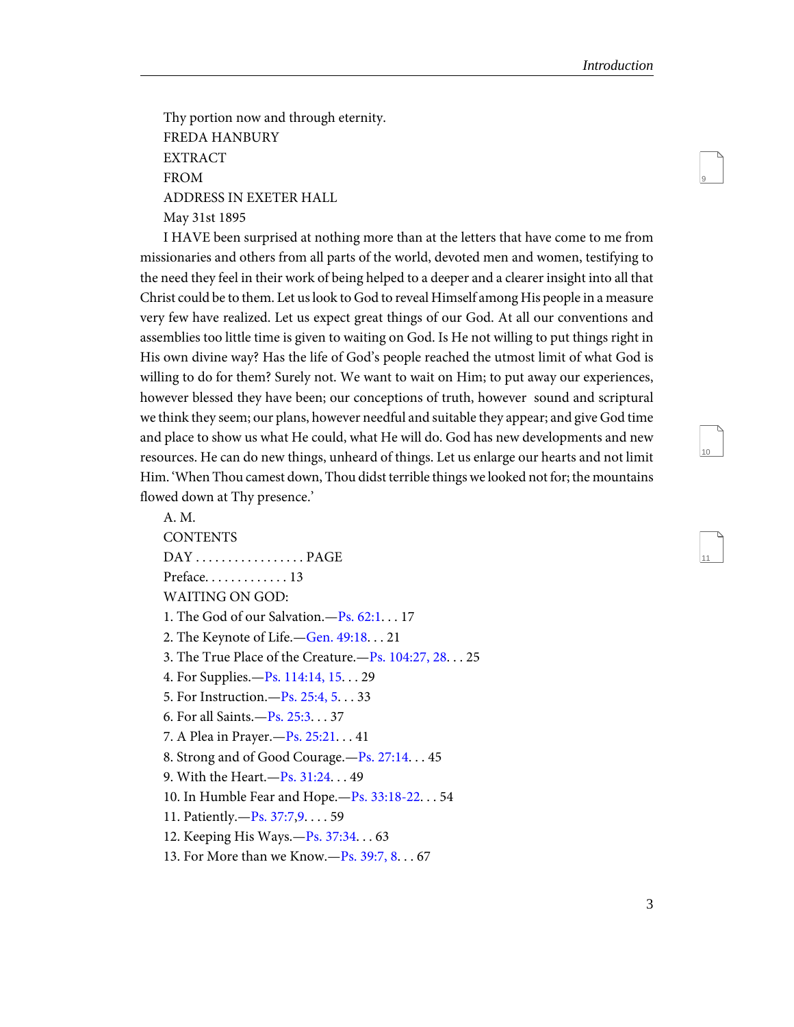Thy portion now and through eternity.

FREDA HANBURY

EXTRACT

FROM

ADDRESS IN EXETER HALL

May 31st 1895

I HAVE been surprised at nothing more than at the letters that have come to me from missionaries and others from all parts of the world, devoted men and women, testifying to the need they feel in their work of being helped to a deeper and a clearer insight into all that Christ could be to them. Let us look to God to reveal Himself among His people in a measure very few have realized. Let us expect great things of our God. At all our conventions and assemblies too little time is given to waiting on God. Is He not willing to put things right in His own divine way? Has the life of God's people reached the utmost limit of what God is willing to do for them? Surely not. We want to wait on Him; to put away our experiences, however blessed they have been; our conceptions of truth, however sound and scriptural we think they seem; our plans, however needful and suitable they appear; and give God time and place to show us what He could, what He will do. God has new developments and new resources. He can do new things, unheard of things. Let us enlarge our hearts and not limit Him. 'When Thou camest down, Thou didst terrible things we looked not for; the mountains flowed down at Thy presence.'

A. M.

CONTENTS

DAY . . . . . . . . . . . . . . . . . PAGE

Preface. . . . . . . . . . . . . 13

WAITING ON GOD:

1. The God of our Salvation.—Ps. 62:1. . . 17
2. The Keynote of Life.—Gen. 49:18. . . 21
3. The True Place of the Creature.—Ps. 104:27, 28. . . 25
4. For Supplies.—Ps. 114:14, 15. . . 29
5. For Instruction.—Ps. 25:4, 5. . . 33
6. For all Saints.—Ps. 25:3. . . 37
7. A Plea in Prayer.—Ps. 25:21. . . 41
8. Strong and of Good Courage.—Ps. 27:14. . . 45
9. With the Heart.—Ps. 31:24. . . 49
10. In Humble Fear and Hope.—Ps. 33:18-22. . . 54
11. Patiently.—Ps. 37:7,9. . . . 59
12. Keeping His Ways.—Ps. 37:34. . . 63
13. For More than we Know.—Ps. 39:7, 8. . . 67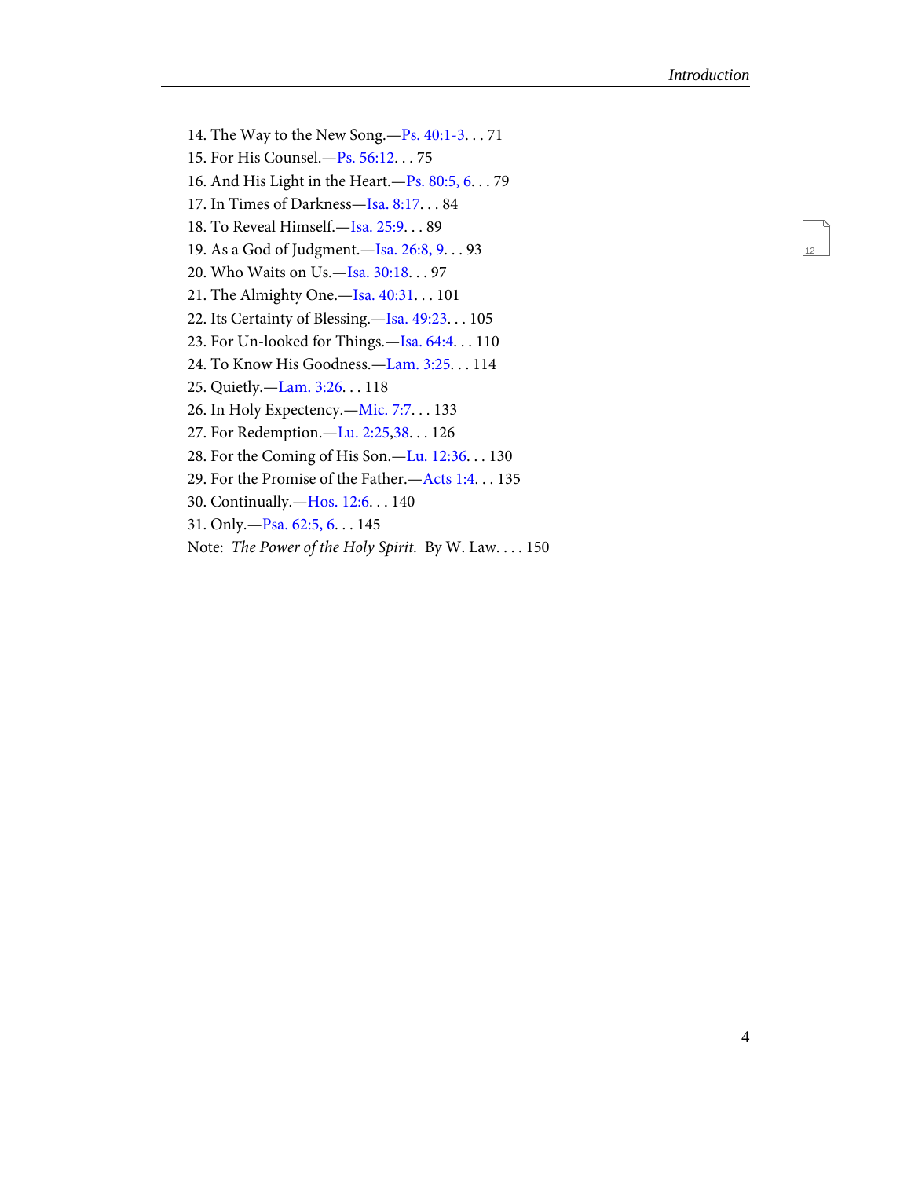14. The Way to the New Song.—Ps. 40:1-3. . . 71
15. For His Counsel.—Ps. 56:12. . . 75
16. And His Light in the Heart.—Ps. 80:5, 6. . . 79
17. In Times of Darkness—Isa. 8:17. . . 84
18. To Reveal Himself.—Isa. 25:9. . . 89
19. As a God of Judgment.—Isa. 26:8, 9. . . 93
20. Who Waits on Us.—Isa. 30:18. . . 97
21. The Almighty One.—Isa. 40:31. . . 101
22. Its Certainty of Blessing.—Isa. 49:23. . . 105
23. For Un-looked for Things.—Isa. 64:4. . . 110
24. To Know His Goodness.—Lam. 3:25. . . 114
25. Quietly.—Lam. 3:26. . . 118
26. In Holy Expectency.—Mic. 7:7. . . 133
27. For Redemption.—Lu. 2:25,38. . . 126
28. For the Coming of His Son.—Lu. 12:36. . . 130
29. For the Promise of the Father.—Acts 1:4. . . 135
30. Continually.—Hos. 12:6. . . 140
31. Only.—Psa. 62:5, 6. . . 145

Note: *The Power of the Holy Spirit.* By W. Law. . . . 150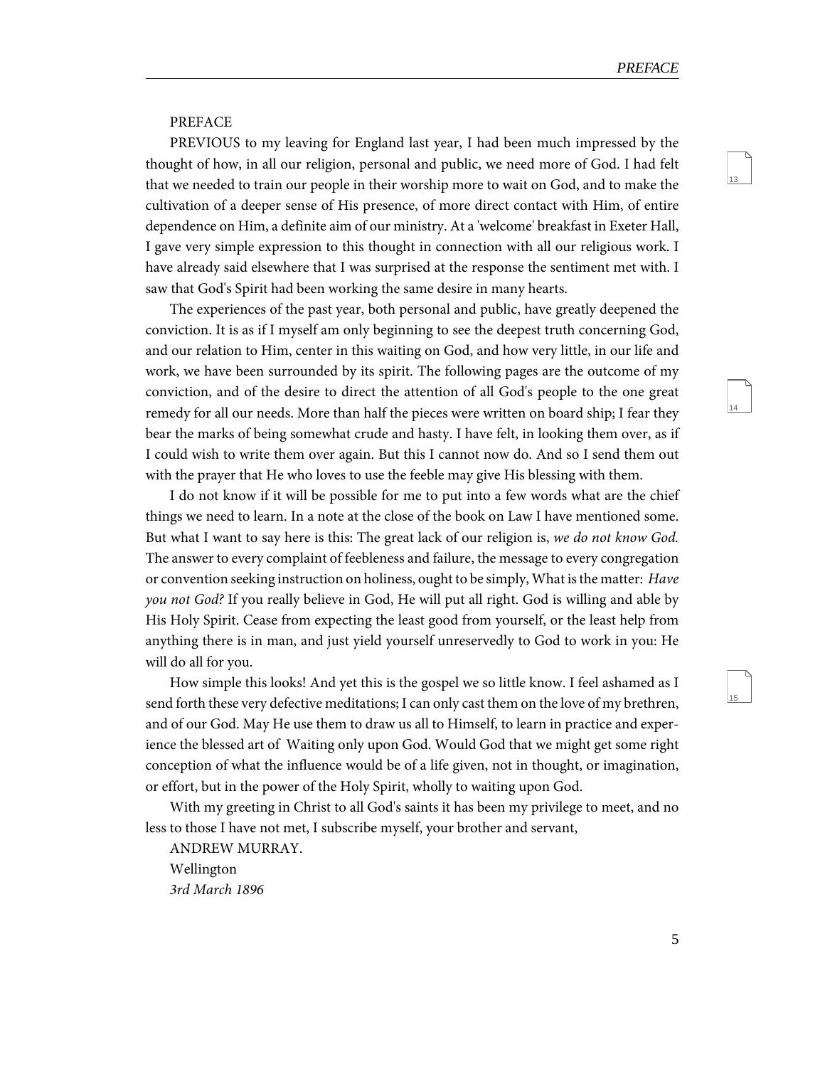# PREFACE

PREVIOUS to my leaving for England last year, I had been much impressed by the thought of how, in all our religion, personal and public, we need more of God. I had felt that we needed to train our people in their worship more to wait on God, and to make the cultivation of a deeper sense of His presence, of more direct contact with Him, of entire dependence on Him, a definite aim of our ministry. At a 'welcome' breakfast in Exeter Hall, I gave very simple expression to this thought in connection with all our religious work. I have already said elsewhere that I was surprised at the response the sentiment met with. I saw that God's Spirit had been working the same desire in many hearts.

The experiences of the past year, both personal and public, have greatly deepened the conviction. It is as if I myself am only beginning to see the deepest truth concerning God, and our relation to Him, center in this waiting on God, and how very little, in our life and work, we have been surrounded by its spirit. The following pages are the outcome of my conviction, and of the desire to direct the attention of all God's people to the one great remedy for all our needs. More than half the pieces were written on board ship; I fear they bear the marks of being somewhat crude and hasty. I have felt, in looking them over, as if I could wish to write them over again. But this I cannot now do. And so I send them out with the prayer that He who loves to use the feeble may give His blessing with them.

I do not know if it will be possible for me to put into a few words what are the chief things we need to learn. In a note at the close of the book on Law I have mentioned some. But what I want to say here is this: The great lack of our religion is, *we do not know God.* The answer to every complaint of feebleness and failure, the message to every congregation or convention seeking instruction on holiness, ought to be simply, What is the matter: *Have you not God?* If you really believe in God, He will put all right. God is willing and able by His Holy Spirit. Cease from expecting the least good from yourself, or the least help from anything there is in man, and just yield yourself unreservedly to God to work in you: He will do all for you.

How simple this looks! And yet this is the gospel we so little know. I feel ashamed as I send forth these very defective meditations; I can only cast them on the love of my brethren, and of our God. May He use them to draw us all to Himself, to learn in practice and experience the blessed art of Waiting only upon God. Would God that we might get some right conception of what the influence would be of a life given, not in thought, or imagination, or effort, but in the power of the Holy Spirit, wholly to waiting upon God.

With my greeting in Christ to all God's saints it has been my privilege to meet, and no less to those I have not met, I subscribe myself, your brother and servant,

ANDREW MURRAY.

Wellington

*3rd March 1896*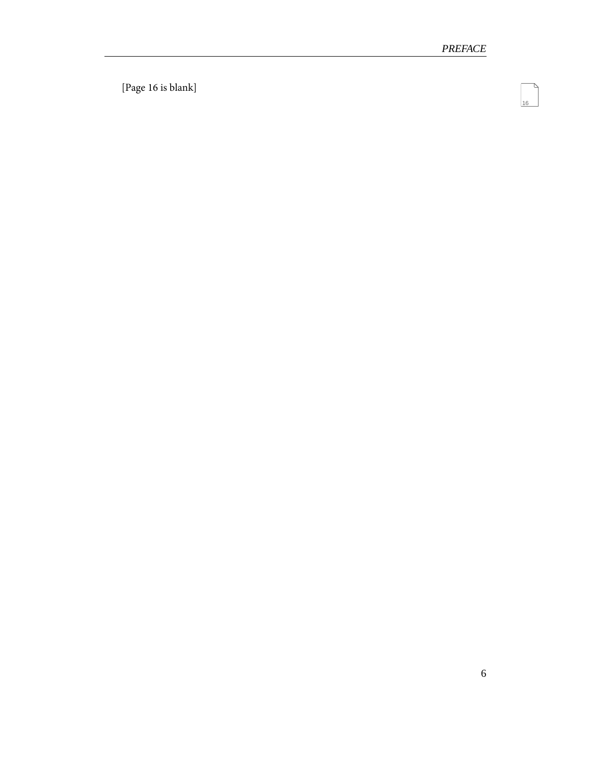[Page 16 is blank]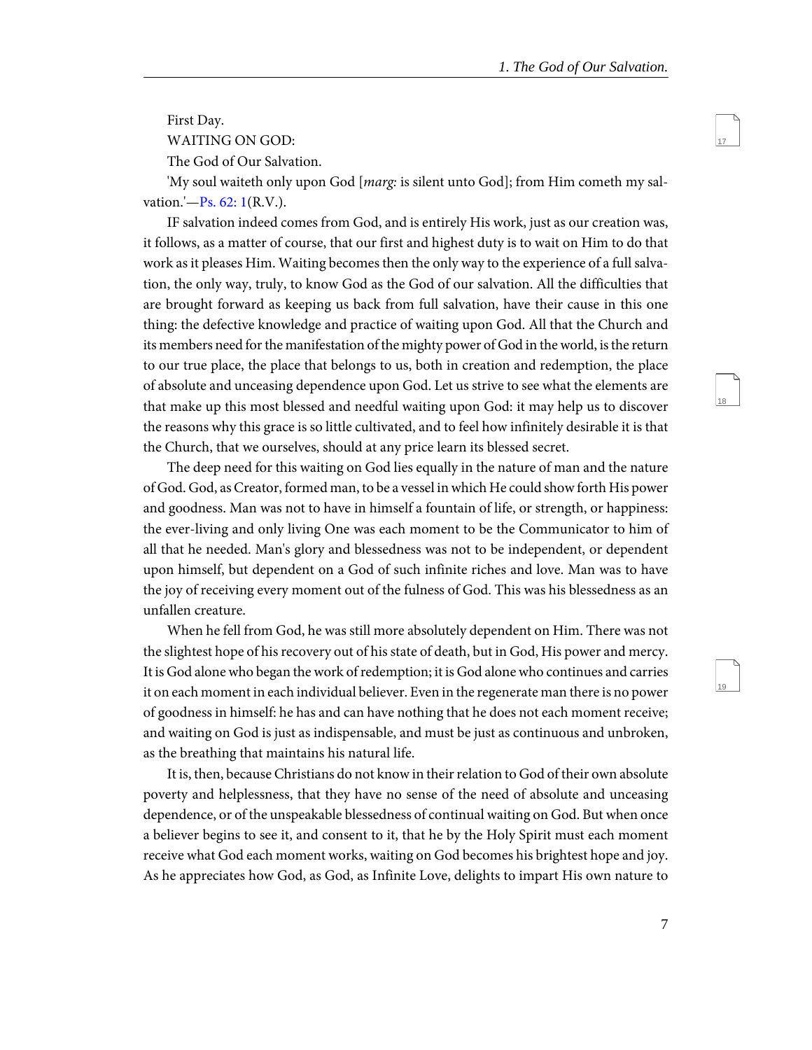First Day.

WAITING ON GOD:

The God of Our Salvation.

'My soul waiteth only upon God [*marg:* is silent unto God]; from Him cometh my salvation.'—Ps. 62: 1(R.V.).

IF salvation indeed comes from God, and is entirely His work, just as our creation was, it follows, as a matter of course, that our first and highest duty is to wait on Him to do that work as it pleases Him. Waiting becomes then the only way to the experience of a full salvation, the only way, truly, to know God as the God of our salvation. All the difficulties that are brought forward as keeping us back from full salvation, have their cause in this one thing: the defective knowledge and practice of waiting upon God. All that the Church and its members need for the manifestation of the mighty power of God in the world, is the return to our true place, the place that belongs to us, both in creation and redemption, the place of absolute and unceasing dependence upon God. Let us strive to see what the elements are that make up this most blessed and needful waiting upon God: it may help us to discover the reasons why this grace is so little cultivated, and to feel how infinitely desirable it is that the Church, that we ourselves, should at any price learn its blessed secret.

The deep need for this waiting on God lies equally in the nature of man and the nature of God. God, as Creator, formed man, to be a vessel in which He could show forth His power and goodness. Man was not to have in himself a fountain of life, or strength, or happiness: the ever-living and only living One was each moment to be the Communicator to him of all that he needed. Man's glory and blessedness was not to be independent, or dependent upon himself, but dependent on a God of such infinite riches and love. Man was to have the joy of receiving every moment out of the fulness of God. This was his blessedness as an unfallen creature.

When he fell from God, he was still more absolutely dependent on Him. There was not the slightest hope of his recovery out of his state of death, but in God, His power and mercy. It is God alone who began the work of redemption; it is God alone who continues and carries it on each moment in each individual believer. Even in the regenerate man there is no power of goodness in himself: he has and can have nothing that he does not each moment receive; and waiting on God is just as indispensable, and must be just as continuous and unbroken, as the breathing that maintains his natural life.

It is, then, because Christians do not know in their relation to God of their own absolute poverty and helplessness, that they have no sense of the need of absolute and unceasing dependence, or of the unspeakable blessedness of continual waiting on God. But when once a believer begins to see it, and consent to it, that he by the Holy Spirit must each moment receive what God each moment works, waiting on God becomes his brightest hope and joy. As he appreciates how God, as God, as Infinite Love, delights to impart His own nature to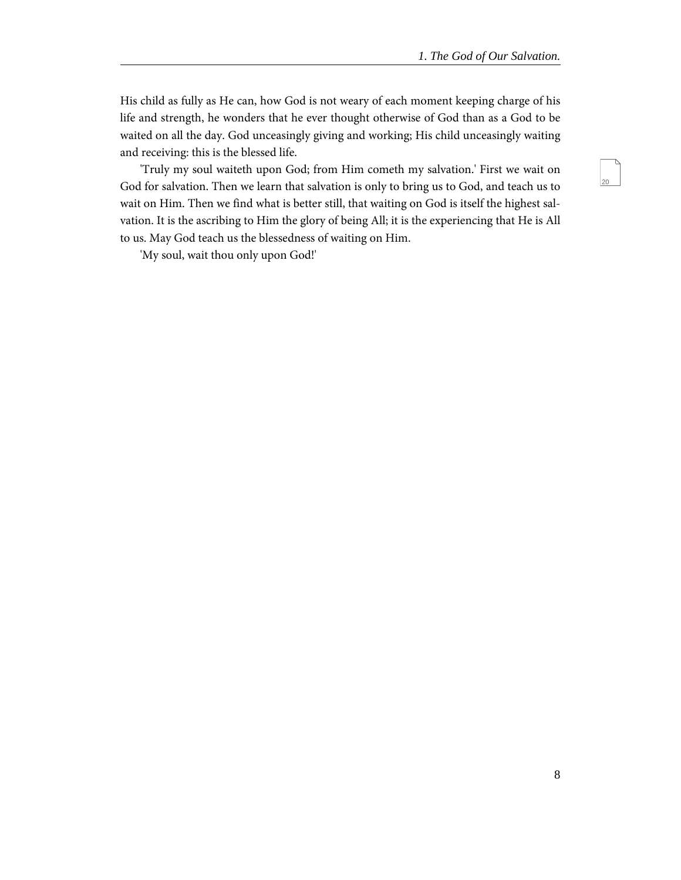His child as fully as He can, how God is not weary of each moment keeping charge of his life and strength, he wonders that he ever thought otherwise of God than as a God to be waited on all the day. God unceasingly giving and working; His child unceasingly waiting and receiving: this is the blessed life.

'Truly my soul waiteth upon God; from Him cometh my salvation.' First we wait on God for salvation. Then we learn that salvation is only to bring us to God, and teach us to wait on Him. Then we find what is better still, that waiting on God is itself the highest salvation. It is the ascribing to Him the glory of being All; it is the experiencing that He is All to us. May God teach us the blessedness of waiting on Him.

'My soul, wait thou only upon God!'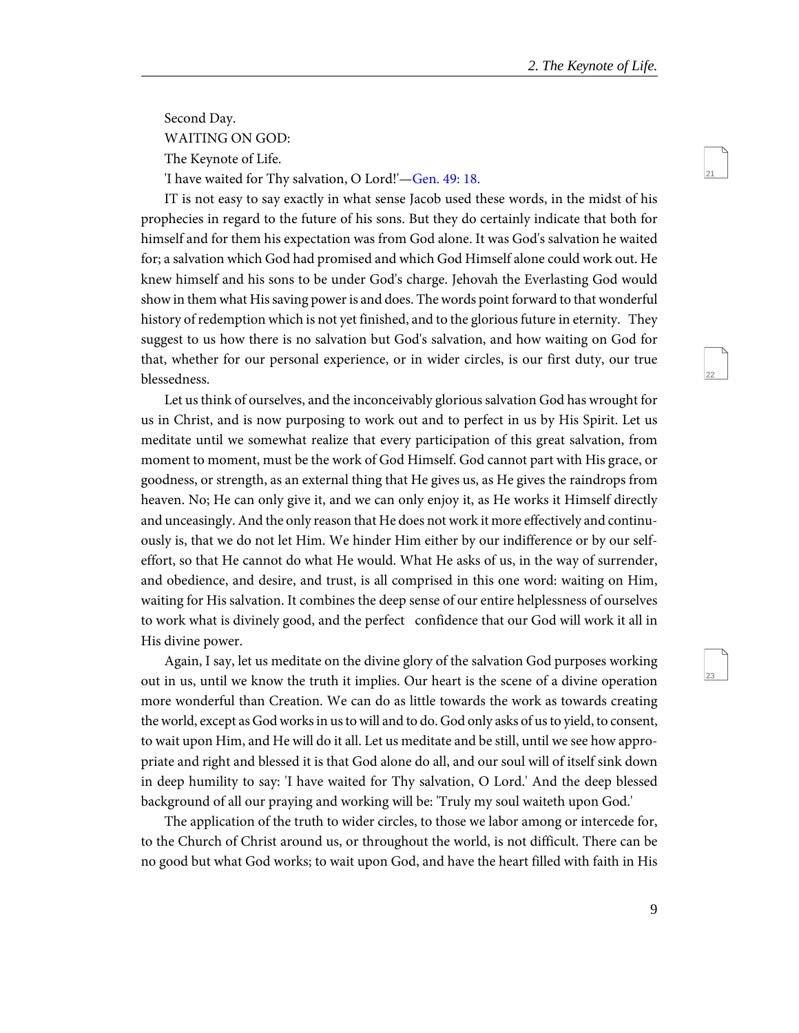Second Day.

WAITING ON GOD:

The Keynote of Life.

'I have waited for Thy salvation, O Lord!'—Gen. 49: 18.

IT is not easy to say exactly in what sense Jacob used these words, in the midst of his prophecies in regard to the future of his sons. But they do certainly indicate that both for himself and for them his expectation was from God alone. It was God's salvation he waited for; a salvation which God had promised and which God Himself alone could work out. He knew himself and his sons to be under God's charge. Jehovah the Everlasting God would show in them what His saving power is and does. The words point forward to that wonderful history of redemption which is not yet finished, and to the glorious future in eternity. They suggest to us how there is no salvation but God's salvation, and how waiting on God for that, whether for our personal experience, or in wider circles, is our first duty, our true blessedness.

Let us think of ourselves, and the inconceivably glorious salvation God has wrought for us in Christ, and is now purposing to work out and to perfect in us by His Spirit. Let us meditate until we somewhat realize that every participation of this great salvation, from moment to moment, must be the work of God Himself. God cannot part with His grace, or goodness, or strength, as an external thing that He gives us, as He gives the raindrops from heaven. No; He can only give it, and we can only enjoy it, as He works it Himself directly and unceasingly. And the only reason that He does not work it more effectively and continuously is, that we do not let Him. We hinder Him either by our indifference or by our self-effort, so that He cannot do what He would. What He asks of us, in the way of surrender, and obedience, and desire, and trust, is all comprised in this one word: waiting on Him, waiting for His salvation. It combines the deep sense of our entire helplessness of ourselves to work what is divinely good, and the perfect confidence that our God will work it all in His divine power.

Again, I say, let us meditate on the divine glory of the salvation God purposes working out in us, until we know the truth it implies. Our heart is the scene of a divine operation more wonderful than Creation. We can do as little towards the work as towards creating the world, except as God works in us to will and to do. God only asks of us to yield, to consent, to wait upon Him, and He will do it all. Let us meditate and be still, until we see how appropriate and right and blessed it is that God alone do all, and our soul will of itself sink down in deep humility to say: 'I have waited for Thy salvation, O Lord.' And the deep blessed background of all our praying and working will be: 'Truly my soul waiteth upon God.'

The application of the truth to wider circles, to those we labor among or intercede for, to the Church of Christ around us, or throughout the world, is not difficult. There can be no good but what God works; to wait upon God, and have the heart filled with faith in His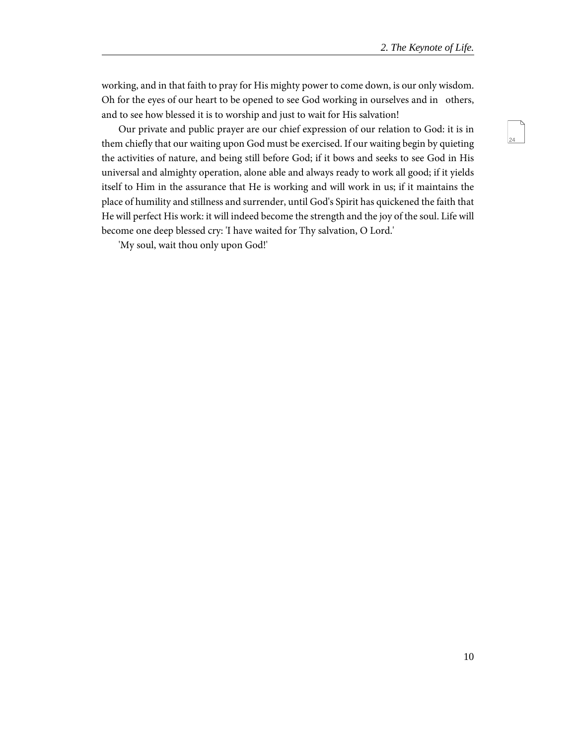working, and in that faith to pray for His mighty power to come down, is our only wisdom. Oh for the eyes of our heart to be opened to see God working in ourselves and in others, and to see how blessed it is to worship and just to wait for His salvation!

Our private and public prayer are our chief expression of our relation to God: it is in them chiefly that our waiting upon God must be exercised. If our waiting begin by quieting the activities of nature, and being still before God; if it bows and seeks to see God in His universal and almighty operation, alone able and always ready to work all good; if it yields itself to Him in the assurance that He is working and will work in us; if it maintains the place of humility and stillness and surrender, until God's Spirit has quickened the faith that He will perfect His work: it will indeed become the strength and the joy of the soul. Life will become one deep blessed cry: 'I have waited for Thy salvation, O Lord.'

'My soul, wait thou only upon God!'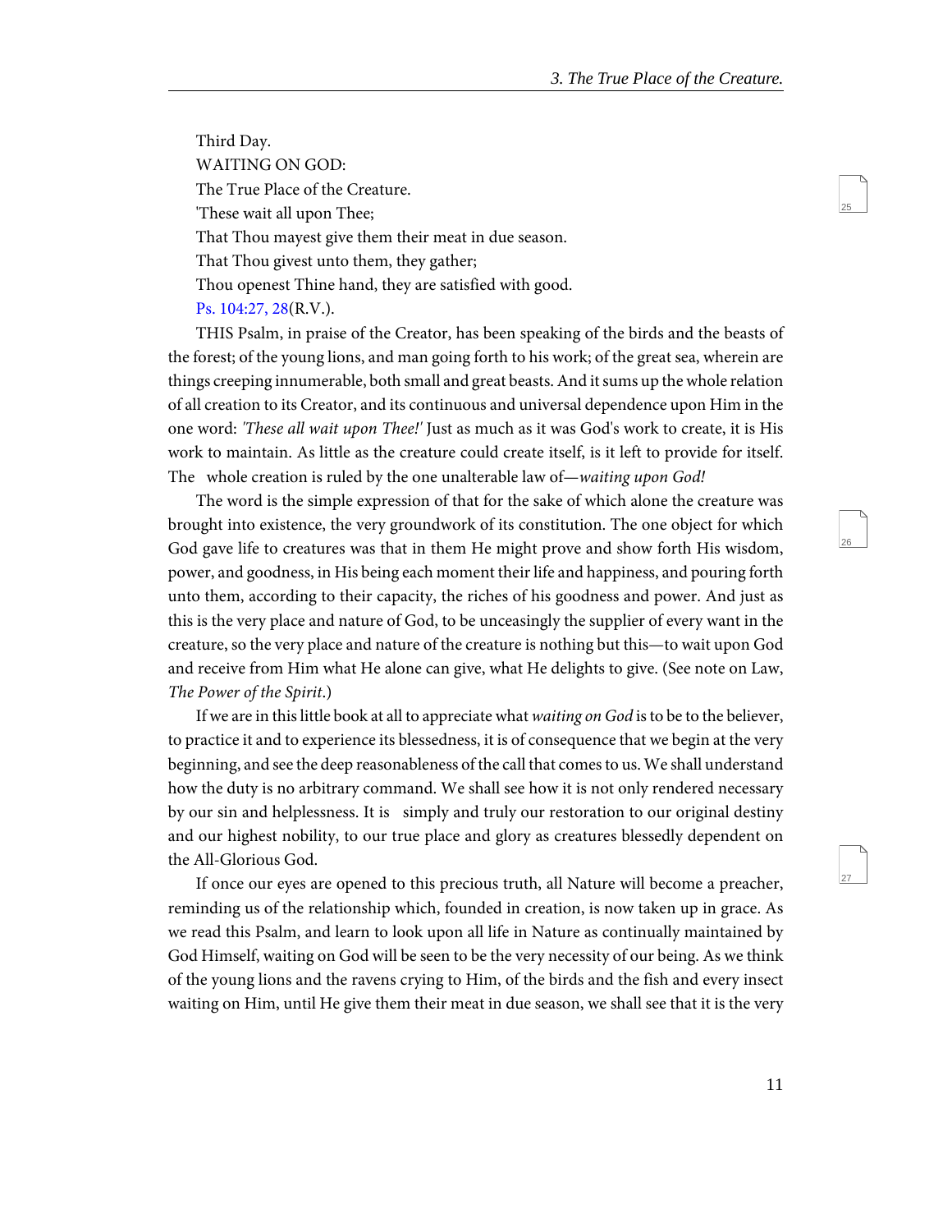Third Day.

WAITING ON GOD:

The True Place of the Creature.

'These wait all upon Thee;

That Thou mayest give them their meat in due season.

That Thou givest unto them, they gather;

Thou openest Thine hand, they are satisfied with good.

Ps. 104:27, 28(R.V.).

THIS Psalm, in praise of the Creator, has been speaking of the birds and the beasts of the forest; of the young lions, and man going forth to his work; of the great sea, wherein are things creeping innumerable, both small and great beasts. And it sums up the whole relation of all creation to its Creator, and its continuous and universal dependence upon Him in the one word: *'These all wait upon Thee!'* Just as much as it was God's work to create, it is His work to maintain. As little as the creature could create itself, is it left to provide for itself. The whole creation is ruled by the one unalterable law of—*waiting upon God!*

The word is the simple expression of that for the sake of which alone the creature was brought into existence, the very groundwork of its constitution. The one object for which God gave life to creatures was that in them He might prove and show forth His wisdom, power, and goodness, in His being each moment their life and happiness, and pouring forth unto them, according to their capacity, the riches of his goodness and power. And just as this is the very place and nature of God, to be unceasingly the supplier of every want in the creature, so the very place and nature of the creature is nothing but this—to wait upon God and receive from Him what He alone can give, what He delights to give. (See note on Law, *The Power of the Spirit*.)

If we are in this little book at all to appreciate what *waiting on God* is to be to the believer, to practice it and to experience its blessedness, it is of consequence that we begin at the very beginning, and see the deep reasonableness of the call that comes to us. We shall understand how the duty is no arbitrary command. We shall see how it is not only rendered necessary by our sin and helplessness. It is simply and truly our restoration to our original destiny and our highest nobility, to our true place and glory as creatures blessedly dependent on the All-Glorious God.

If once our eyes are opened to this precious truth, all Nature will become a preacher, reminding us of the relationship which, founded in creation, is now taken up in grace. As we read this Psalm, and learn to look upon all life in Nature as continually maintained by God Himself, waiting on God will be seen to be the very necessity of our being. As we think of the young lions and the ravens crying to Him, of the birds and the fish and every insect waiting on Him, until He give them their meat in due season, we shall see that it is the very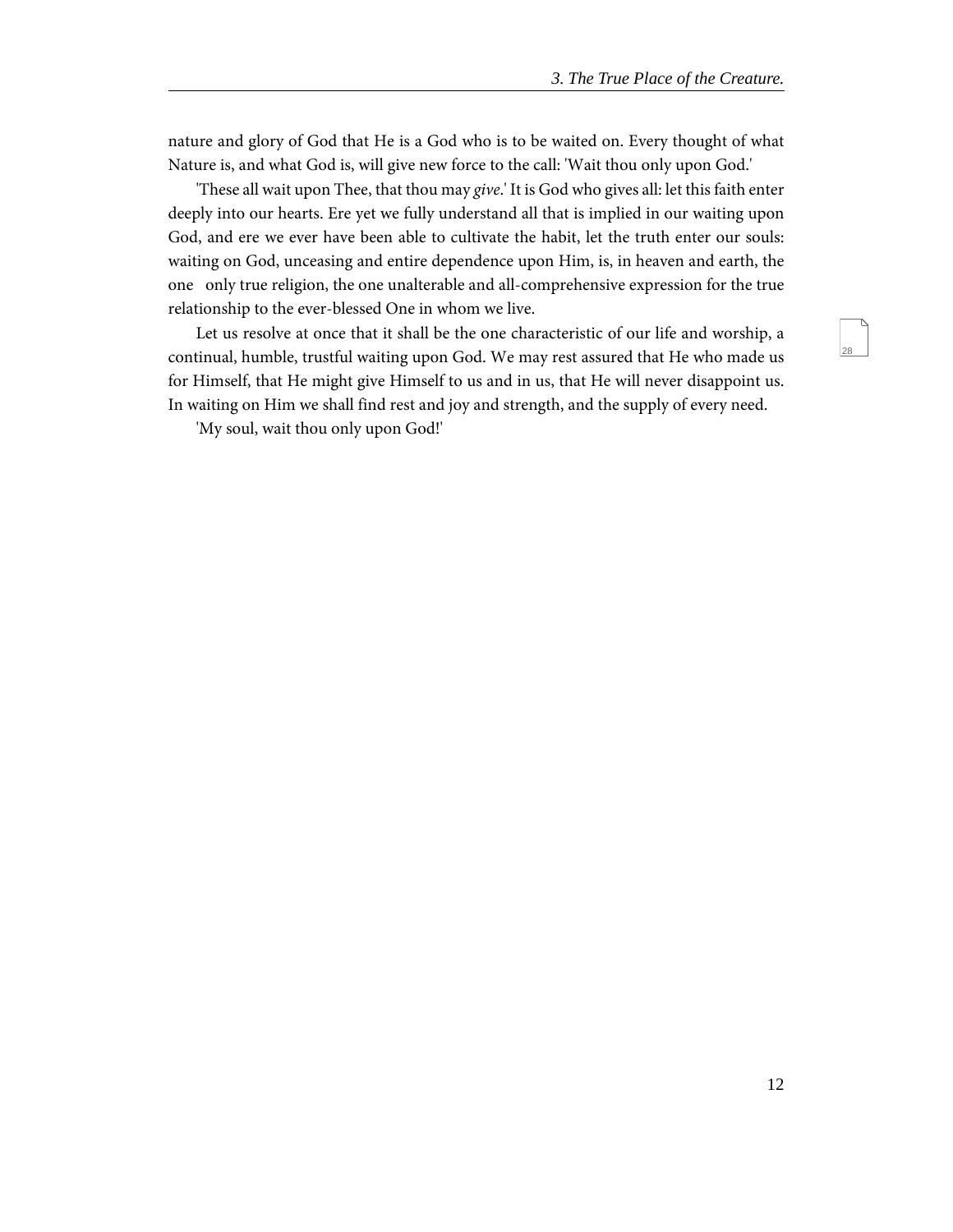nature and glory of God that He is a God who is to be waited on. Every thought of what Nature is, and what God is, will give new force to the call: 'Wait thou only upon God.'

'These all wait upon Thee, that thou may *give*.' It is God who gives all: let this faith enter deeply into our hearts. Ere yet we fully understand all that is implied in our waiting upon God, and ere we ever have been able to cultivate the habit, let the truth enter our souls: waiting on God, unceasing and entire dependence upon Him, is, in heaven and earth, the one only true religion, the one unalterable and all-comprehensive expression for the true relationship to the ever-blessed One in whom we live.

Let us resolve at once that it shall be the one characteristic of our life and worship, a continual, humble, trustful waiting upon God. We may rest assured that He who made us for Himself, that He might give Himself to us and in us, that He will never disappoint us. In waiting on Him we shall find rest and joy and strength, and the supply of every need.

'My soul, wait thou only upon God!'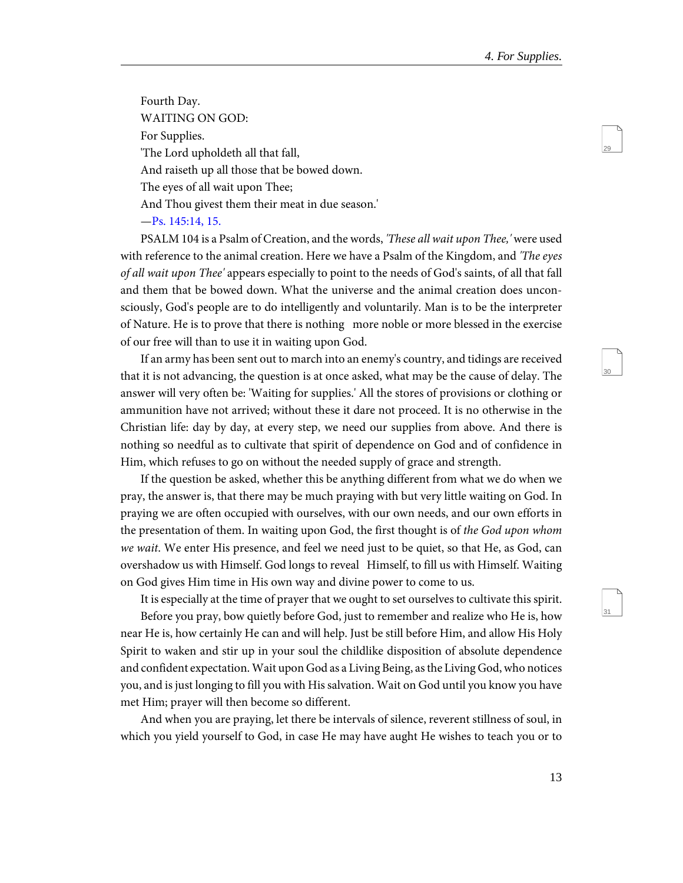Fourth Day.

WAITING ON GOD:

For Supplies.

'The Lord upholdeth all that fall,
And raiseth up all those that be bowed down.
The eyes of all wait upon Thee;
And Thou givest them their meat in due season.'
—Ps. 145:14, 15.

PSALM 104 is a Psalm of Creation, and the words, *'These all wait upon Thee,'* were used with reference to the animal creation. Here we have a Psalm of the Kingdom, and *'The eyes of all wait upon Thee'* appears especially to point to the needs of God's saints, of all that fall and them that be bowed down. What the universe and the animal creation does unconsciously, God's people are to do intelligently and voluntarily. Man is to be the interpreter of Nature. He is to prove that there is nothing more noble or more blessed in the exercise of our free will than to use it in waiting upon God.

If an army has been sent out to march into an enemy's country, and tidings are received that it is not advancing, the question is at once asked, what may be the cause of delay. The answer will very often be: 'Waiting for supplies.' All the stores of provisions or clothing or ammunition have not arrived; without these it dare not proceed. It is no otherwise in the Christian life: day by day, at every step, we need our supplies from above. And there is nothing so needful as to cultivate that spirit of dependence on God and of confidence in Him, which refuses to go on without the needed supply of grace and strength.

If the question be asked, whether this be anything different from what we do when we pray, the answer is, that there may be much praying with but very little waiting on God. In praying we are often occupied with ourselves, with our own needs, and our own efforts in the presentation of them. In waiting upon God, the first thought is of *the God upon whom we wait*. We enter His presence, and feel we need just to be quiet, so that He, as God, can overshadow us with Himself. God longs to reveal Himself, to fill us with Himself. Waiting on God gives Him time in His own way and divine power to come to us.

It is especially at the time of prayer that we ought to set ourselves to cultivate this spirit.

Before you pray, bow quietly before God, just to remember and realize who He is, how near He is, how certainly He can and will help. Just be still before Him, and allow His Holy Spirit to waken and stir up in your soul the childlike disposition of absolute dependence and confident expectation. Wait upon God as a Living Being, as the Living God, who notices you, and is just longing to fill you with His salvation. Wait on God until you know you have met Him; prayer will then become so different.

And when you are praying, let there be intervals of silence, reverent stillness of soul, in which you yield yourself to God, in case He may have aught He wishes to teach you or to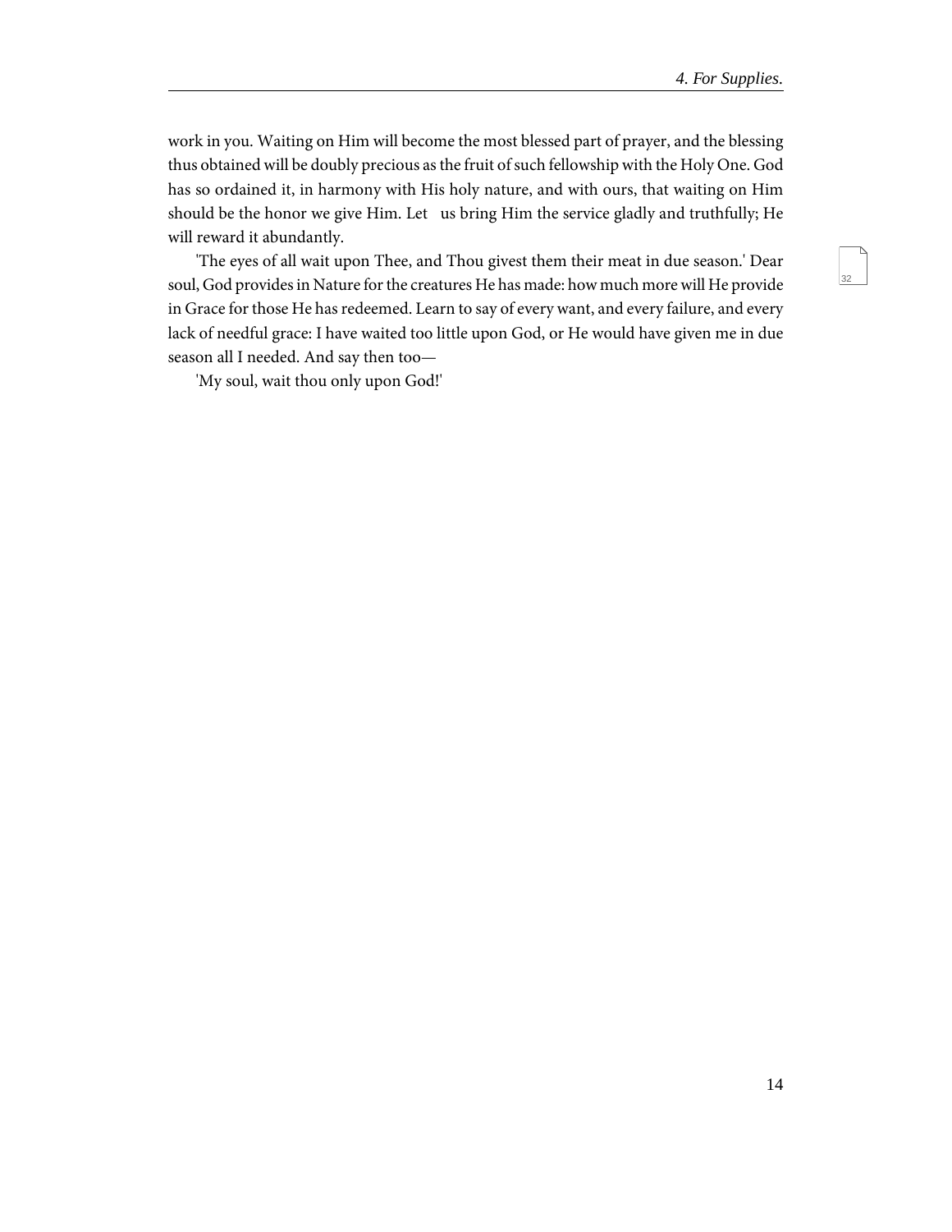work in you. Waiting on Him will become the most blessed part of prayer, and the blessing thus obtained will be doubly precious as the fruit of such fellowship with the Holy One. God has so ordained it, in harmony with His holy nature, and with ours, that waiting on Him should be the honor we give Him. Let us bring Him the service gladly and truthfully; He will reward it abundantly.

'The eyes of all wait upon Thee, and Thou givest them their meat in due season.' Dear soul, God provides in Nature for the creatures He has made: how much more will He provide in Grace for those He has redeemed. Learn to say of every want, and every failure, and every lack of needful grace: I have waited too little upon God, or He would have given me in due season all I needed. And say then too—

'My soul, wait thou only upon God!'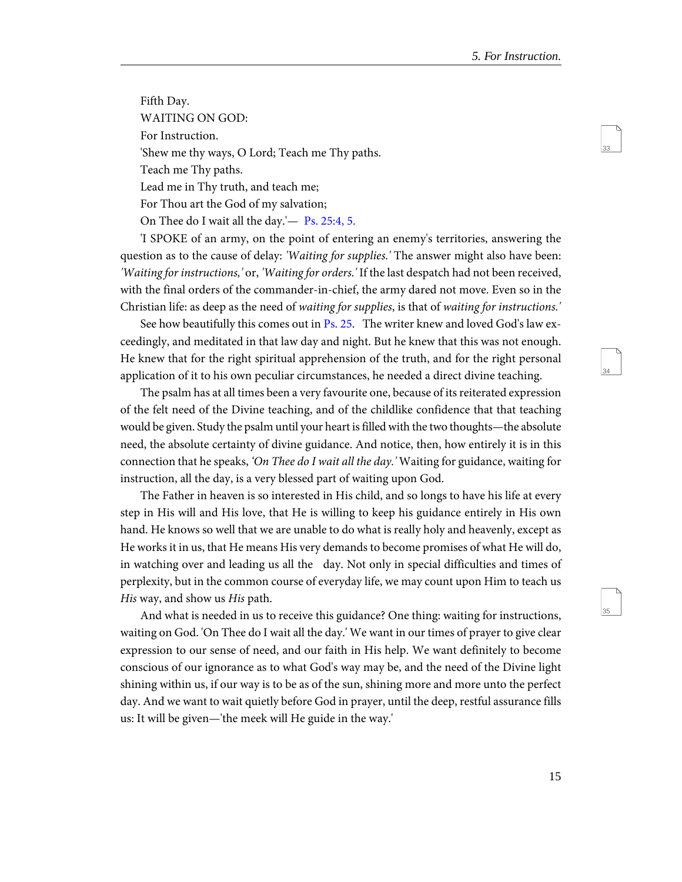Fifth Day.

WAITING ON GOD:

For Instruction.

'Shew me thy ways, O Lord; Teach me Thy paths.

Teach me Thy paths.

Lead me in Thy truth, and teach me;

For Thou art the God of my salvation;

On Thee do I wait all the day.'— Ps. 25:4, 5.

'I SPOKE of an army, on the point of entering an enemy's territories, answering the question as to the cause of delay: *'Waiting for supplies.'* The answer might also have been: *'Waiting for instructions,'* or, *'Waiting for orders.'* If the last despatch had not been received, with the final orders of the commander-in-chief, the army dared not move. Even so in the Christian life: as deep as the need of *waiting for supplies*, is that of *waiting for instructions.'*

See how beautifully this comes out in Ps. 25. The writer knew and loved God's law exceedingly, and meditated in that law day and night. But he knew that this was not enough. He knew that for the right spiritual apprehension of the truth, and for the right personal application of it to his own peculiar circumstances, he needed a direct divine teaching.

The psalm has at all times been a very favourite one, because of its reiterated expression of the felt need of the Divine teaching, and of the childlike confidence that that teaching would be given. Study the psalm until your heart is filled with the two thoughts—the absolute need, the absolute certainty of divine guidance. And notice, then, how entirely it is in this connection that he speaks, *'On Thee do I wait all the day.'* Waiting for guidance, waiting for instruction, all the day, is a very blessed part of waiting upon God.

The Father in heaven is so interested in His child, and so longs to have his life at every step in His will and His love, that He is willing to keep his guidance entirely in His own hand. He knows so well that we are unable to do what is really holy and heavenly, except as He works it in us, that He means His very demands to become promises of what He will do, in watching over and leading us all the day. Not only in special difficulties and times of perplexity, but in the common course of everyday life, we may count upon Him to teach us *His* way, and show us *His* path.

And what is needed in us to receive this guidance? One thing: waiting for instructions, waiting on God. 'On Thee do I wait all the day.' We want in our times of prayer to give clear expression to our sense of need, and our faith in His help. We want definitely to become conscious of our ignorance as to what God's way may be, and the need of the Divine light shining within us, if our way is to be as of the sun, shining more and more unto the perfect day. And we want to wait quietly before God in prayer, until the deep, restful assurance fills us: It will be given—'the meek will He guide in the way.'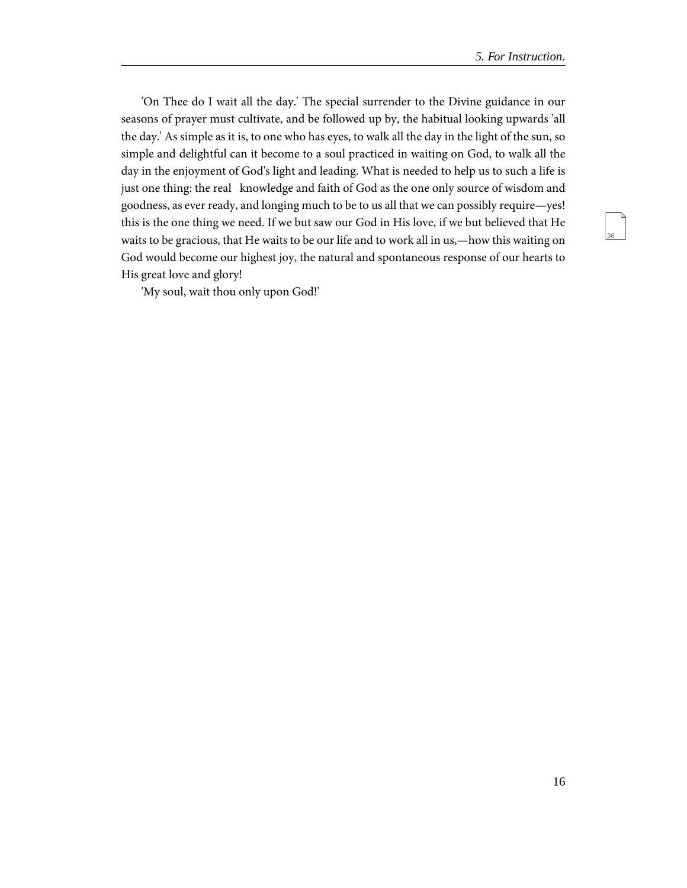'On Thee do I wait all the day.' The special surrender to the Divine guidance in our seasons of prayer must cultivate, and be followed up by, the habitual looking upwards 'all the day.' As simple as it is, to one who has eyes, to walk all the day in the light of the sun, so simple and delightful can it become to a soul practiced in waiting on God, to walk all the day in the enjoyment of God's light and leading. What is needed to help us to such a life is just one thing: the real knowledge and faith of God as the one only source of wisdom and goodness, as ever ready, and longing much to be to us all that we can possibly require—yes! this is the one thing we need. If we but saw our God in His love, if we but believed that He waits to be gracious, that He waits to be our life and to work all in us,—how this waiting on God would become our highest joy, the natural and spontaneous response of our hearts to His great love and glory!

'My soul, wait thou only upon God!'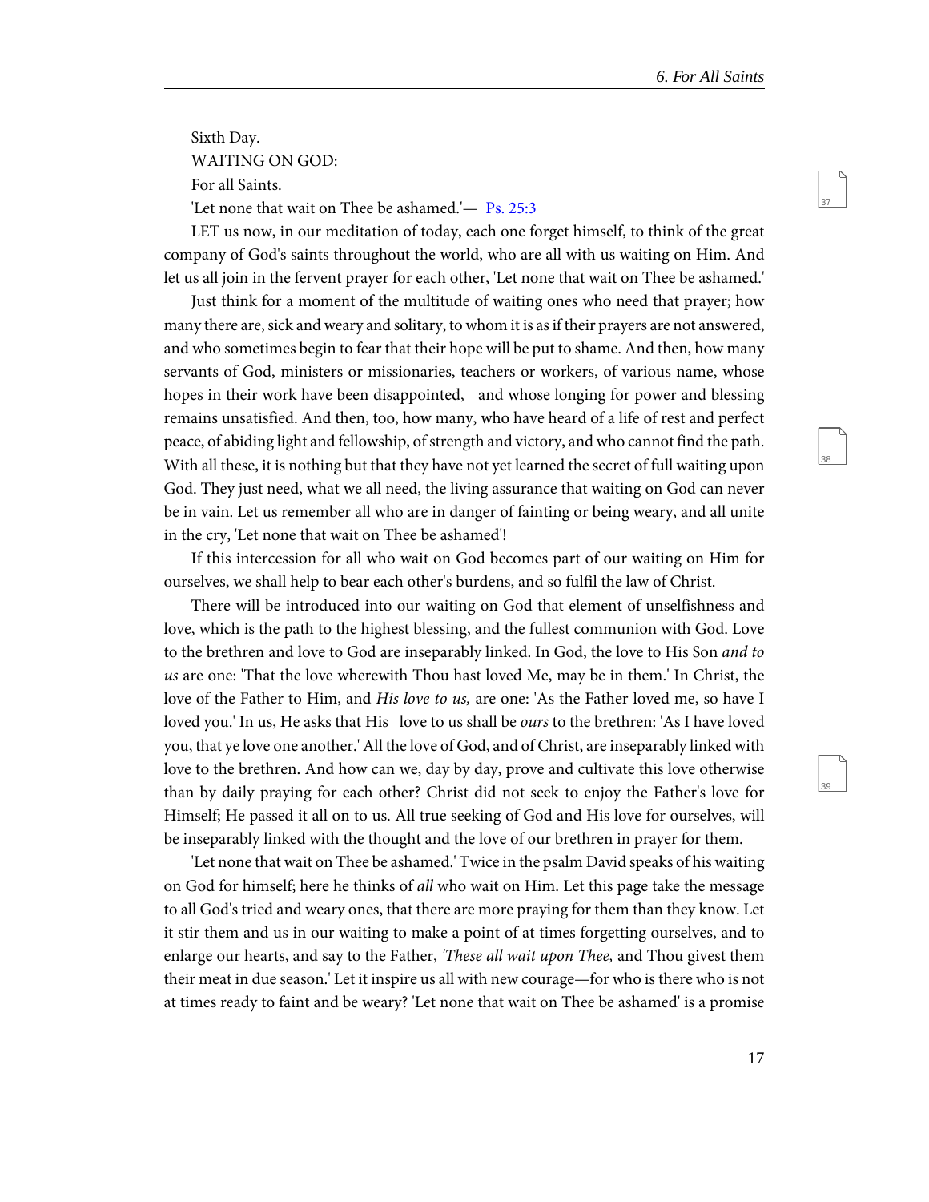Sixth Day.

WAITING ON GOD:

For all Saints.

'Let none that wait on Thee be ashamed.'— Ps. 25:3

LET us now, in our meditation of today, each one forget himself, to think of the great company of God's saints throughout the world, who are all with us waiting on Him. And let us all join in the fervent prayer for each other, 'Let none that wait on Thee be ashamed.'

Just think for a moment of the multitude of waiting ones who need that prayer; how many there are, sick and weary and solitary, to whom it is as if their prayers are not answered, and who sometimes begin to fear that their hope will be put to shame. And then, how many servants of God, ministers or missionaries, teachers or workers, of various name, whose hopes in their work have been disappointed, and whose longing for power and blessing remains unsatisfied. And then, too, how many, who have heard of a life of rest and perfect peace, of abiding light and fellowship, of strength and victory, and who cannot find the path. With all these, it is nothing but that they have not yet learned the secret of full waiting upon God. They just need, what we all need, the living assurance that waiting on God can never be in vain. Let us remember all who are in danger of fainting or being weary, and all unite in the cry, 'Let none that wait on Thee be ashamed'!

If this intercession for all who wait on God becomes part of our waiting on Him for ourselves, we shall help to bear each other's burdens, and so fulfil the law of Christ.

There will be introduced into our waiting on God that element of unselfishness and love, which is the path to the highest blessing, and the fullest communion with God. Love to the brethren and love to God are inseparably linked. In God, the love to His Son *and to us* are one: 'That the love wherewith Thou hast loved Me, may be in them.' In Christ, the love of the Father to Him, and *His love to us,* are one: 'As the Father loved me, so have I loved you.' In us, He asks that His love to us shall be *ours* to the brethren: 'As I have loved you, that ye love one another.' All the love of God, and of Christ, are inseparably linked with love to the brethren. And how can we, day by day, prove and cultivate this love otherwise than by daily praying for each other? Christ did not seek to enjoy the Father's love for Himself; He passed it all on to us. All true seeking of God and His love for ourselves, will be inseparably linked with the thought and the love of our brethren in prayer for them.

'Let none that wait on Thee be ashamed.' Twice in the psalm David speaks of his waiting on God for himself; here he thinks of *all* who wait on Him. Let this page take the message to all God's tried and weary ones, that there are more praying for them than they know. Let it stir them and us in our waiting to make a point of at times forgetting ourselves, and to enlarge our hearts, and say to the Father, *'These all wait upon Thee,* and Thou givest them their meat in due season.' Let it inspire us all with new courage—for who is there who is not at times ready to faint and be weary? 'Let none that wait on Thee be ashamed' is a promise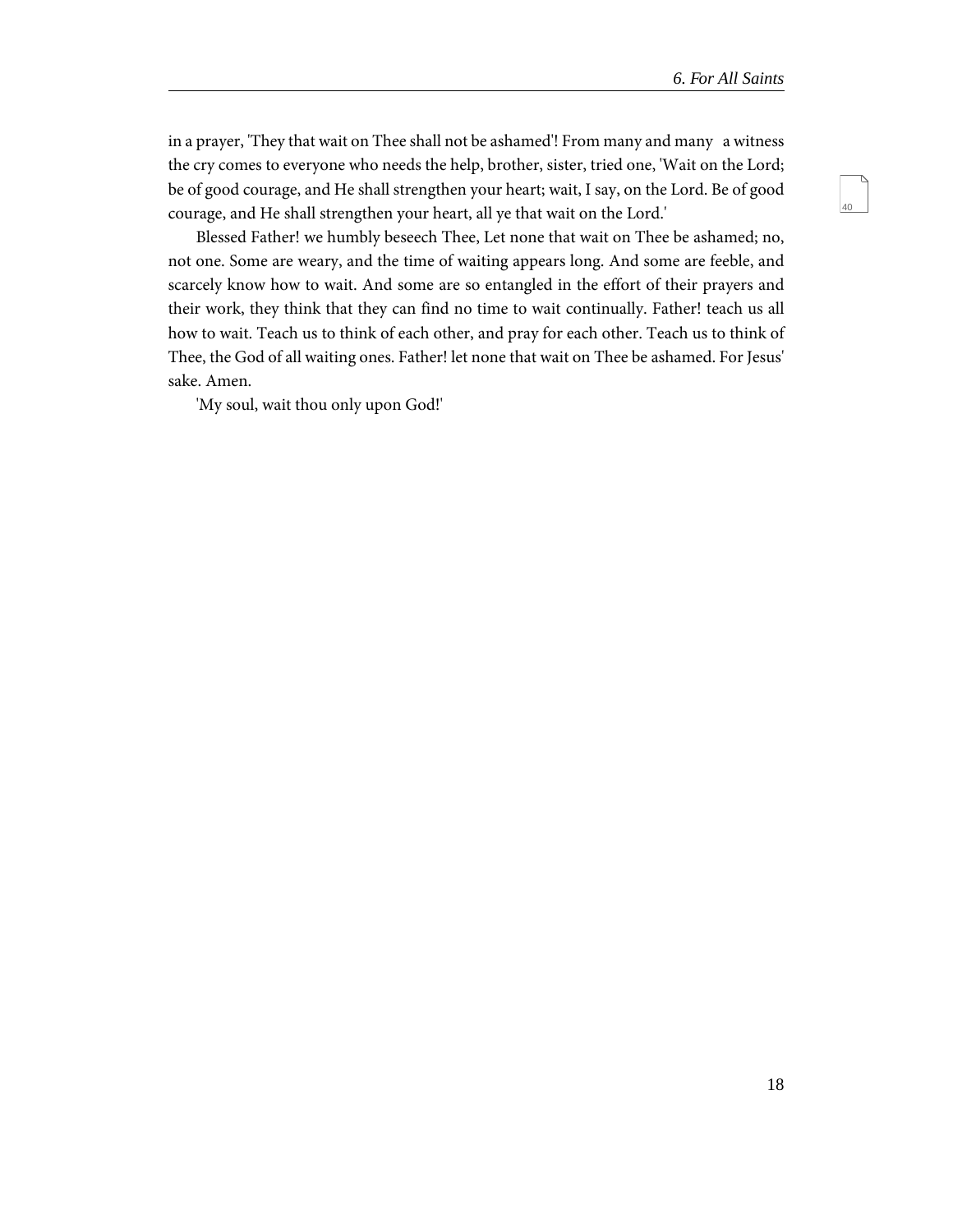in a prayer, 'They that wait on Thee shall not be ashamed'! From many and many a witness the cry comes to everyone who needs the help, brother, sister, tried one, 'Wait on the Lord; be of good courage, and He shall strengthen your heart; wait, I say, on the Lord. Be of good courage, and He shall strengthen your heart, all ye that wait on the Lord.'

Blessed Father! we humbly beseech Thee, Let none that wait on Thee be ashamed; no, not one. Some are weary, and the time of waiting appears long. And some are feeble, and scarcely know how to wait. And some are so entangled in the effort of their prayers and their work, they think that they can find no time to wait continually. Father! teach us all how to wait. Teach us to think of each other, and pray for each other. Teach us to think of Thee, the God of all waiting ones. Father! let none that wait on Thee be ashamed. For Jesus' sake. Amen.

'My soul, wait thou only upon God!'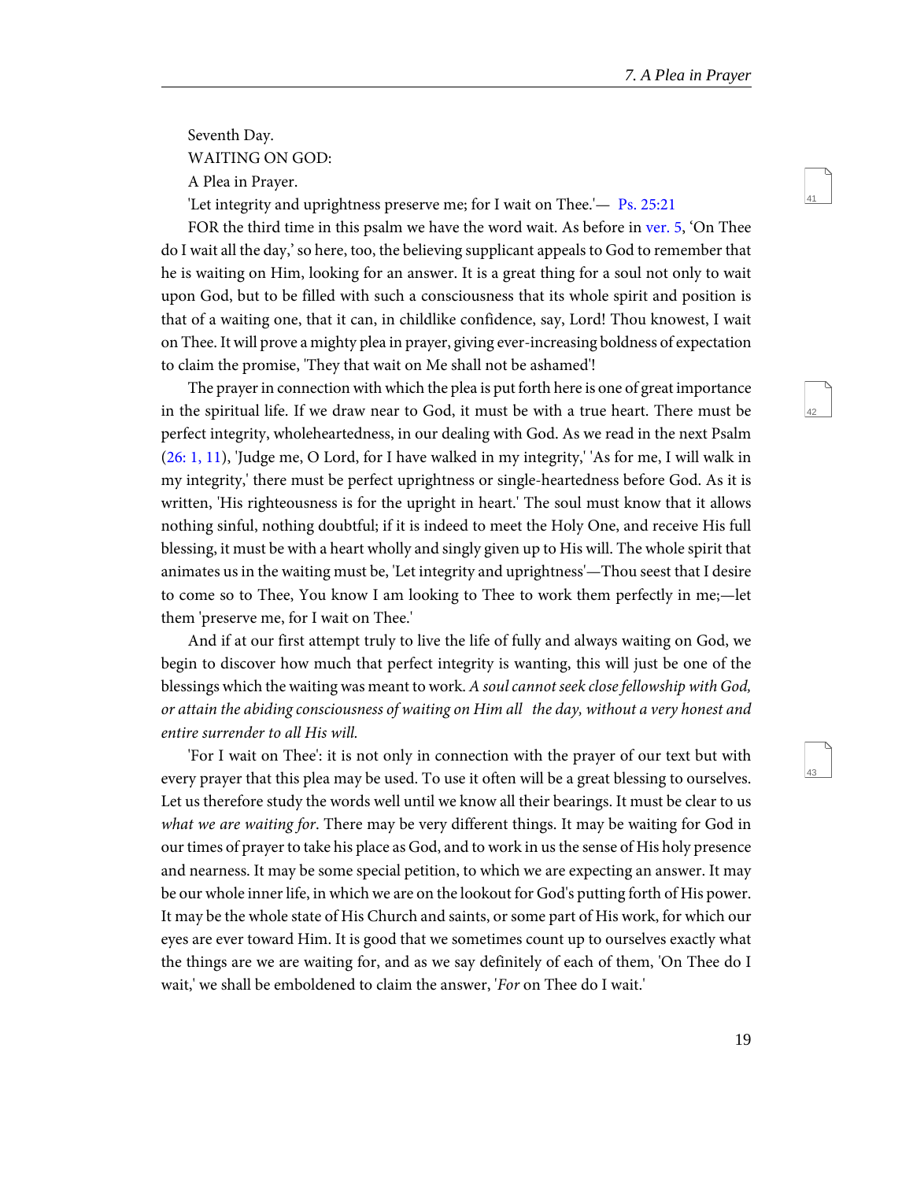Seventh Day.

WAITING ON GOD:

A Plea in Prayer.

'Let integrity and uprightness preserve me; for I wait on Thee.'— Ps. 25:21

FOR the third time in this psalm we have the word wait. As before in ver. 5, 'On Thee do I wait all the day,' so here, too, the believing supplicant appeals to God to remember that he is waiting on Him, looking for an answer. It is a great thing for a soul not only to wait upon God, but to be filled with such a consciousness that its whole spirit and position is that of a waiting one, that it can, in childlike confidence, say, Lord! Thou knowest, I wait on Thee. It will prove a mighty plea in prayer, giving ever-increasing boldness of expectation to claim the promise, 'They that wait on Me shall not be ashamed'!

The prayer in connection with which the plea is put forth here is one of great importance in the spiritual life. If we draw near to God, it must be with a true heart. There must be perfect integrity, wholeheartedness, in our dealing with God. As we read in the next Psalm (26: 1, 11), 'Judge me, O Lord, for I have walked in my integrity,' 'As for me, I will walk in my integrity,' there must be perfect uprightness or single-heartedness before God. As it is written, 'His righteousness is for the upright in heart.' The soul must know that it allows nothing sinful, nothing doubtful; if it is indeed to meet the Holy One, and receive His full blessing, it must be with a heart wholly and singly given up to His will. The whole spirit that animates us in the waiting must be, 'Let integrity and uprightness'—Thou seest that I desire to come so to Thee, You know I am looking to Thee to work them perfectly in me;—let them 'preserve me, for I wait on Thee.'

And if at our first attempt truly to live the life of fully and always waiting on God, we begin to discover how much that perfect integrity is wanting, this will just be one of the blessings which the waiting was meant to work. *A soul cannot seek close fellowship with God, or attain the abiding consciousness of waiting on Him all the day, without a very honest and entire surrender to all His will.*

'For I wait on Thee': it is not only in connection with the prayer of our text but with every prayer that this plea may be used. To use it often will be a great blessing to ourselves. Let us therefore study the words well until we know all their bearings. It must be clear to us *what we are waiting for*. There may be very different things. It may be waiting for God in our times of prayer to take his place as God, and to work in us the sense of His holy presence and nearness. It may be some special petition, to which we are expecting an answer. It may be our whole inner life, in which we are on the lookout for God's putting forth of His power. It may be the whole state of His Church and saints, or some part of His work, for which our eyes are ever toward Him. It is good that we sometimes count up to ourselves exactly what the things are we are waiting for, and as we say definitely of each of them, 'On Thee do I wait,' we shall be emboldened to claim the answer, '*For* on Thee do I wait.'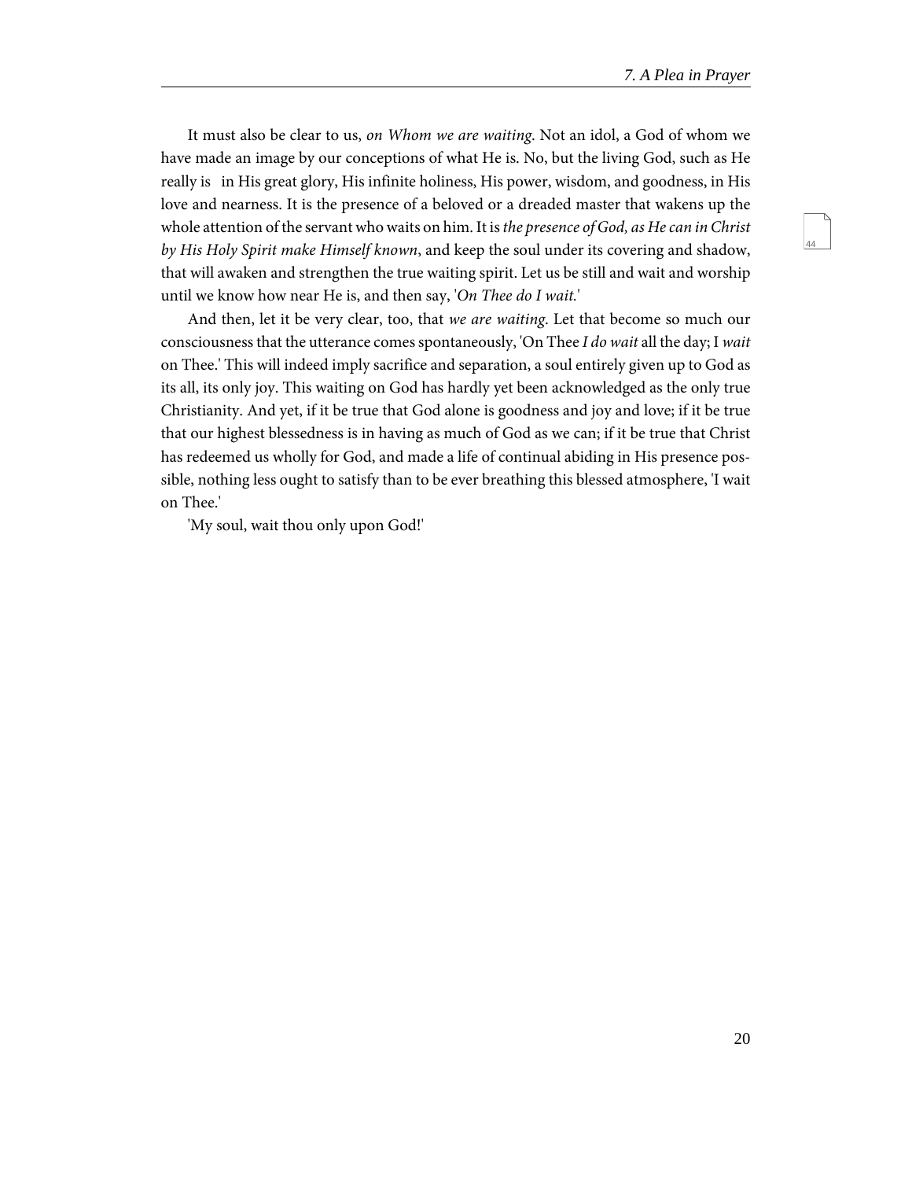It must also be clear to us, *on Whom we are waiting*. Not an idol, a God of whom we have made an image by our conceptions of what He is. No, but the living God, such as He really is in His great glory, His infinite holiness, His power, wisdom, and goodness, in His love and nearness. It is the presence of a beloved or a dreaded master that wakens up the whole attention of the servant who waits on him. It is *the presence of God, as He can in Christ by His Holy Spirit make Himself known*, and keep the soul under its covering and shadow, that will awaken and strengthen the true waiting spirit. Let us be still and wait and worship until we know how near He is, and then say, '*On Thee do I wait.*'

And then, let it be very clear, too, that *we are waiting*. Let that become so much our consciousness that the utterance comes spontaneously, 'On Thee *I do wait* all the day; I *wait* on Thee.' This will indeed imply sacrifice and separation, a soul entirely given up to God as its all, its only joy. This waiting on God has hardly yet been acknowledged as the only true Christianity. And yet, if it be true that God alone is goodness and joy and love; if it be true that our highest blessedness is in having as much of God as we can; if it be true that Christ has redeemed us wholly for God, and made a life of continual abiding in His presence possible, nothing less ought to satisfy than to be ever breathing this blessed atmosphere, 'I wait on Thee.'

'My soul, wait thou only upon God!'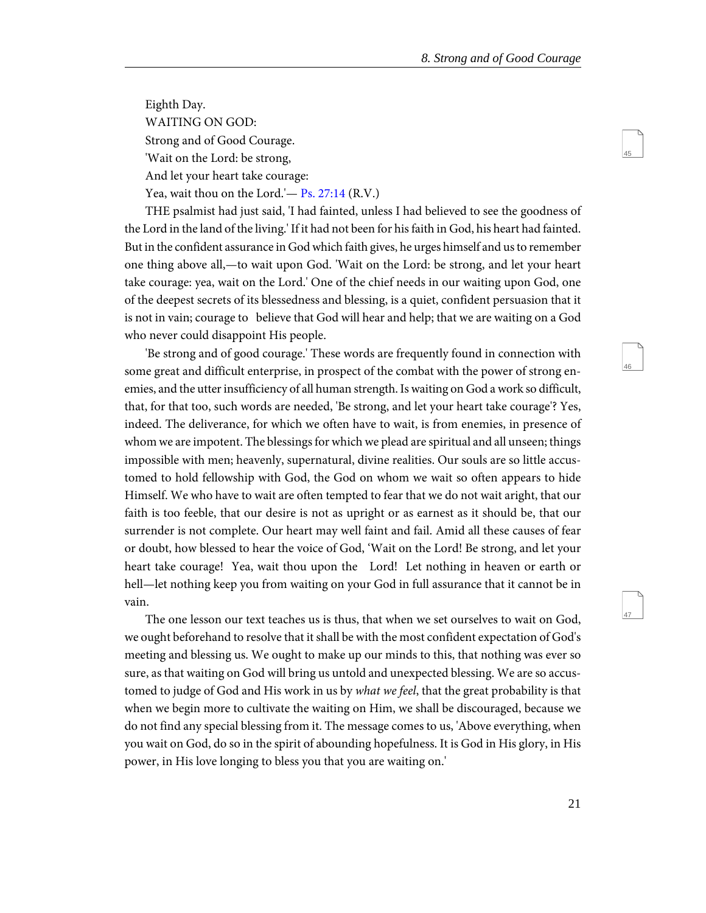Eighth Day.

WAITING ON GOD:

Strong and of Good Courage.

'Wait on the Lord: be strong,

And let your heart take courage:

Yea, wait thou on the Lord.'— Ps. 27:14 (R.V.)

THE psalmist had just said, 'I had fainted, unless I had believed to see the goodness of the Lord in the land of the living.' If it had not been for his faith in God, his heart had fainted. But in the confident assurance in God which faith gives, he urges himself and us to remember one thing above all,—to wait upon God. 'Wait on the Lord: be strong, and let your heart take courage: yea, wait on the Lord.' One of the chief needs in our waiting upon God, one of the deepest secrets of its blessedness and blessing, is a quiet, confident persuasion that it is not in vain; courage to believe that God will hear and help; that we are waiting on a God who never could disappoint His people.

'Be strong and of good courage.' These words are frequently found in connection with some great and difficult enterprise, in prospect of the combat with the power of strong enemies, and the utter insufficiency of all human strength. Is waiting on God a work so difficult, that, for that too, such words are needed, 'Be strong, and let your heart take courage'? Yes, indeed. The deliverance, for which we often have to wait, is from enemies, in presence of whom we are impotent. The blessings for which we plead are spiritual and all unseen; things impossible with men; heavenly, supernatural, divine realities. Our souls are so little accustomed to hold fellowship with God, the God on whom we wait so often appears to hide Himself. We who have to wait are often tempted to fear that we do not wait aright, that our faith is too feeble, that our desire is not as upright or as earnest as it should be, that our surrender is not complete. Our heart may well faint and fail. Amid all these causes of fear or doubt, how blessed to hear the voice of God, 'Wait on the Lord! Be strong, and let your heart take courage! Yea, wait thou upon the Lord! Let nothing in heaven or earth or hell—let nothing keep you from waiting on your God in full assurance that it cannot be in vain.

The one lesson our text teaches us is thus, that when we set ourselves to wait on God, we ought beforehand to resolve that it shall be with the most confident expectation of God's meeting and blessing us. We ought to make up our minds to this, that nothing was ever so sure, as that waiting on God will bring us untold and unexpected blessing. We are so accustomed to judge of God and His work in us by *what we feel*, that the great probability is that when we begin more to cultivate the waiting on Him, we shall be discouraged, because we do not find any special blessing from it. The message comes to us, 'Above everything, when you wait on God, do so in the spirit of abounding hopefulness. It is God in His glory, in His power, in His love longing to bless you that you are waiting on.'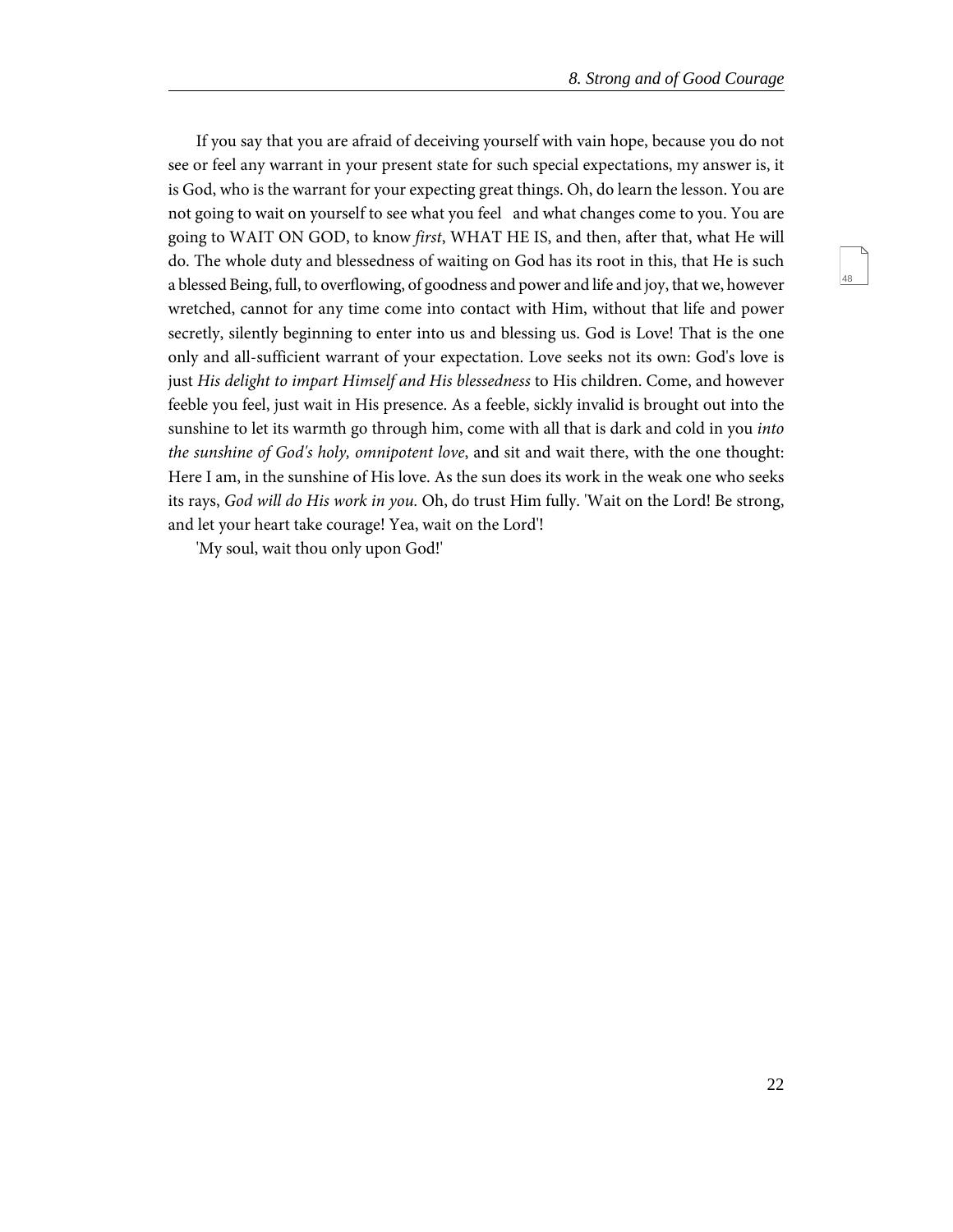If you say that you are afraid of deceiving yourself with vain hope, because you do not see or feel any warrant in your present state for such special expectations, my answer is, it is God, who is the warrant for your expecting great things. Oh, do learn the lesson. You are not going to wait on yourself to see what you feel and what changes come to you. You are going to WAIT ON GOD, to know *first*, WHAT HE IS, and then, after that, what He will do. The whole duty and blessedness of waiting on God has its root in this, that He is such a blessed Being, full, to overflowing, of goodness and power and life and joy, that we, however wretched, cannot for any time come into contact with Him, without that life and power secretly, silently beginning to enter into us and blessing us. God is Love! That is the one only and all-sufficient warrant of your expectation. Love seeks not its own: God's love is just *His delight to impart Himself and His blessedness* to His children. Come, and however feeble you feel, just wait in His presence. As a feeble, sickly invalid is brought out into the sunshine to let its warmth go through him, come with all that is dark and cold in you *into the sunshine of God's holy, omnipotent love*, and sit and wait there, with the one thought: Here I am, in the sunshine of His love. As the sun does its work in the weak one who seeks its rays, *God will do His work in you.* Oh, do trust Him fully. 'Wait on the Lord! Be strong, and let your heart take courage! Yea, wait on the Lord'!

'My soul, wait thou only upon God!'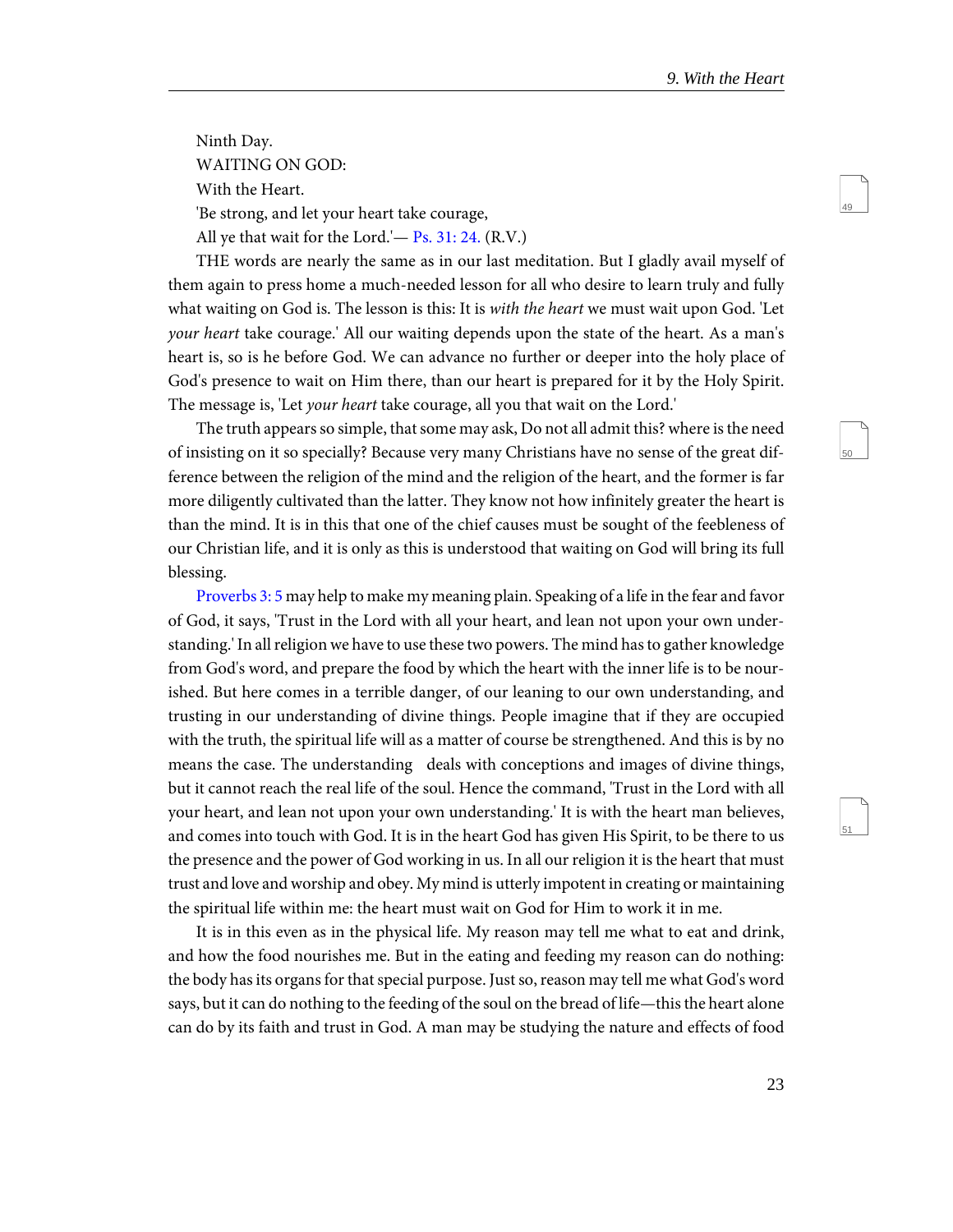Ninth Day.

WAITING ON GOD:

With the Heart.

'Be strong, and let your heart take courage,

All ye that wait for the Lord.'— Ps. 31: 24. (R.V.)

THE words are nearly the same as in our last meditation. But I gladly avail myself of them again to press home a much-needed lesson for all who desire to learn truly and fully what waiting on God is. The lesson is this: It is *with the heart* we must wait upon God. 'Let *your heart* take courage.' All our waiting depends upon the state of the heart. As a man's heart is, so is he before God. We can advance no further or deeper into the holy place of God's presence to wait on Him there, than our heart is prepared for it by the Holy Spirit. The message is, 'Let *your heart* take courage, all you that wait on the Lord.'

The truth appears so simple, that some may ask, Do not all admit this? where is the need of insisting on it so specially? Because very many Christians have no sense of the great difference between the religion of the mind and the religion of the heart, and the former is far more diligently cultivated than the latter. They know not how infinitely greater the heart is than the mind. It is in this that one of the chief causes must be sought of the feebleness of our Christian life, and it is only as this is understood that waiting on God will bring its full blessing.

Proverbs 3: 5 may help to make my meaning plain. Speaking of a life in the fear and favor of God, it says, 'Trust in the Lord with all your heart, and lean not upon your own understanding.' In all religion we have to use these two powers. The mind has to gather knowledge from God's word, and prepare the food by which the heart with the inner life is to be nourished. But here comes in a terrible danger, of our leaning to our own understanding, and trusting in our understanding of divine things. People imagine that if they are occupied with the truth, the spiritual life will as a matter of course be strengthened. And this is by no means the case. The understanding deals with conceptions and images of divine things, but it cannot reach the real life of the soul. Hence the command, 'Trust in the Lord with all your heart, and lean not upon your own understanding.' It is with the heart man believes, and comes into touch with God. It is in the heart God has given His Spirit, to be there to us the presence and the power of God working in us. In all our religion it is the heart that must trust and love and worship and obey. My mind is utterly impotent in creating or maintaining the spiritual life within me: the heart must wait on God for Him to work it in me.

It is in this even as in the physical life. My reason may tell me what to eat and drink, and how the food nourishes me. But in the eating and feeding my reason can do nothing: the body has its organs for that special purpose. Just so, reason may tell me what God's word says, but it can do nothing to the feeding of the soul on the bread of life—this the heart alone can do by its faith and trust in God. A man may be studying the nature and effects of food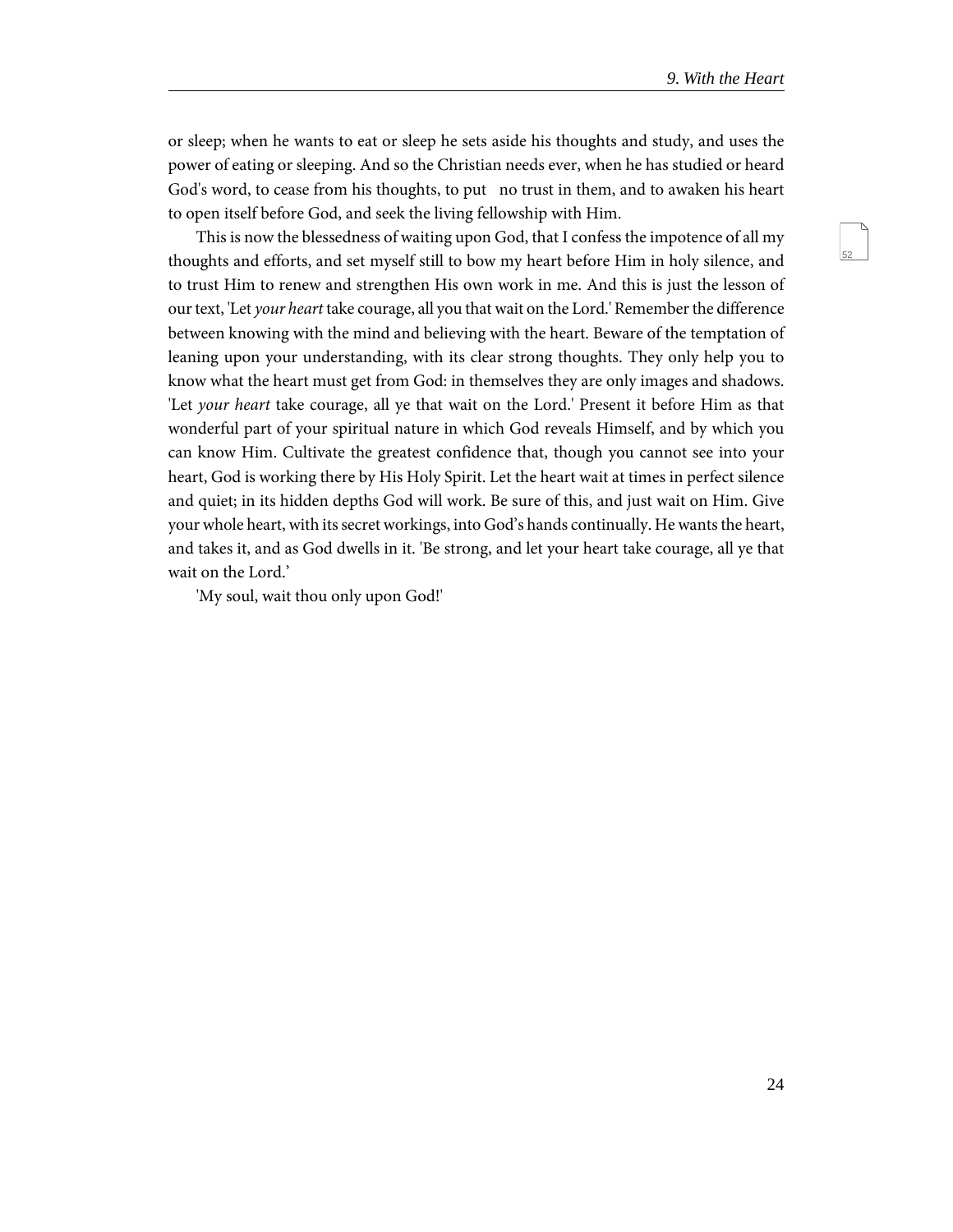or sleep; when he wants to eat or sleep he sets aside his thoughts and study, and uses the power of eating or sleeping. And so the Christian needs ever, when he has studied or heard God's word, to cease from his thoughts, to put no trust in them, and to awaken his heart to open itself before God, and seek the living fellowship with Him.

This is now the blessedness of waiting upon God, that I confess the impotence of all my thoughts and efforts, and set myself still to bow my heart before Him in holy silence, and to trust Him to renew and strengthen His own work in me. And this is just the lesson of our text, 'Let *your heart* take courage, all you that wait on the Lord.' Remember the difference between knowing with the mind and believing with the heart. Beware of the temptation of leaning upon your understanding, with its clear strong thoughts. They only help you to know what the heart must get from God: in themselves they are only images and shadows. 'Let *your heart* take courage, all ye that wait on the Lord.' Present it before Him as that wonderful part of your spiritual nature in which God reveals Himself, and by which you can know Him. Cultivate the greatest confidence that, though you cannot see into your heart, God is working there by His Holy Spirit. Let the heart wait at times in perfect silence and quiet; in its hidden depths God will work. Be sure of this, and just wait on Him. Give your whole heart, with its secret workings, into God's hands continually. He wants the heart, and takes it, and as God dwells in it. 'Be strong, and let your heart take courage, all ye that wait on the Lord.'

'My soul, wait thou only upon God!'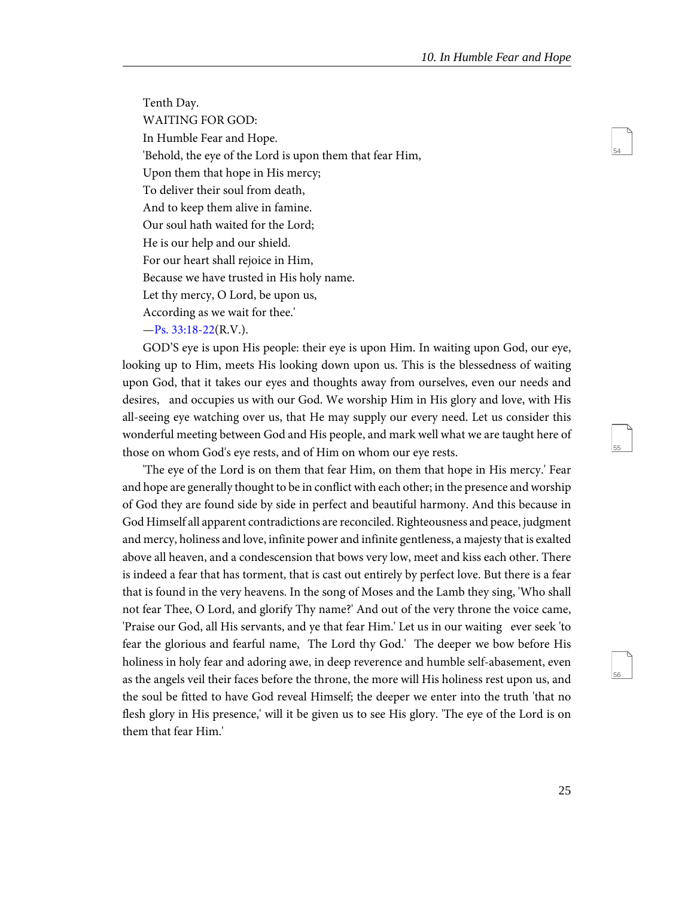Tenth Day.

WAITING FOR GOD:

In Humble Fear and Hope.

'Behold, the eye of the Lord is upon them that fear Him,
Upon them that hope in His mercy;
To deliver their soul from death,
And to keep them alive in famine.
Our soul hath waited for the Lord;
He is our help and our shield.
For our heart shall rejoice in Him,
Because we have trusted in His holy name.
Let thy mercy, O Lord, be upon us,
According as we wait for thee.'
—Ps. 33:18-22(R.V.).

GOD'S eye is upon His people: their eye is upon Him. In waiting upon God, our eye, looking up to Him, meets His looking down upon us. This is the blessedness of waiting upon God, that it takes our eyes and thoughts away from ourselves, even our needs and desires, and occupies us with our God. We worship Him in His glory and love, with His all-seeing eye watching over us, that He may supply our every need. Let us consider this wonderful meeting between God and His people, and mark well what we are taught here of those on whom God's eye rests, and of Him on whom our eye rests.

'The eye of the Lord is on them that fear Him, on them that hope in His mercy.' Fear and hope are generally thought to be in conflict with each other; in the presence and worship of God they are found side by side in perfect and beautiful harmony. And this because in God Himself all apparent contradictions are reconciled. Righteousness and peace, judgment and mercy, holiness and love, infinite power and infinite gentleness, a majesty that is exalted above all heaven, and a condescension that bows very low, meet and kiss each other. There is indeed a fear that has torment, that is cast out entirely by perfect love. But there is a fear that is found in the very heavens. In the song of Moses and the Lamb they sing, 'Who shall not fear Thee, O Lord, and glorify Thy name?' And out of the very throne the voice came, 'Praise our God, all His servants, and ye that fear Him.' Let us in our waiting ever seek 'to fear the glorious and fearful name, The Lord thy God.' The deeper we bow before His holiness in holy fear and adoring awe, in deep reverence and humble self-abasement, even as the angels veil their faces before the throne, the more will His holiness rest upon us, and the soul be fitted to have God reveal Himself; the deeper we enter into the truth 'that no flesh glory in His presence,' will it be given us to see His glory. 'The eye of the Lord is on them that fear Him.'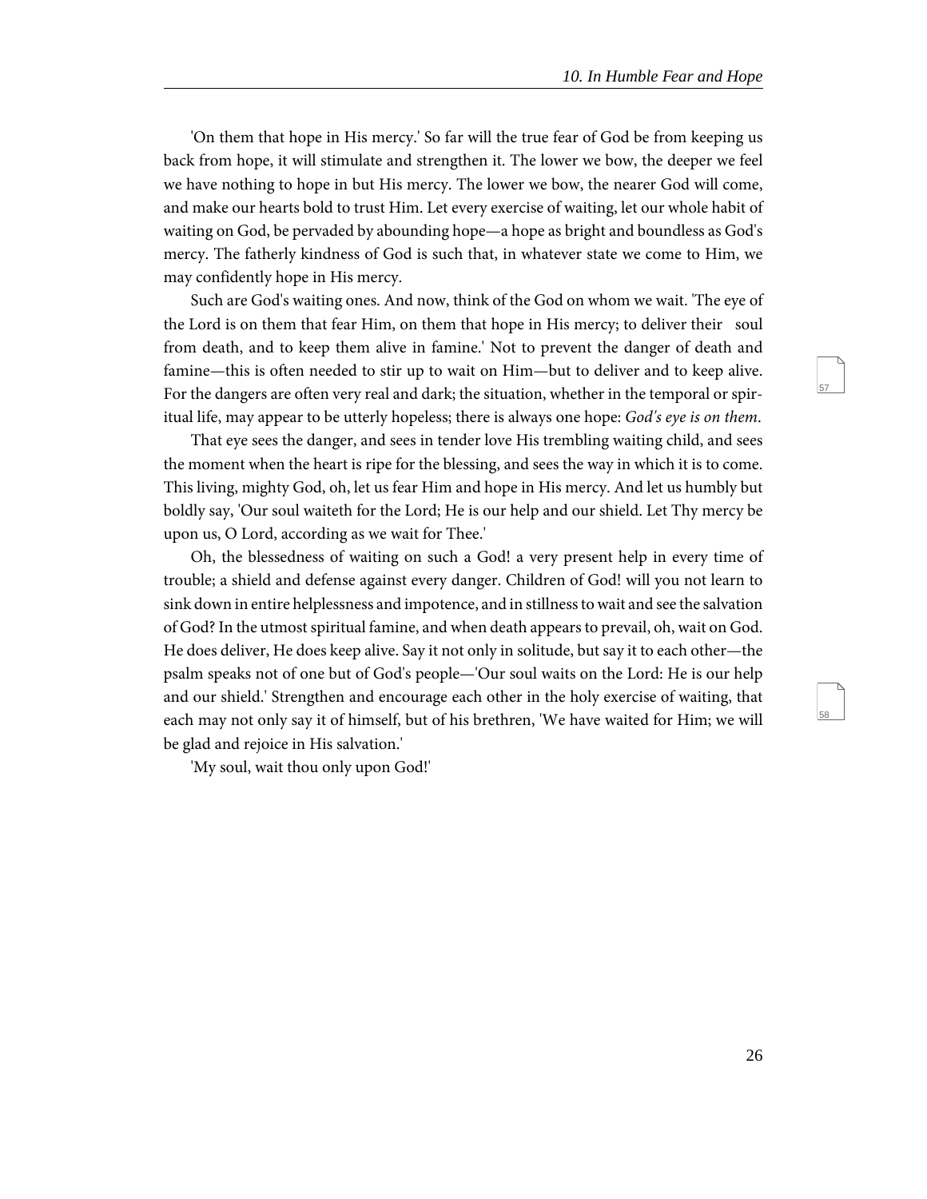'On them that hope in His mercy.' So far will the true fear of God be from keeping us back from hope, it will stimulate and strengthen it. The lower we bow, the deeper we feel we have nothing to hope in but His mercy. The lower we bow, the nearer God will come, and make our hearts bold to trust Him. Let every exercise of waiting, let our whole habit of waiting on God, be pervaded by abounding hope—a hope as bright and boundless as God's mercy. The fatherly kindness of God is such that, in whatever state we come to Him, we may confidently hope in His mercy.

Such are God's waiting ones. And now, think of the God on whom we wait. 'The eye of the Lord is on them that fear Him, on them that hope in His mercy; to deliver their soul from death, and to keep them alive in famine.' Not to prevent the danger of death and famine—this is often needed to stir up to wait on Him—but to deliver and to keep alive. For the dangers are often very real and dark; the situation, whether in the temporal or spiritual life, may appear to be utterly hopeless; there is always one hope: *God's eye is on them*.

That eye sees the danger, and sees in tender love His trembling waiting child, and sees the moment when the heart is ripe for the blessing, and sees the way in which it is to come. This living, mighty God, oh, let us fear Him and hope in His mercy. And let us humbly but boldly say, 'Our soul waiteth for the Lord; He is our help and our shield. Let Thy mercy be upon us, O Lord, according as we wait for Thee.'

Oh, the blessedness of waiting on such a God! a very present help in every time of trouble; a shield and defense against every danger. Children of God! will you not learn to sink down in entire helplessness and impotence, and in stillness to wait and see the salvation of God? In the utmost spiritual famine, and when death appears to prevail, oh, wait on God. He does deliver, He does keep alive. Say it not only in solitude, but say it to each other—the psalm speaks not of one but of God's people—'Our soul waits on the Lord: He is our help and our shield.' Strengthen and encourage each other in the holy exercise of waiting, that each may not only say it of himself, but of his brethren, 'We have waited for Him; we will be glad and rejoice in His salvation.'

'My soul, wait thou only upon God!'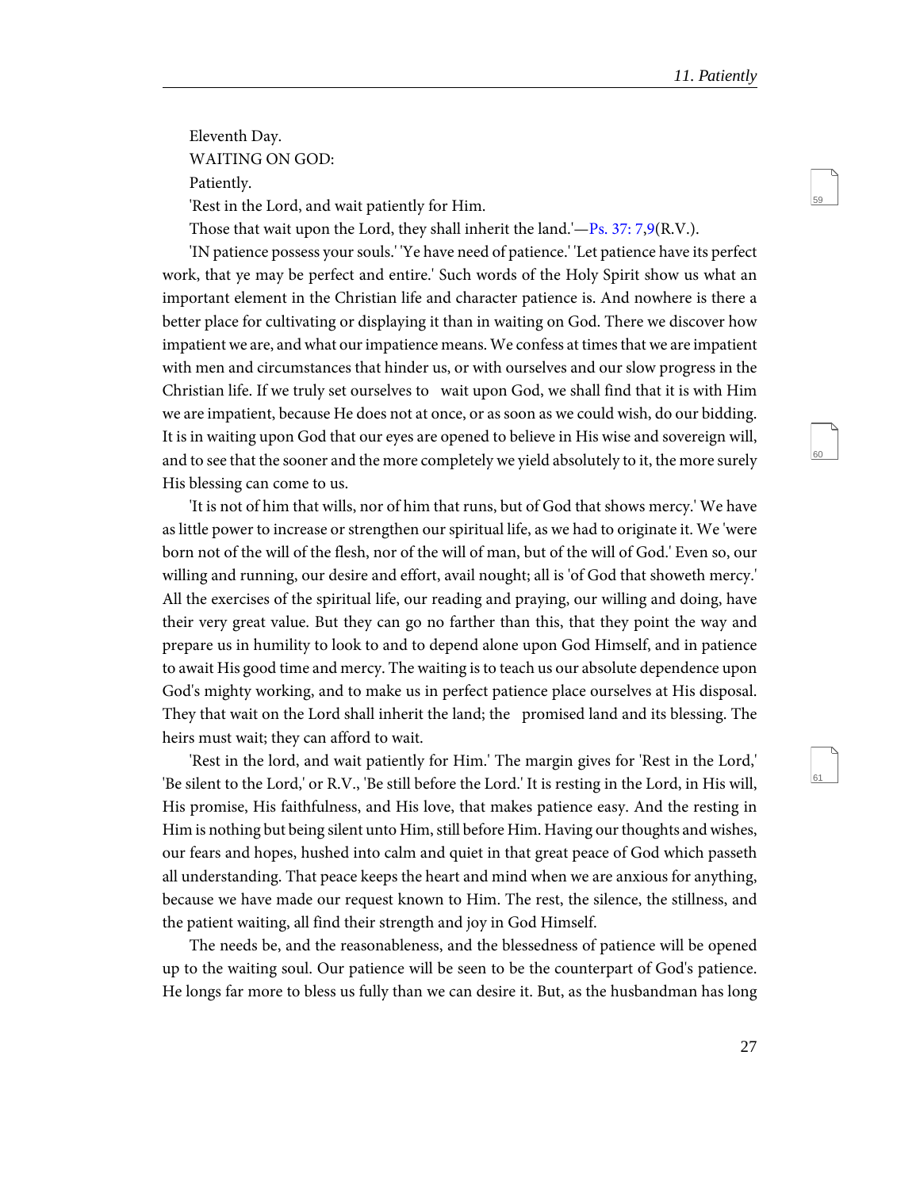Eleventh Day.

WAITING ON GOD:

Patiently.

'Rest in the Lord, and wait patiently for Him.

Those that wait upon the Lord, they shall inherit the land.'—Ps. 37: 7,9(R.V.).

'IN patience possess your souls.' 'Ye have need of patience.' 'Let patience have its perfect work, that ye may be perfect and entire.' Such words of the Holy Spirit show us what an important element in the Christian life and character patience is. And nowhere is there a better place for cultivating or displaying it than in waiting on God. There we discover how impatient we are, and what our impatience means. We confess at times that we are impatient with men and circumstances that hinder us, or with ourselves and our slow progress in the Christian life. If we truly set ourselves to wait upon God, we shall find that it is with Him we are impatient, because He does not at once, or as soon as we could wish, do our bidding. It is in waiting upon God that our eyes are opened to believe in His wise and sovereign will, and to see that the sooner and the more completely we yield absolutely to it, the more surely His blessing can come to us.

'It is not of him that wills, nor of him that runs, but of God that shows mercy.' We have as little power to increase or strengthen our spiritual life, as we had to originate it. We 'were born not of the will of the flesh, nor of the will of man, but of the will of God.' Even so, our willing and running, our desire and effort, avail nought; all is 'of God that showeth mercy.' All the exercises of the spiritual life, our reading and praying, our willing and doing, have their very great value. But they can go no farther than this, that they point the way and prepare us in humility to look to and to depend alone upon God Himself, and in patience to await His good time and mercy. The waiting is to teach us our absolute dependence upon God's mighty working, and to make us in perfect patience place ourselves at His disposal. They that wait on the Lord shall inherit the land; the promised land and its blessing. The heirs must wait; they can afford to wait.

'Rest in the lord, and wait patiently for Him.' The margin gives for 'Rest in the Lord,' 'Be silent to the Lord,' or R.V., 'Be still before the Lord.' It is resting in the Lord, in His will, His promise, His faithfulness, and His love, that makes patience easy. And the resting in Him is nothing but being silent unto Him, still before Him. Having our thoughts and wishes, our fears and hopes, hushed into calm and quiet in that great peace of God which passeth all understanding. That peace keeps the heart and mind when we are anxious for anything, because we have made our request known to Him. The rest, the silence, the stillness, and the patient waiting, all find their strength and joy in God Himself.

The needs be, and the reasonableness, and the blessedness of patience will be opened up to the waiting soul. Our patience will be seen to be the counterpart of God's patience. He longs far more to bless us fully than we can desire it. But, as the husbandman has long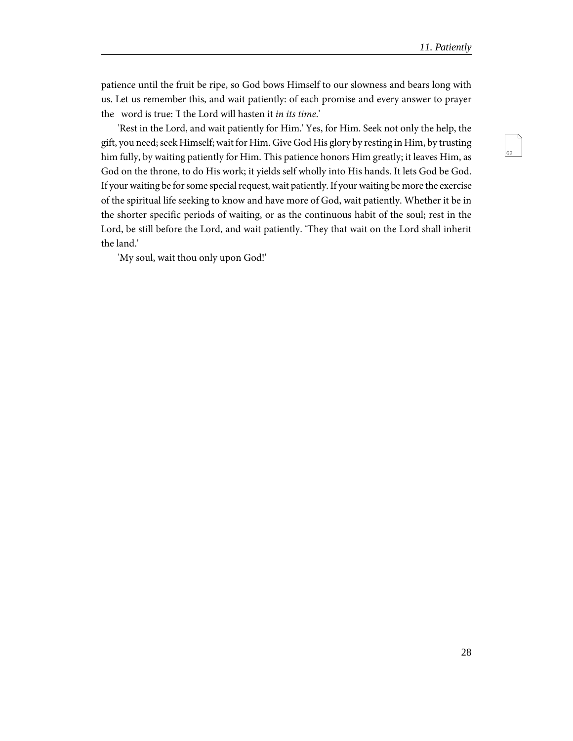patience until the fruit be ripe, so God bows Himself to our slowness and bears long with us. Let us remember this, and wait patiently: of each promise and every answer to prayer the word is true: 'I the Lord will hasten it *in its time*.'

'Rest in the Lord, and wait patiently for Him.' Yes, for Him. Seek not only the help, the gift, you need; seek Himself; wait for Him. Give God His glory by resting in Him, by trusting him fully, by waiting patiently for Him. This patience honors Him greatly; it leaves Him, as God on the throne, to do His work; it yields self wholly into His hands. It lets God be God. If your waiting be for some special request, wait patiently. If your waiting be more the exercise of the spiritual life seeking to know and have more of God, wait patiently. Whether it be in the shorter specific periods of waiting, or as the continuous habit of the soul; rest in the Lord, be still before the Lord, and wait patiently. 'They that wait on the Lord shall inherit the land.'

'My soul, wait thou only upon God!'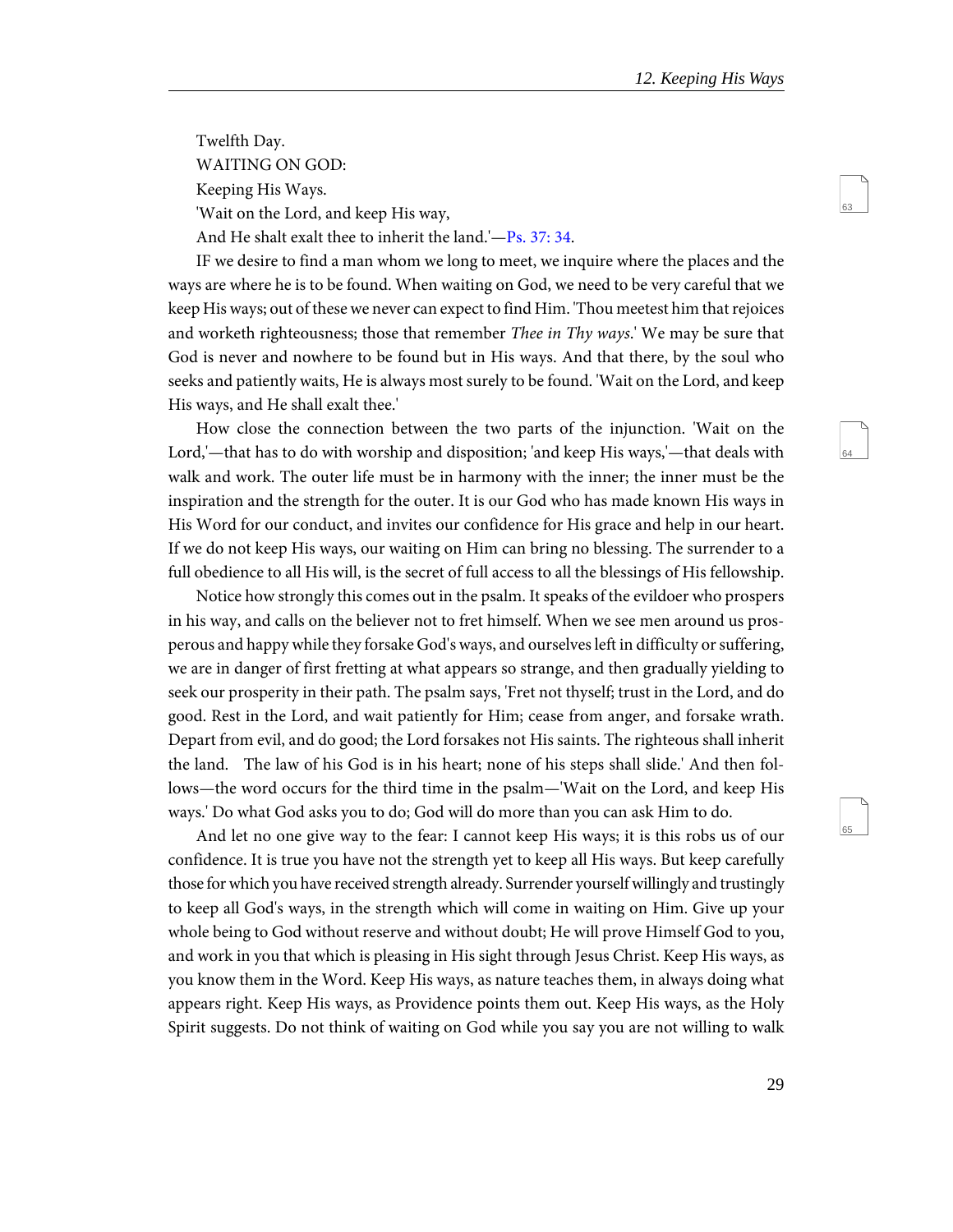Twelfth Day.

WAITING ON GOD:

Keeping His Ways.

'Wait on the Lord, and keep His way,

And He shalt exalt thee to inherit the land.'—Ps. 37: 34.

IF we desire to find a man whom we long to meet, we inquire where the places and the ways are where he is to be found. When waiting on God, we need to be very careful that we keep His ways; out of these we never can expect to find Him. 'Thou meetest him that rejoices and worketh righteousness; those that remember *Thee in Thy ways*.' We may be sure that God is never and nowhere to be found but in His ways. And that there, by the soul who seeks and patiently waits, He is always most surely to be found. 'Wait on the Lord, and keep His ways, and He shall exalt thee.'

How close the connection between the two parts of the injunction. 'Wait on the Lord,'—that has to do with worship and disposition; 'and keep His ways,'—that deals with walk and work. The outer life must be in harmony with the inner; the inner must be the inspiration and the strength for the outer. It is our God who has made known His ways in His Word for our conduct, and invites our confidence for His grace and help in our heart. If we do not keep His ways, our waiting on Him can bring no blessing. The surrender to a full obedience to all His will, is the secret of full access to all the blessings of His fellowship.

Notice how strongly this comes out in the psalm. It speaks of the evildoer who prospers in his way, and calls on the believer not to fret himself. When we see men around us prosperous and happy while they forsake God's ways, and ourselves left in difficulty or suffering, we are in danger of first fretting at what appears so strange, and then gradually yielding to seek our prosperity in their path. The psalm says, 'Fret not thyself; trust in the Lord, and do good. Rest in the Lord, and wait patiently for Him; cease from anger, and forsake wrath. Depart from evil, and do good; the Lord forsakes not His saints. The righteous shall inherit the land. The law of his God is in his heart; none of his steps shall slide.' And then follows—the word occurs for the third time in the psalm—'Wait on the Lord, and keep His ways.' Do what God asks you to do; God will do more than you can ask Him to do.

And let no one give way to the fear: I cannot keep His ways; it is this robs us of our confidence. It is true you have not the strength yet to keep all His ways. But keep carefully those for which you have received strength already. Surrender yourself willingly and trustingly to keep all God's ways, in the strength which will come in waiting on Him. Give up your whole being to God without reserve and without doubt; He will prove Himself God to you, and work in you that which is pleasing in His sight through Jesus Christ. Keep His ways, as you know them in the Word. Keep His ways, as nature teaches them, in always doing what appears right. Keep His ways, as Providence points them out. Keep His ways, as the Holy Spirit suggests. Do not think of waiting on God while you say you are not willing to walk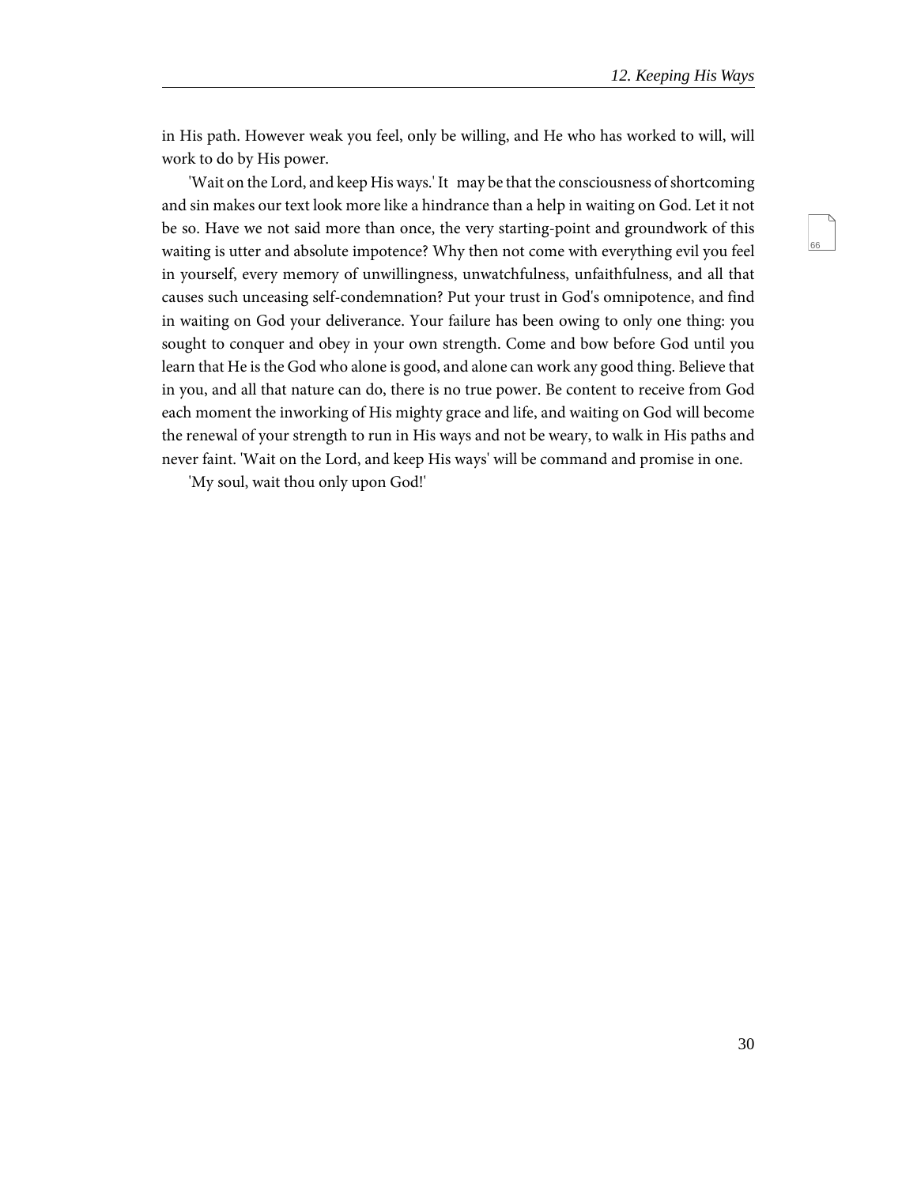in His path. However weak you feel, only be willing, and He who has worked to will, will work to do by His power.

'Wait on the Lord, and keep His ways.' It may be that the consciousness of shortcoming and sin makes our text look more like a hindrance than a help in waiting on God. Let it not be so. Have we not said more than once, the very starting-point and groundwork of this waiting is utter and absolute impotence? Why then not come with everything evil you feel in yourself, every memory of unwillingness, unwatchfulness, unfaithfulness, and all that causes such unceasing self-condemnation? Put your trust in God's omnipotence, and find in waiting on God your deliverance. Your failure has been owing to only one thing: you sought to conquer and obey in your own strength. Come and bow before God until you learn that He is the God who alone is good, and alone can work any good thing. Believe that in you, and all that nature can do, there is no true power. Be content to receive from God each moment the inworking of His mighty grace and life, and waiting on God will become the renewal of your strength to run in His ways and not be weary, to walk in His paths and never faint. 'Wait on the Lord, and keep His ways' will be command and promise in one.

'My soul, wait thou only upon God!'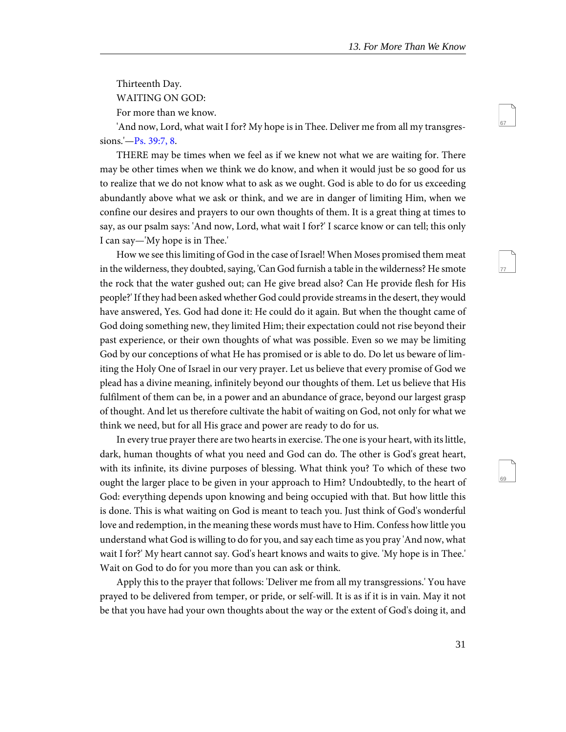Thirteenth Day.

WAITING ON GOD:

For more than we know.

'And now, Lord, what wait I for? My hope is in Thee. Deliver me from all my transgressions.'—Ps. 39:7, 8.

THERE may be times when we feel as if we knew not what we are waiting for. There may be other times when we think we do know, and when it would just be so good for us to realize that we do not know what to ask as we ought. God is able to do for us exceeding abundantly above what we ask or think, and we are in danger of limiting Him, when we confine our desires and prayers to our own thoughts of them. It is a great thing at times to say, as our psalm says: 'And now, Lord, what wait I for?' I scarce know or can tell; this only I can say—'My hope is in Thee.'

How we see this limiting of God in the case of Israel! When Moses promised them meat in the wilderness, they doubted, saying, 'Can God furnish a table in the wilderness? He smote the rock that the water gushed out; can He give bread also? Can He provide flesh for His people?' If they had been asked whether God could provide streams in the desert, they would have answered, Yes. God had done it: He could do it again. But when the thought came of God doing something new, they limited Him; their expectation could not rise beyond their past experience, or their own thoughts of what was possible. Even so we may be limiting God by our conceptions of what He has promised or is able to do. Do let us beware of limiting the Holy One of Israel in our very prayer. Let us believe that every promise of God we plead has a divine meaning, infinitely beyond our thoughts of them. Let us believe that His fulfilment of them can be, in a power and an abundance of grace, beyond our largest grasp of thought. And let us therefore cultivate the habit of waiting on God, not only for what we think we need, but for all His grace and power are ready to do for us.

In every true prayer there are two hearts in exercise. The one is your heart, with its little, dark, human thoughts of what you need and God can do. The other is God's great heart, with its infinite, its divine purposes of blessing. What think you? To which of these two ought the larger place to be given in your approach to Him? Undoubtedly, to the heart of God: everything depends upon knowing and being occupied with that. But how little this is done. This is what waiting on God is meant to teach you. Just think of God's wonderful love and redemption, in the meaning these words must have to Him. Confess how little you understand what God is willing to do for you, and say each time as you pray 'And now, what wait I for?' My heart cannot say. God's heart knows and waits to give. 'My hope is in Thee.' Wait on God to do for you more than you can ask or think.

Apply this to the prayer that follows: 'Deliver me from all my transgressions.' You have prayed to be delivered from temper, or pride, or self-will. It is as if it is in vain. May it not be that you have had your own thoughts about the way or the extent of God's doing it, and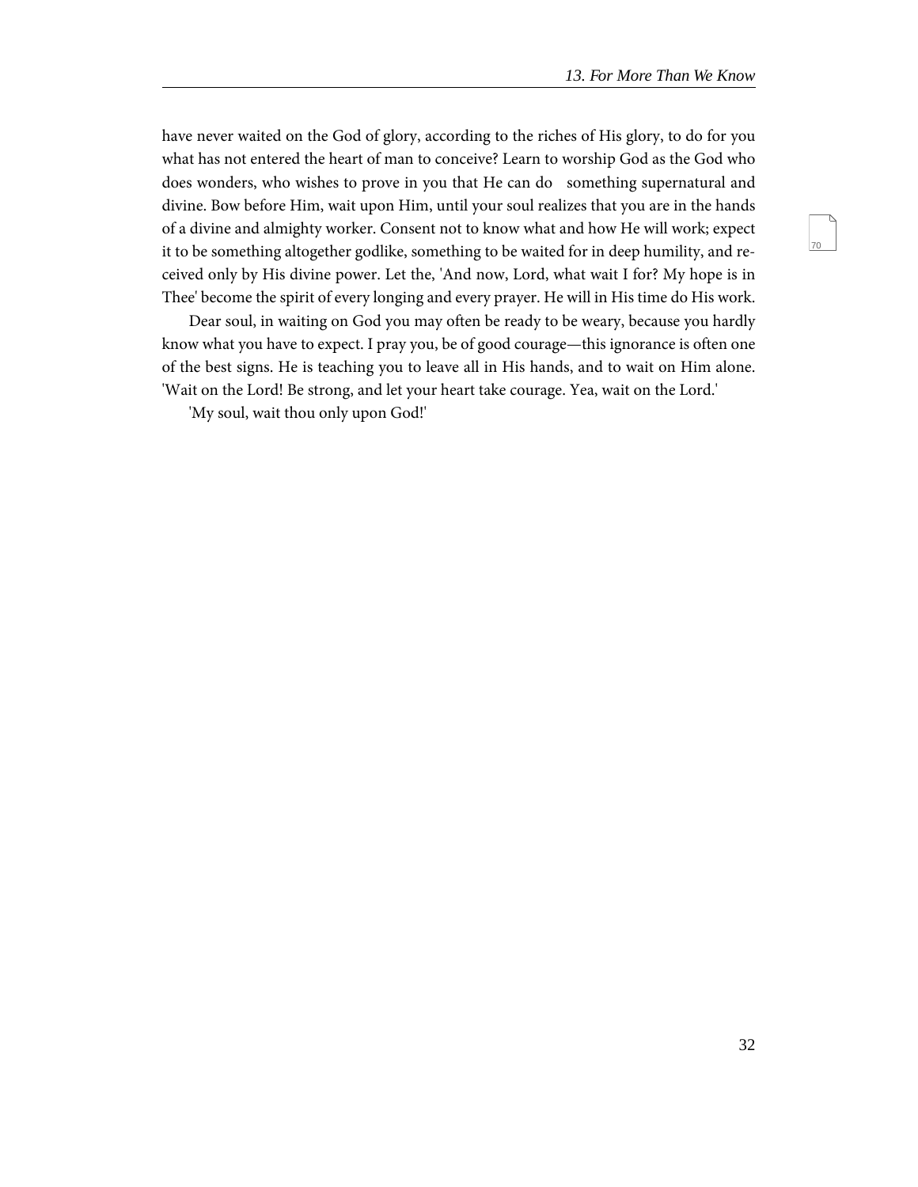have never waited on the God of glory, according to the riches of His glory, to do for you what has not entered the heart of man to conceive? Learn to worship God as the God who does wonders, who wishes to prove in you that He can do something supernatural and divine. Bow before Him, wait upon Him, until your soul realizes that you are in the hands of a divine and almighty worker. Consent not to know what and how He will work; expect it to be something altogether godlike, something to be waited for in deep humility, and received only by His divine power. Let the, 'And now, Lord, what wait I for? My hope is in Thee' become the spirit of every longing and every prayer. He will in His time do His work.

Dear soul, in waiting on God you may often be ready to be weary, because you hardly know what you have to expect. I pray you, be of good courage—this ignorance is often one of the best signs. He is teaching you to leave all in His hands, and to wait on Him alone. 'Wait on the Lord! Be strong, and let your heart take courage. Yea, wait on the Lord.'

'My soul, wait thou only upon God!'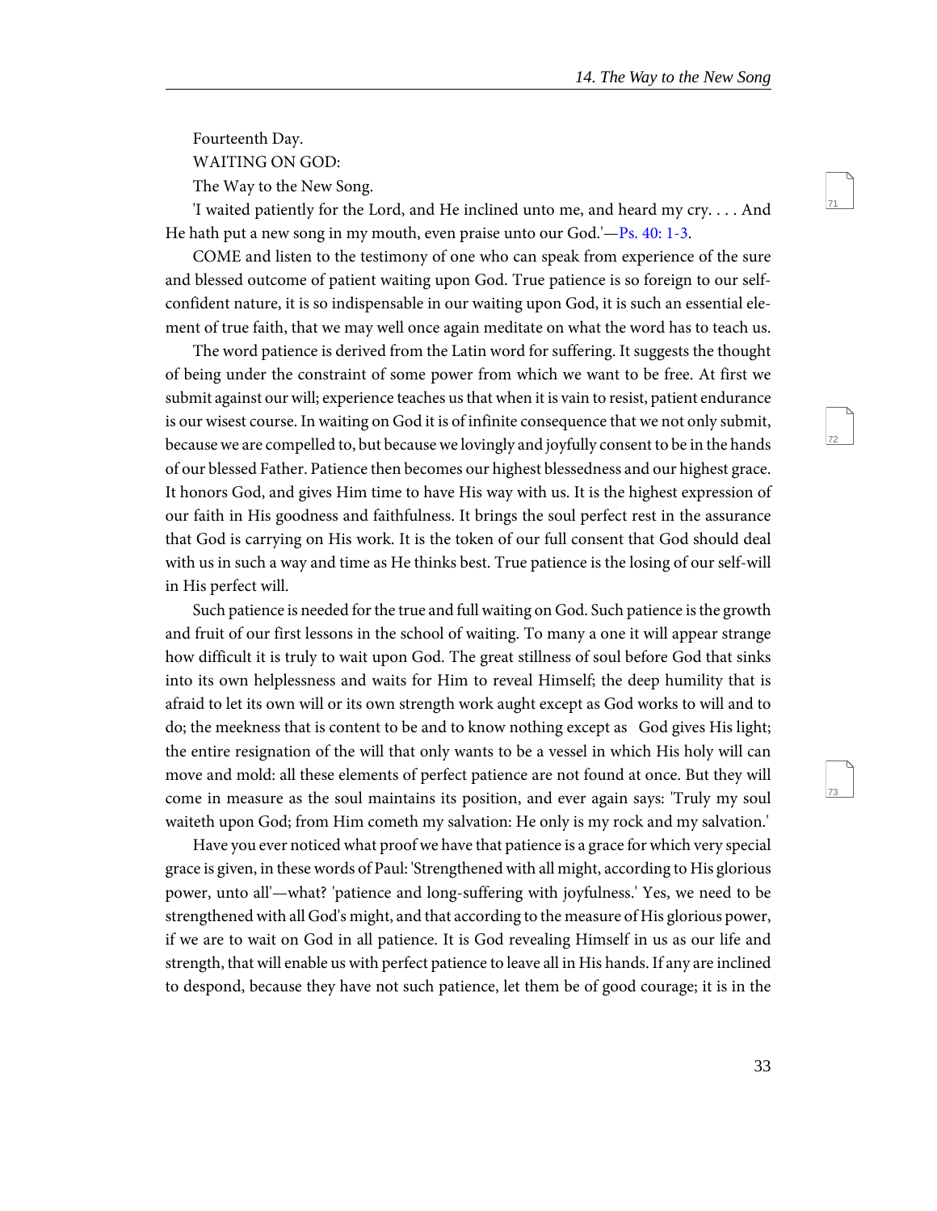Fourteenth Day.

WAITING ON GOD:

The Way to the New Song.

'I waited patiently for the Lord, and He inclined unto me, and heard my cry. . . . And He hath put a new song in my mouth, even praise unto our God.'—Ps. 40: 1-3.

COME and listen to the testimony of one who can speak from experience of the sure and blessed outcome of patient waiting upon God. True patience is so foreign to our self-confident nature, it is so indispensable in our waiting upon God, it is such an essential element of true faith, that we may well once again meditate on what the word has to teach us.

The word patience is derived from the Latin word for suffering. It suggests the thought of being under the constraint of some power from which we want to be free. At first we submit against our will; experience teaches us that when it is vain to resist, patient endurance is our wisest course. In waiting on God it is of infinite consequence that we not only submit, because we are compelled to, but because we lovingly and joyfully consent to be in the hands of our blessed Father. Patience then becomes our highest blessedness and our highest grace. It honors God, and gives Him time to have His way with us. It is the highest expression of our faith in His goodness and faithfulness. It brings the soul perfect rest in the assurance that God is carrying on His work. It is the token of our full consent that God should deal with us in such a way and time as He thinks best. True patience is the losing of our self-will in His perfect will.

Such patience is needed for the true and full waiting on God. Such patience is the growth and fruit of our first lessons in the school of waiting. To many a one it will appear strange how difficult it is truly to wait upon God. The great stillness of soul before God that sinks into its own helplessness and waits for Him to reveal Himself; the deep humility that is afraid to let its own will or its own strength work aught except as God works to will and to do; the meekness that is content to be and to know nothing except as God gives His light; the entire resignation of the will that only wants to be a vessel in which His holy will can move and mold: all these elements of perfect patience are not found at once. But they will come in measure as the soul maintains its position, and ever again says: 'Truly my soul waiteth upon God; from Him cometh my salvation: He only is my rock and my salvation.'

Have you ever noticed what proof we have that patience is a grace for which very special grace is given, in these words of Paul: 'Strengthened with all might, according to His glorious power, unto all'—what? 'patience and long-suffering with joyfulness.' Yes, we need to be strengthened with all God's might, and that according to the measure of His glorious power, if we are to wait on God in all patience. It is God revealing Himself in us as our life and strength, that will enable us with perfect patience to leave all in His hands. If any are inclined to despond, because they have not such patience, let them be of good courage; it is in the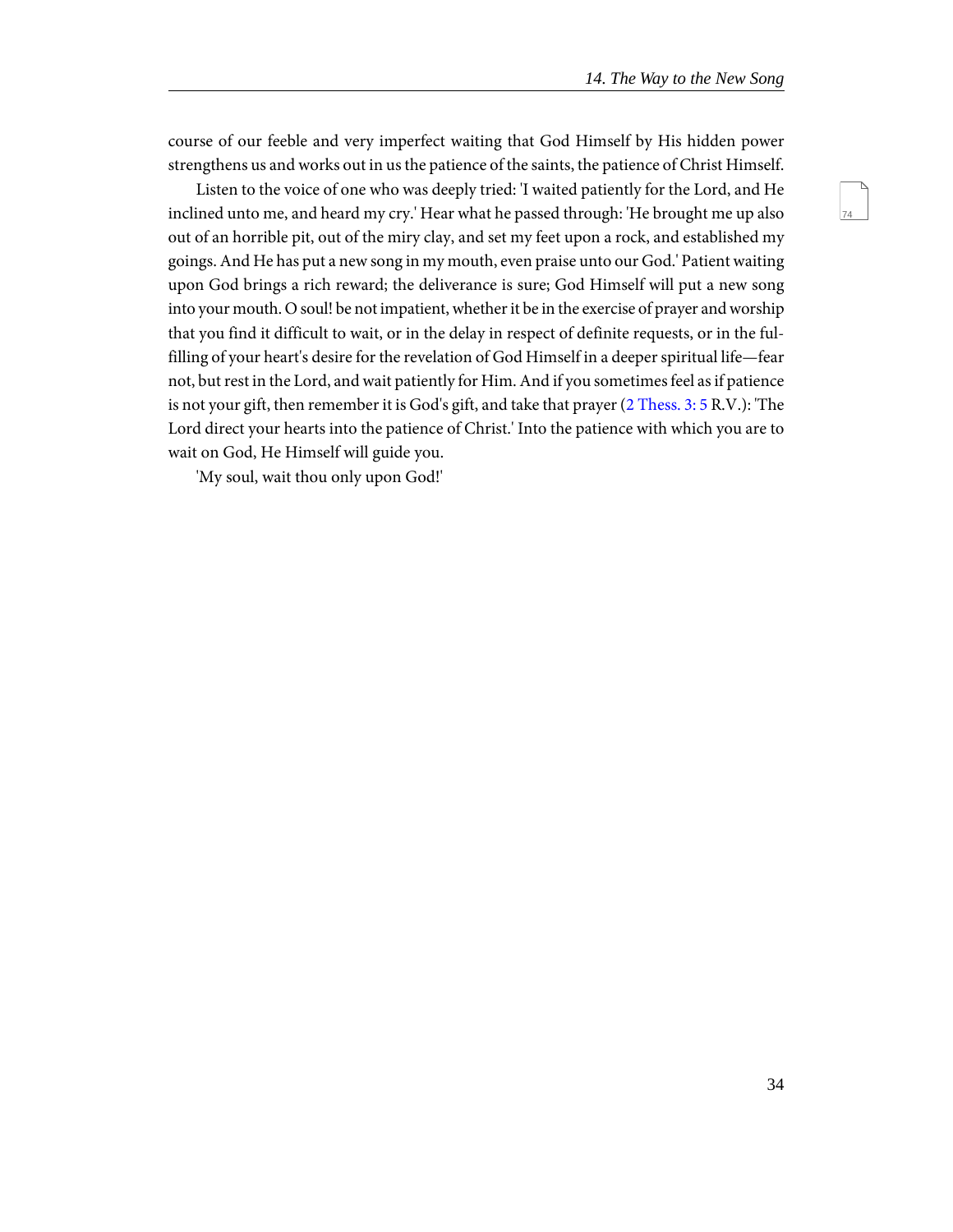course of our feeble and very imperfect waiting that God Himself by His hidden power strengthens us and works out in us the patience of the saints, the patience of Christ Himself.

Listen to the voice of one who was deeply tried: 'I waited patiently for the Lord, and He inclined unto me, and heard my cry.' Hear what he passed through: 'He brought me up also out of an horrible pit, out of the miry clay, and set my feet upon a rock, and established my goings. And He has put a new song in my mouth, even praise unto our God.' Patient waiting upon God brings a rich reward; the deliverance is sure; God Himself will put a new song into your mouth. O soul! be not impatient, whether it be in the exercise of prayer and worship that you find it difficult to wait, or in the delay in respect of definite requests, or in the fulfilling of your heart's desire for the revelation of God Himself in a deeper spiritual life—fear not, but rest in the Lord, and wait patiently for Him. And if you sometimes feel as if patience is not your gift, then remember it is God's gift, and take that prayer (2 Thess. 3: 5 R.V.): 'The Lord direct your hearts into the patience of Christ.' Into the patience with which you are to wait on God, He Himself will guide you.

'My soul, wait thou only upon God!'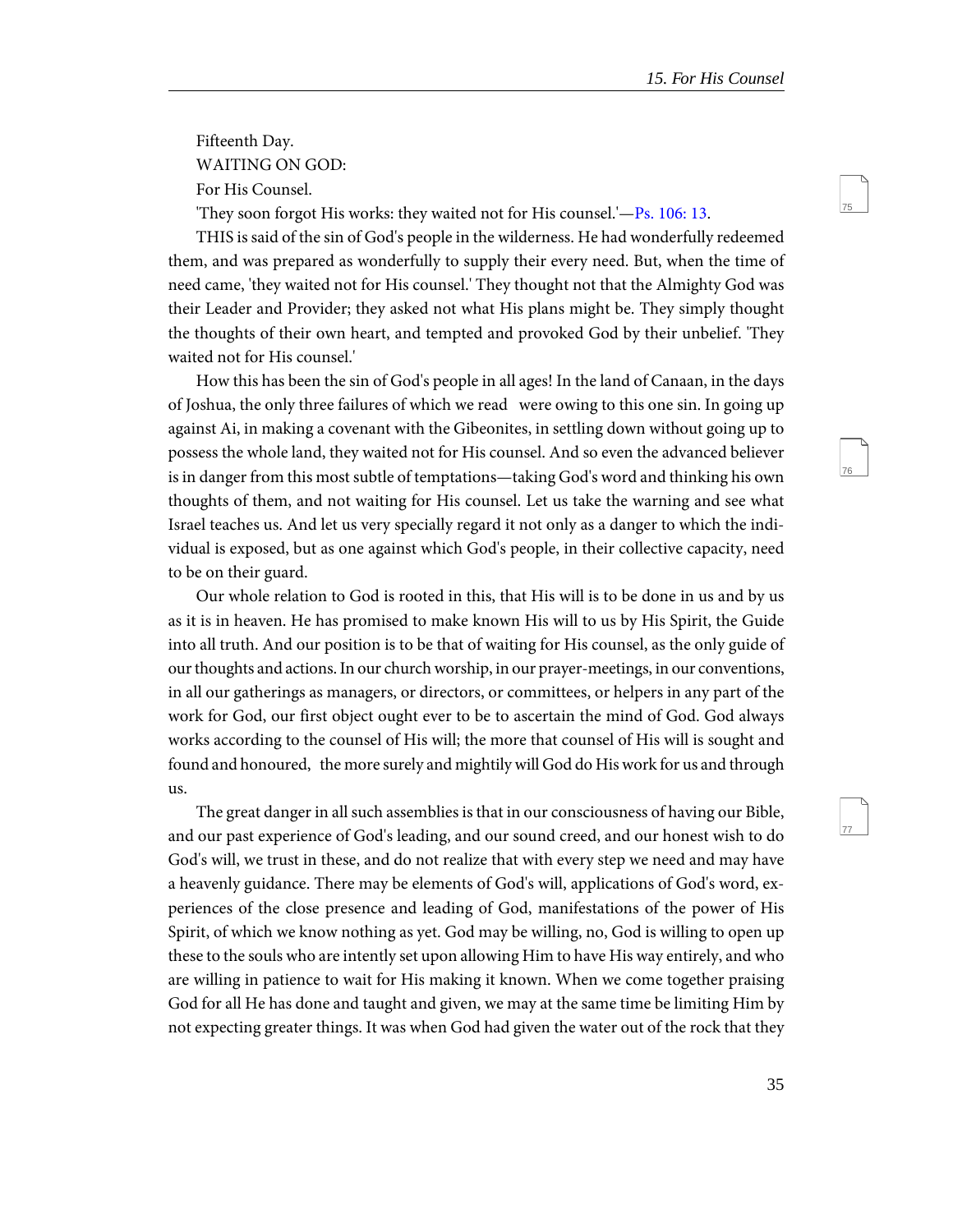Fifteenth Day.

WAITING ON GOD:

For His Counsel.

'They soon forgot His works: they waited not for His counsel.'—Ps. 106: 13.

THIS is said of the sin of God's people in the wilderness. He had wonderfully redeemed them, and was prepared as wonderfully to supply their every need. But, when the time of need came, 'they waited not for His counsel.' They thought not that the Almighty God was their Leader and Provider; they asked not what His plans might be. They simply thought the thoughts of their own heart, and tempted and provoked God by their unbelief. 'They waited not for His counsel.'

How this has been the sin of God's people in all ages! In the land of Canaan, in the days of Joshua, the only three failures of which we read were owing to this one sin. In going up against Ai, in making a covenant with the Gibeonites, in settling down without going up to possess the whole land, they waited not for His counsel. And so even the advanced believer is in danger from this most subtle of temptations—taking God's word and thinking his own thoughts of them, and not waiting for His counsel. Let us take the warning and see what Israel teaches us. And let us very specially regard it not only as a danger to which the individual is exposed, but as one against which God's people, in their collective capacity, need to be on their guard.

Our whole relation to God is rooted in this, that His will is to be done in us and by us as it is in heaven. He has promised to make known His will to us by His Spirit, the Guide into all truth. And our position is to be that of waiting for His counsel, as the only guide of our thoughts and actions. In our church worship, in our prayer-meetings, in our conventions, in all our gatherings as managers, or directors, or committees, or helpers in any part of the work for God, our first object ought ever to be to ascertain the mind of God. God always works according to the counsel of His will; the more that counsel of His will is sought and found and honoured, the more surely and mightily will God do His work for us and through us.

The great danger in all such assemblies is that in our consciousness of having our Bible, and our past experience of God's leading, and our sound creed, and our honest wish to do God's will, we trust in these, and do not realize that with every step we need and may have a heavenly guidance. There may be elements of God's will, applications of God's word, experiences of the close presence and leading of God, manifestations of the power of His Spirit, of which we know nothing as yet. God may be willing, no, God is willing to open up these to the souls who are intently set upon allowing Him to have His way entirely, and who are willing in patience to wait for His making it known. When we come together praising God for all He has done and taught and given, we may at the same time be limiting Him by not expecting greater things. It was when God had given the water out of the rock that they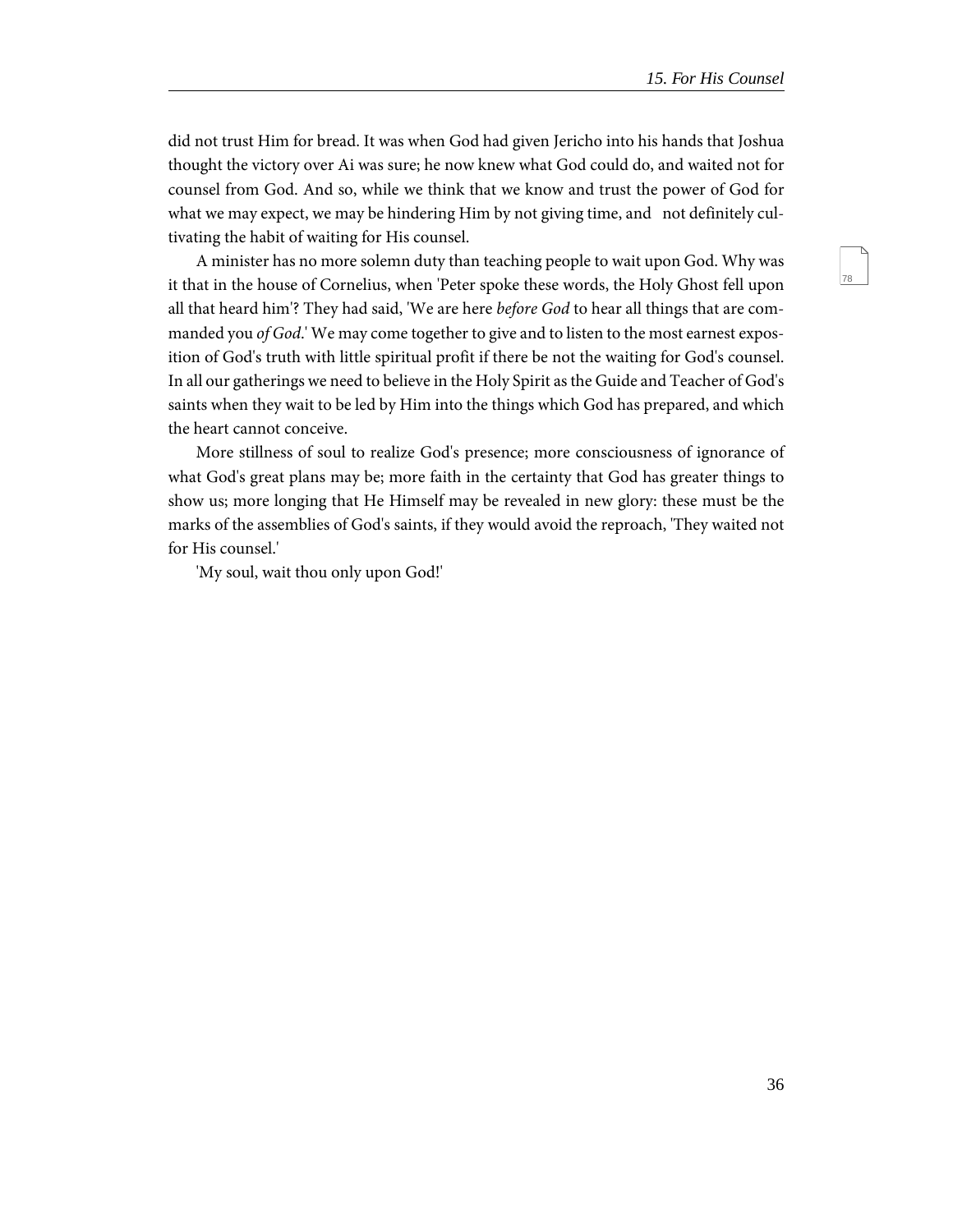did not trust Him for bread. It was when God had given Jericho into his hands that Joshua thought the victory over Ai was sure; he now knew what God could do, and waited not for counsel from God. And so, while we think that we know and trust the power of God for what we may expect, we may be hindering Him by not giving time, and not definitely cultivating the habit of waiting for His counsel.

A minister has no more solemn duty than teaching people to wait upon God. Why was it that in the house of Cornelius, when 'Peter spoke these words, the Holy Ghost fell upon all that heard him'? They had said, 'We are here *before God* to hear all things that are commanded you *of God*.' We may come together to give and to listen to the most earnest exposition of God's truth with little spiritual profit if there be not the waiting for God's counsel. In all our gatherings we need to believe in the Holy Spirit as the Guide and Teacher of God's saints when they wait to be led by Him into the things which God has prepared, and which the heart cannot conceive.

More stillness of soul to realize God's presence; more consciousness of ignorance of what God's great plans may be; more faith in the certainty that God has greater things to show us; more longing that He Himself may be revealed in new glory: these must be the marks of the assemblies of God's saints, if they would avoid the reproach, 'They waited not for His counsel.'

'My soul, wait thou only upon God!'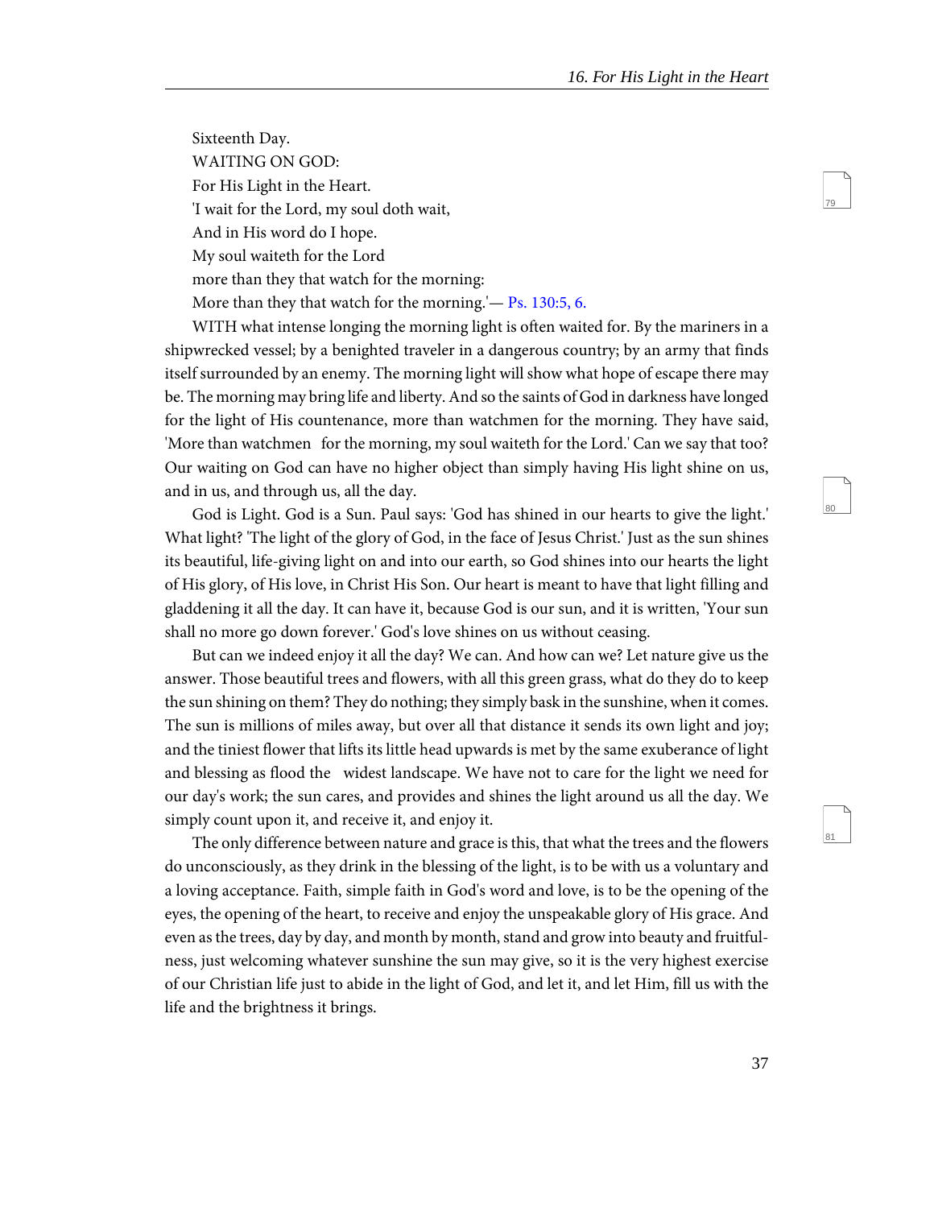Sixteenth Day.

WAITING ON GOD:

For His Light in the Heart.

'I wait for the Lord, my soul doth wait,
And in His word do I hope.
My soul waiteth for the Lord
more than they that watch for the morning:
More than they that watch for the morning.'— Ps. 130:5, 6.

WITH what intense longing the morning light is often waited for. By the mariners in a shipwrecked vessel; by a benighted traveler in a dangerous country; by an army that finds itself surrounded by an enemy. The morning light will show what hope of escape there may be. The morning may bring life and liberty. And so the saints of God in darkness have longed for the light of His countenance, more than watchmen for the morning. They have said, 'More than watchmen for the morning, my soul waiteth for the Lord.' Can we say that too? Our waiting on God can have no higher object than simply having His light shine on us, and in us, and through us, all the day.

God is Light. God is a Sun. Paul says: 'God has shined in our hearts to give the light.' What light? 'The light of the glory of God, in the face of Jesus Christ.' Just as the sun shines its beautiful, life-giving light on and into our earth, so God shines into our hearts the light of His glory, of His love, in Christ His Son. Our heart is meant to have that light filling and gladdening it all the day. It can have it, because God is our sun, and it is written, 'Your sun shall no more go down forever.' God's love shines on us without ceasing.

But can we indeed enjoy it all the day? We can. And how can we? Let nature give us the answer. Those beautiful trees and flowers, with all this green grass, what do they do to keep the sun shining on them? They do nothing; they simply bask in the sunshine, when it comes. The sun is millions of miles away, but over all that distance it sends its own light and joy; and the tiniest flower that lifts its little head upwards is met by the same exuberance of light and blessing as flood the widest landscape. We have not to care for the light we need for our day's work; the sun cares, and provides and shines the light around us all the day. We simply count upon it, and receive it, and enjoy it.

The only difference between nature and grace is this, that what the trees and the flowers do unconsciously, as they drink in the blessing of the light, is to be with us a voluntary and a loving acceptance. Faith, simple faith in God's word and love, is to be the opening of the eyes, the opening of the heart, to receive and enjoy the unspeakable glory of His grace. And even as the trees, day by day, and month by month, stand and grow into beauty and fruitfulness, just welcoming whatever sunshine the sun may give, so it is the very highest exercise of our Christian life just to abide in the light of God, and let it, and let Him, fill us with the life and the brightness it brings.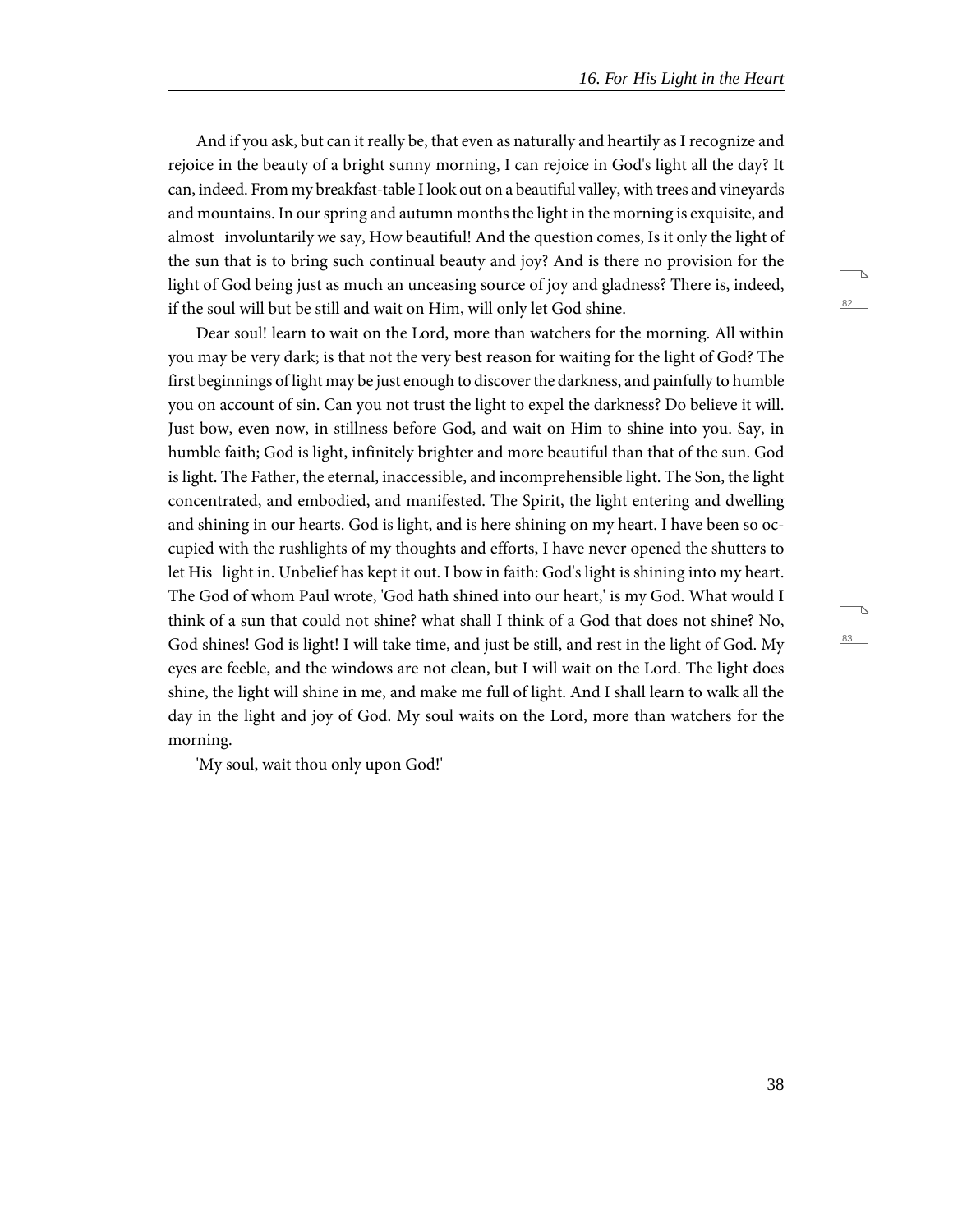And if you ask, but can it really be, that even as naturally and heartily as I recognize and rejoice in the beauty of a bright sunny morning, I can rejoice in God's light all the day? It can, indeed. From my breakfast-table I look out on a beautiful valley, with trees and vineyards and mountains. In our spring and autumn months the light in the morning is exquisite, and almost involuntarily we say, How beautiful! And the question comes, Is it only the light of the sun that is to bring such continual beauty and joy? And is there no provision for the light of God being just as much an unceasing source of joy and gladness? There is, indeed, if the soul will but be still and wait on Him, will only let God shine.

Dear soul! learn to wait on the Lord, more than watchers for the morning. All within you may be very dark; is that not the very best reason for waiting for the light of God? The first beginnings of light may be just enough to discover the darkness, and painfully to humble you on account of sin. Can you not trust the light to expel the darkness? Do believe it will. Just bow, even now, in stillness before God, and wait on Him to shine into you. Say, in humble faith; God is light, infinitely brighter and more beautiful than that of the sun. God is light. The Father, the eternal, inaccessible, and incomprehensible light. The Son, the light concentrated, and embodied, and manifested. The Spirit, the light entering and dwelling and shining in our hearts. God is light, and is here shining on my heart. I have been so occupied with the rushlights of my thoughts and efforts, I have never opened the shutters to let His light in. Unbelief has kept it out. I bow in faith: God's light is shining into my heart. The God of whom Paul wrote, 'God hath shined into our heart,' is my God. What would I think of a sun that could not shine? what shall I think of a God that does not shine? No, God shines! God is light! I will take time, and just be still, and rest in the light of God. My eyes are feeble, and the windows are not clean, but I will wait on the Lord. The light does shine, the light will shine in me, and make me full of light. And I shall learn to walk all the day in the light and joy of God. My soul waits on the Lord, more than watchers for the morning.

'My soul, wait thou only upon God!'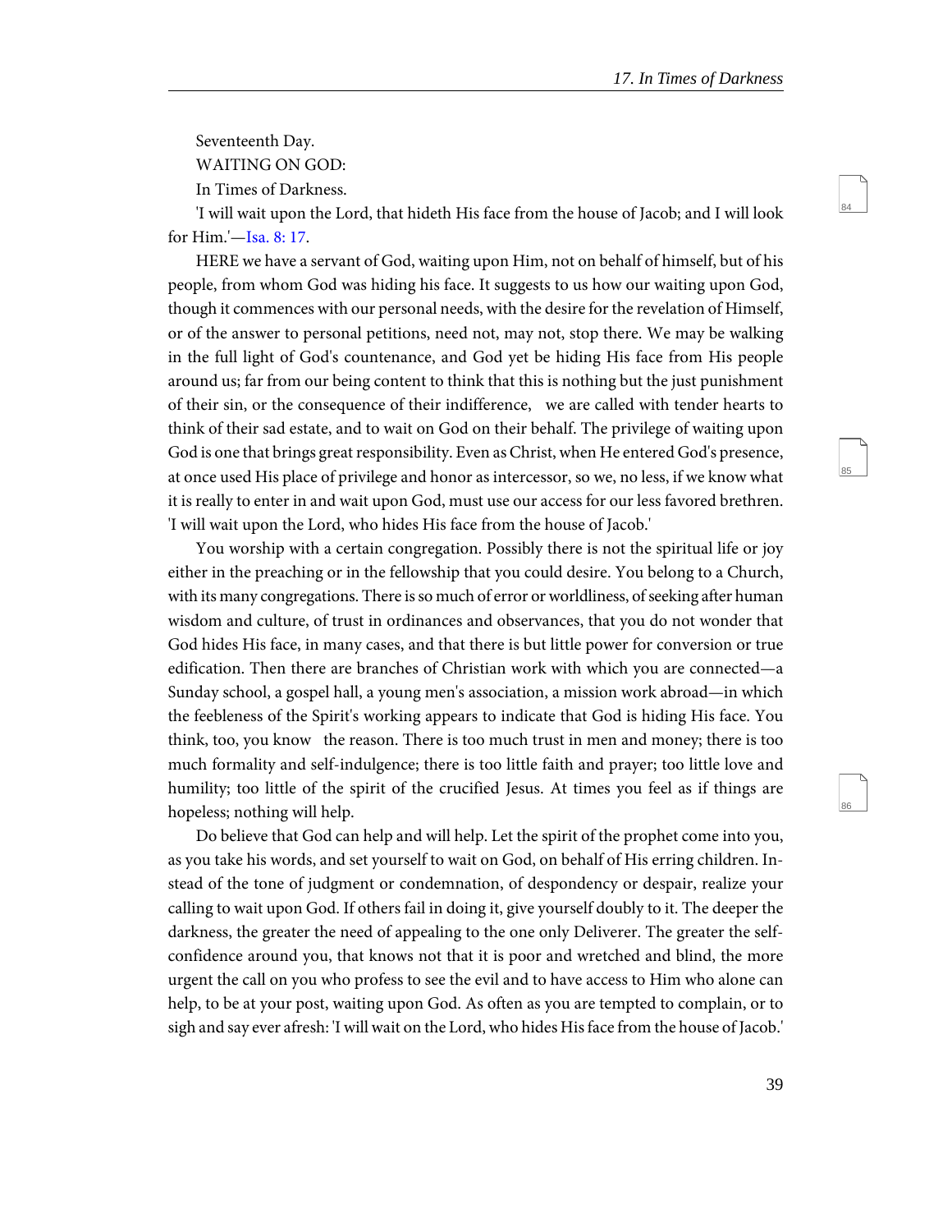Seventeenth Day.

WAITING ON GOD:

In Times of Darkness.

'I will wait upon the Lord, that hideth His face from the house of Jacob; and I will look for Him.'—Isa. 8: 17.

HERE we have a servant of God, waiting upon Him, not on behalf of himself, but of his people, from whom God was hiding his face. It suggests to us how our waiting upon God, though it commences with our personal needs, with the desire for the revelation of Himself, or of the answer to personal petitions, need not, may not, stop there. We may be walking in the full light of God's countenance, and God yet be hiding His face from His people around us; far from our being content to think that this is nothing but the just punishment of their sin, or the consequence of their indifference, we are called with tender hearts to think of their sad estate, and to wait on God on their behalf. The privilege of waiting upon God is one that brings great responsibility. Even as Christ, when He entered God's presence, at once used His place of privilege and honor as intercessor, so we, no less, if we know what it is really to enter in and wait upon God, must use our access for our less favored brethren. 'I will wait upon the Lord, who hides His face from the house of Jacob.'

You worship with a certain congregation. Possibly there is not the spiritual life or joy either in the preaching or in the fellowship that you could desire. You belong to a Church, with its many congregations. There is so much of error or worldliness, of seeking after human wisdom and culture, of trust in ordinances and observances, that you do not wonder that God hides His face, in many cases, and that there is but little power for conversion or true edification. Then there are branches of Christian work with which you are connected—a Sunday school, a gospel hall, a young men's association, a mission work abroad—in which the feebleness of the Spirit's working appears to indicate that God is hiding His face. You think, too, you know the reason. There is too much trust in men and money; there is too much formality and self-indulgence; there is too little faith and prayer; too little love and humility; too little of the spirit of the crucified Jesus. At times you feel as if things are hopeless; nothing will help.

Do believe that God can help and will help. Let the spirit of the prophet come into you, as you take his words, and set yourself to wait on God, on behalf of His erring children. Instead of the tone of judgment or condemnation, of despondency or despair, realize your calling to wait upon God. If others fail in doing it, give yourself doubly to it. The deeper the darkness, the greater the need of appealing to the one only Deliverer. The greater the self-confidence around you, that knows not that it is poor and wretched and blind, the more urgent the call on you who profess to see the evil and to have access to Him who alone can help, to be at your post, waiting upon God. As often as you are tempted to complain, or to sigh and say ever afresh: 'I will wait on the Lord, who hides His face from the house of Jacob.'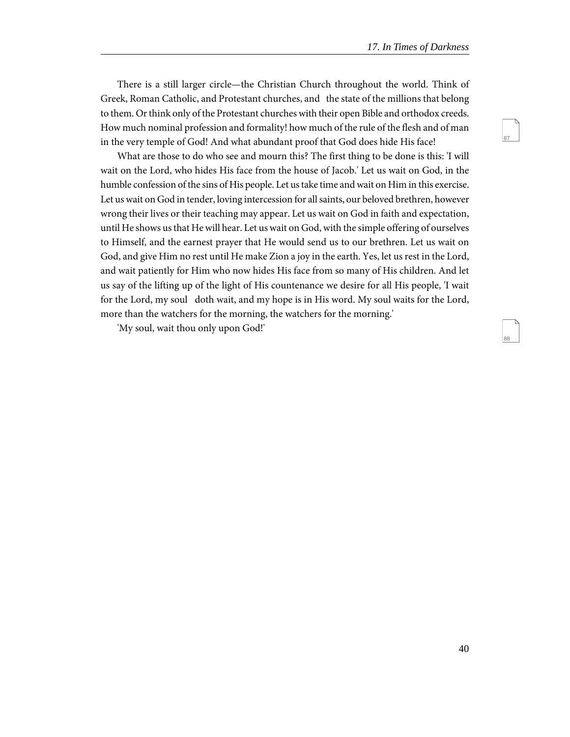There is a still larger circle—the Christian Church throughout the world. Think of Greek, Roman Catholic, and Protestant churches, and the state of the millions that belong to them. Or think only of the Protestant churches with their open Bible and orthodox creeds. How much nominal profession and formality! how much of the rule of the flesh and of man in the very temple of God! And what abundant proof that God does hide His face!

What are those to do who see and mourn this? The first thing to be done is this: 'I will wait on the Lord, who hides His face from the house of Jacob.' Let us wait on God, in the humble confession of the sins of His people. Let us take time and wait on Him in this exercise. Let us wait on God in tender, loving intercession for all saints, our beloved brethren, however wrong their lives or their teaching may appear. Let us wait on God in faith and expectation, until He shows us that He will hear. Let us wait on God, with the simple offering of ourselves to Himself, and the earnest prayer that He would send us to our brethren. Let us wait on God, and give Him no rest until He make Zion a joy in the earth. Yes, let us rest in the Lord, and wait patiently for Him who now hides His face from so many of His children. And let us say of the lifting up of the light of His countenance we desire for all His people, 'I wait for the Lord, my soul doth wait, and my hope is in His word. My soul waits for the Lord, more than the watchers for the morning, the watchers for the morning.'

'My soul, wait thou only upon God!'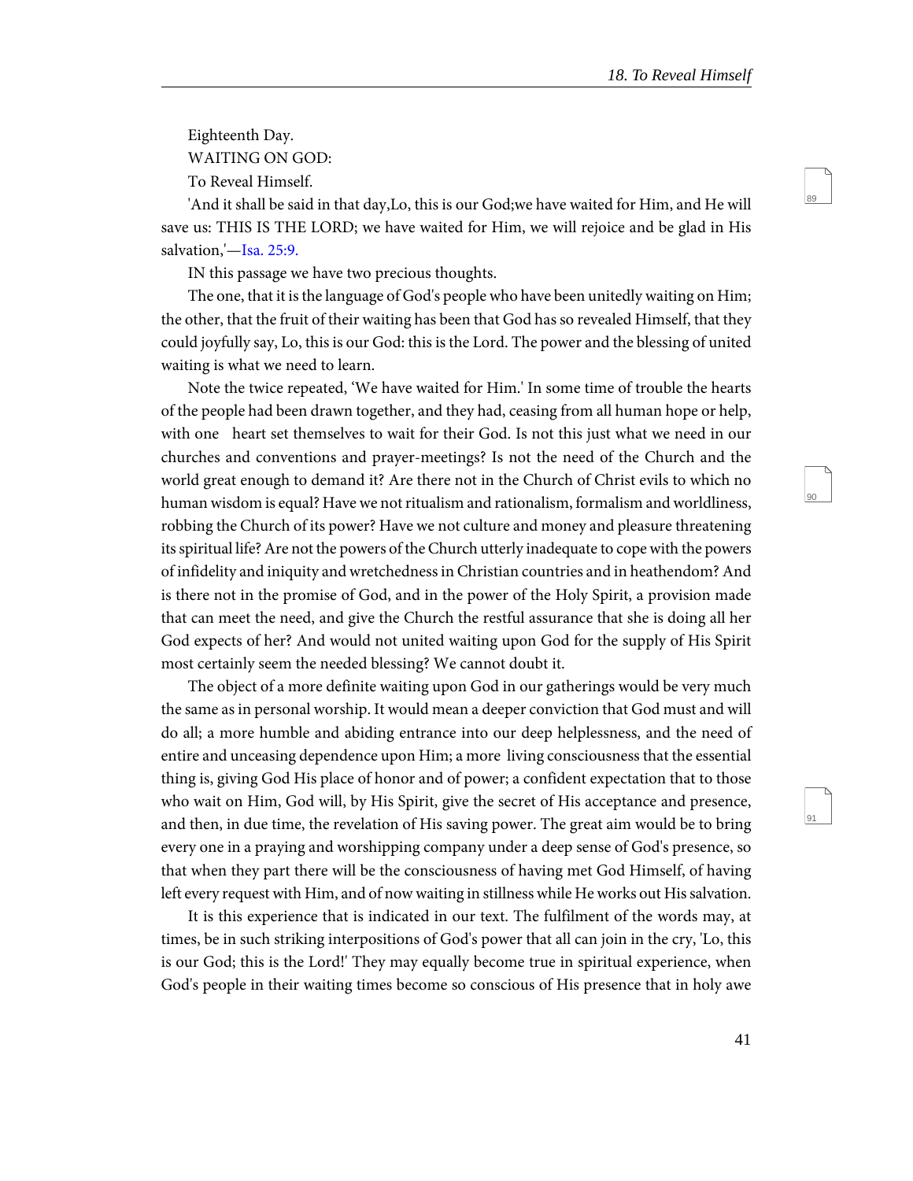Eighteenth Day.

WAITING ON GOD:

To Reveal Himself.

'And it shall be said in that day,Lo, this is our God;we have waited for Him, and He will save us: THIS IS THE LORD; we have waited for Him, we will rejoice and be glad in His salvation,'—Isa. 25:9.

IN this passage we have two precious thoughts.

The one, that it is the language of God's people who have been unitedly waiting on Him; the other, that the fruit of their waiting has been that God has so revealed Himself, that they could joyfully say, Lo, this is our God: this is the Lord. The power and the blessing of united waiting is what we need to learn.

Note the twice repeated, 'We have waited for Him.' In some time of trouble the hearts of the people had been drawn together, and they had, ceasing from all human hope or help, with one heart set themselves to wait for their God. Is not this just what we need in our churches and conventions and prayer-meetings? Is not the need of the Church and the world great enough to demand it? Are there not in the Church of Christ evils to which no human wisdom is equal? Have we not ritualism and rationalism, formalism and worldliness, robbing the Church of its power? Have we not culture and money and pleasure threatening its spiritual life? Are not the powers of the Church utterly inadequate to cope with the powers of infidelity and iniquity and wretchedness in Christian countries and in heathendom? And is there not in the promise of God, and in the power of the Holy Spirit, a provision made that can meet the need, and give the Church the restful assurance that she is doing all her God expects of her? And would not united waiting upon God for the supply of His Spirit most certainly seem the needed blessing? We cannot doubt it.

The object of a more definite waiting upon God in our gatherings would be very much the same as in personal worship. It would mean a deeper conviction that God must and will do all; a more humble and abiding entrance into our deep helplessness, and the need of entire and unceasing dependence upon Him; a more living consciousness that the essential thing is, giving God His place of honor and of power; a confident expectation that to those who wait on Him, God will, by His Spirit, give the secret of His acceptance and presence, and then, in due time, the revelation of His saving power. The great aim would be to bring every one in a praying and worshipping company under a deep sense of God's presence, so that when they part there will be the consciousness of having met God Himself, of having left every request with Him, and of now waiting in stillness while He works out His salvation.

It is this experience that is indicated in our text. The fulfilment of the words may, at times, be in such striking interpositions of God's power that all can join in the cry, 'Lo, this is our God; this is the Lord!' They may equally become true in spiritual experience, when God's people in their waiting times become so conscious of His presence that in holy awe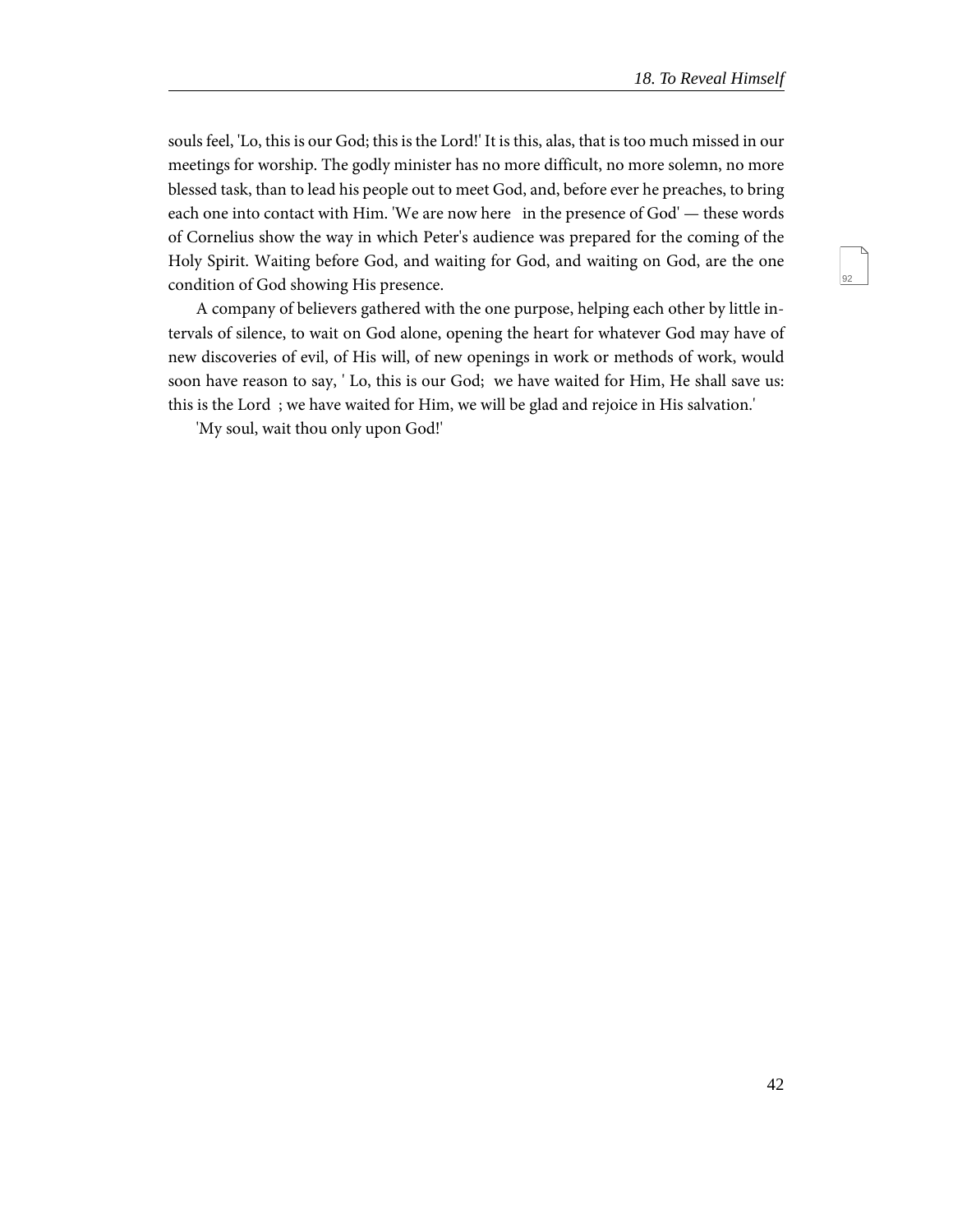souls feel, 'Lo, this is our God; this is the Lord!' It is this, alas, that is too much missed in our meetings for worship. The godly minister has no more difficult, no more solemn, no more blessed task, than to lead his people out to meet God, and, before ever he preaches, to bring each one into contact with Him. 'We are now here in the presence of God' — these words of Cornelius show the way in which Peter's audience was prepared for the coming of the Holy Spirit. Waiting before God, and waiting for God, and waiting on God, are the one condition of God showing His presence.

A company of believers gathered with the one purpose, helping each other by little intervals of silence, to wait on God alone, opening the heart for whatever God may have of new discoveries of evil, of His will, of new openings in work or methods of work, would soon have reason to say, ' Lo, this is our God; we have waited for Him, He shall save us: this is the Lord ; we have waited for Him, we will be glad and rejoice in His salvation.'

'My soul, wait thou only upon God!'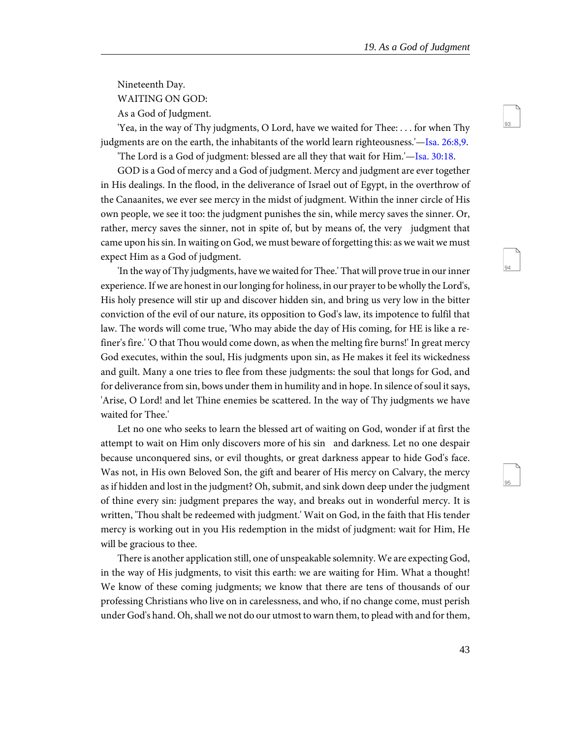Nineteenth Day.

WAITING ON GOD:

As a God of Judgment.

'Yea, in the way of Thy judgments, O Lord, have we waited for Thee: . . . for when Thy judgments are on the earth, the inhabitants of the world learn righteousness.'—Isa. 26:8,9.

'The Lord is a God of judgment: blessed are all they that wait for Him.'—Isa. 30:18.

GOD is a God of mercy and a God of judgment. Mercy and judgment are ever together in His dealings. In the flood, in the deliverance of Israel out of Egypt, in the overthrow of the Canaanites, we ever see mercy in the midst of judgment. Within the inner circle of His own people, we see it too: the judgment punishes the sin, while mercy saves the sinner. Or, rather, mercy saves the sinner, not in spite of, but by means of, the very judgment that came upon his sin. In waiting on God, we must beware of forgetting this: as we wait we must expect Him as a God of judgment.

'In the way of Thy judgments, have we waited for Thee.' That will prove true in our inner experience. If we are honest in our longing for holiness, in our prayer to be wholly the Lord's, His holy presence will stir up and discover hidden sin, and bring us very low in the bitter conviction of the evil of our nature, its opposition to God's law, its impotence to fulfil that law. The words will come true, 'Who may abide the day of His coming, for HE is like a refiner's fire.' 'O that Thou would come down, as when the melting fire burns!' In great mercy God executes, within the soul, His judgments upon sin, as He makes it feel its wickedness and guilt. Many a one tries to flee from these judgments: the soul that longs for God, and for deliverance from sin, bows under them in humility and in hope. In silence of soul it says, 'Arise, O Lord! and let Thine enemies be scattered. In the way of Thy judgments we have waited for Thee.'

Let no one who seeks to learn the blessed art of waiting on God, wonder if at first the attempt to wait on Him only discovers more of his sin and darkness. Let no one despair because unconquered sins, or evil thoughts, or great darkness appear to hide God's face. Was not, in His own Beloved Son, the gift and bearer of His mercy on Calvary, the mercy as if hidden and lost in the judgment? Oh, submit, and sink down deep under the judgment of thine every sin: judgment prepares the way, and breaks out in wonderful mercy. It is written, 'Thou shalt be redeemed with judgment.' Wait on God, in the faith that His tender mercy is working out in you His redemption in the midst of judgment: wait for Him, He will be gracious to thee.

There is another application still, one of unspeakable solemnity. We are expecting God, in the way of His judgments, to visit this earth: we are waiting for Him. What a thought! We know of these coming judgments; we know that there are tens of thousands of our professing Christians who live on in carelessness, and who, if no change come, must perish under God's hand. Oh, shall we not do our utmost to warn them, to plead with and for them,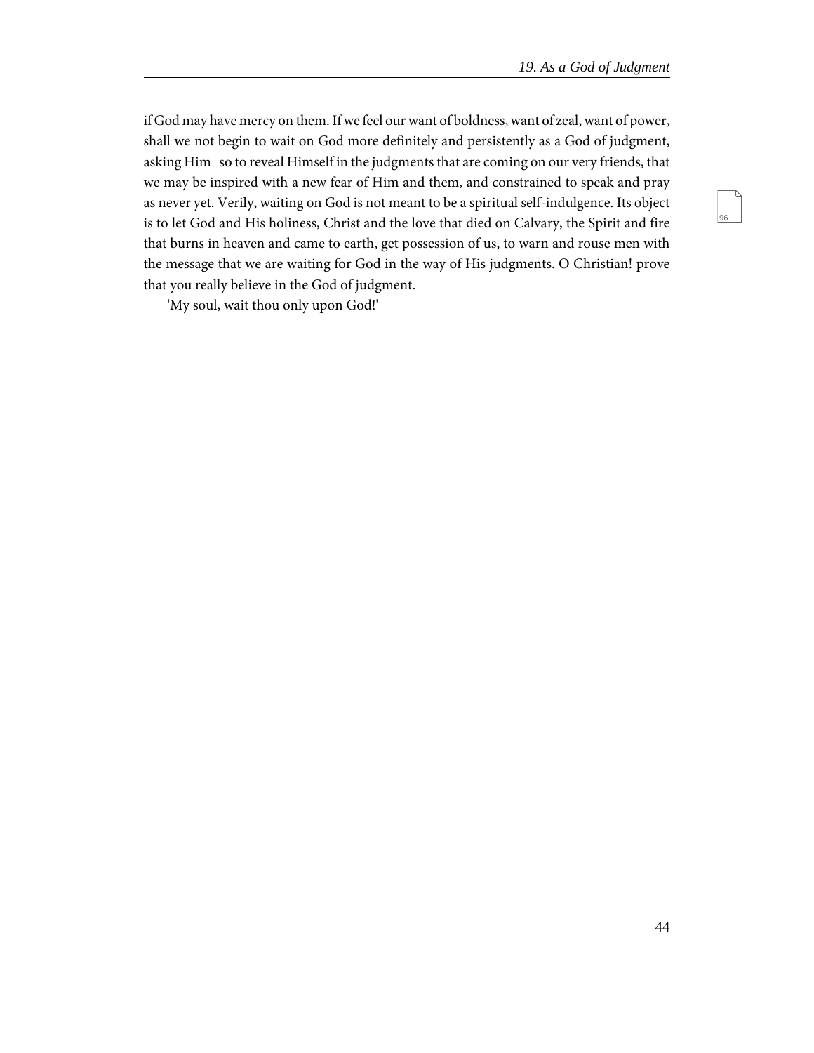if God may have mercy on them. If we feel our want of boldness, want of zeal, want of power, shall we not begin to wait on God more definitely and persistently as a God of judgment, asking Him so to reveal Himself in the judgments that are coming on our very friends, that we may be inspired with a new fear of Him and them, and constrained to speak and pray as never yet. Verily, waiting on God is not meant to be a spiritual self-indulgence. Its object is to let God and His holiness, Christ and the love that died on Calvary, the Spirit and fire that burns in heaven and came to earth, get possession of us, to warn and rouse men with the message that we are waiting for God in the way of His judgments. O Christian! prove that you really believe in the God of judgment.

'My soul, wait thou only upon God!'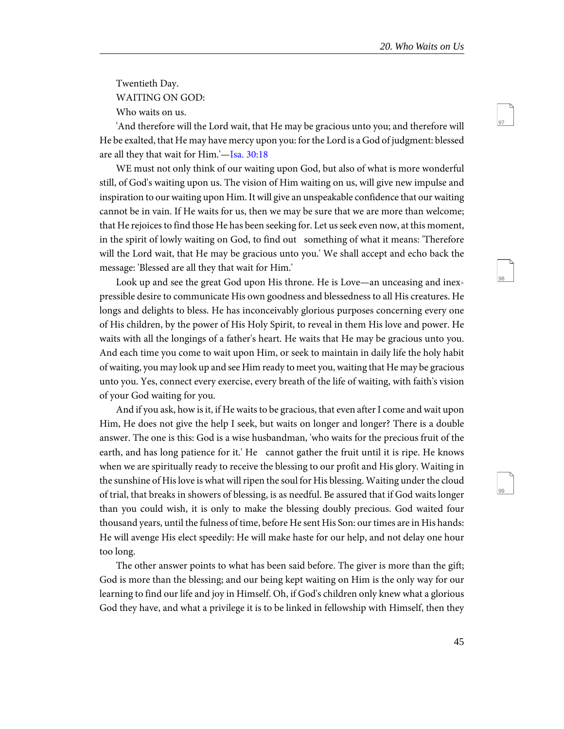Twentieth Day.

WAITING ON GOD:

Who waits on us.

'And therefore will the Lord wait, that He may be gracious unto you; and therefore will He be exalted, that He may have mercy upon you: for the Lord is a God of judgment: blessed are all they that wait for Him.'—Isa. 30:18

WE must not only think of our waiting upon God, but also of what is more wonderful still, of God's waiting upon us. The vision of Him waiting on us, will give new impulse and inspiration to our waiting upon Him. It will give an unspeakable confidence that our waiting cannot be in vain. If He waits for us, then we may be sure that we are more than welcome; that He rejoices to find those He has been seeking for. Let us seek even now, at this moment, in the spirit of lowly waiting on God, to find out something of what it means: 'Therefore will the Lord wait, that He may be gracious unto you.' We shall accept and echo back the message: 'Blessed are all they that wait for Him.'

Look up and see the great God upon His throne. He is Love—an unceasing and inexpressible desire to communicate His own goodness and blessedness to all His creatures. He longs and delights to bless. He has inconceivably glorious purposes concerning every one of His children, by the power of His Holy Spirit, to reveal in them His love and power. He waits with all the longings of a father's heart. He waits that He may be gracious unto you. And each time you come to wait upon Him, or seek to maintain in daily life the holy habit of waiting, you may look up and see Him ready to meet you, waiting that He may be gracious unto you. Yes, connect every exercise, every breath of the life of waiting, with faith's vision of your God waiting for you.

And if you ask, how is it, if He waits to be gracious, that even after I come and wait upon Him, He does not give the help I seek, but waits on longer and longer? There is a double answer. The one is this: God is a wise husbandman, 'who waits for the precious fruit of the earth, and has long patience for it.' He cannot gather the fruit until it is ripe. He knows when we are spiritually ready to receive the blessing to our profit and His glory. Waiting in the sunshine of His love is what will ripen the soul for His blessing. Waiting under the cloud of trial, that breaks in showers of blessing, is as needful. Be assured that if God waits longer than you could wish, it is only to make the blessing doubly precious. God waited four thousand years, until the fulness of time, before He sent His Son: our times are in His hands: He will avenge His elect speedily: He will make haste for our help, and not delay one hour too long.

The other answer points to what has been said before. The giver is more than the gift; God is more than the blessing; and our being kept waiting on Him is the only way for our learning to find our life and joy in Himself. Oh, if God's children only knew what a glorious God they have, and what a privilege it is to be linked in fellowship with Himself, then they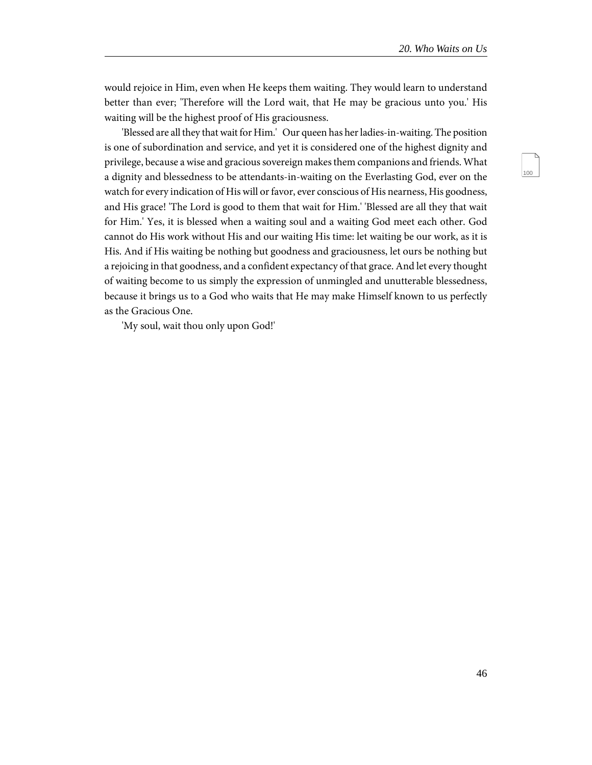would rejoice in Him, even when He keeps them waiting. They would learn to understand better than ever; 'Therefore will the Lord wait, that He may be gracious unto you.' His waiting will be the highest proof of His graciousness.

'Blessed are all they that wait for Him.' Our queen has her ladies-in-waiting. The position is one of subordination and service, and yet it is considered one of the highest dignity and privilege, because a wise and gracious sovereign makes them companions and friends. What a dignity and blessedness to be attendants-in-waiting on the Everlasting God, ever on the watch for every indication of His will or favor, ever conscious of His nearness, His goodness, and His grace! 'The Lord is good to them that wait for Him.' 'Blessed are all they that wait for Him.' Yes, it is blessed when a waiting soul and a waiting God meet each other. God cannot do His work without His and our waiting His time: let waiting be our work, as it is His. And if His waiting be nothing but goodness and graciousness, let ours be nothing but a rejoicing in that goodness, and a confident expectancy of that grace. And let every thought of waiting become to us simply the expression of unmingled and unutterable blessedness, because it brings us to a God who waits that He may make Himself known to us perfectly as the Gracious One.

'My soul, wait thou only upon God!'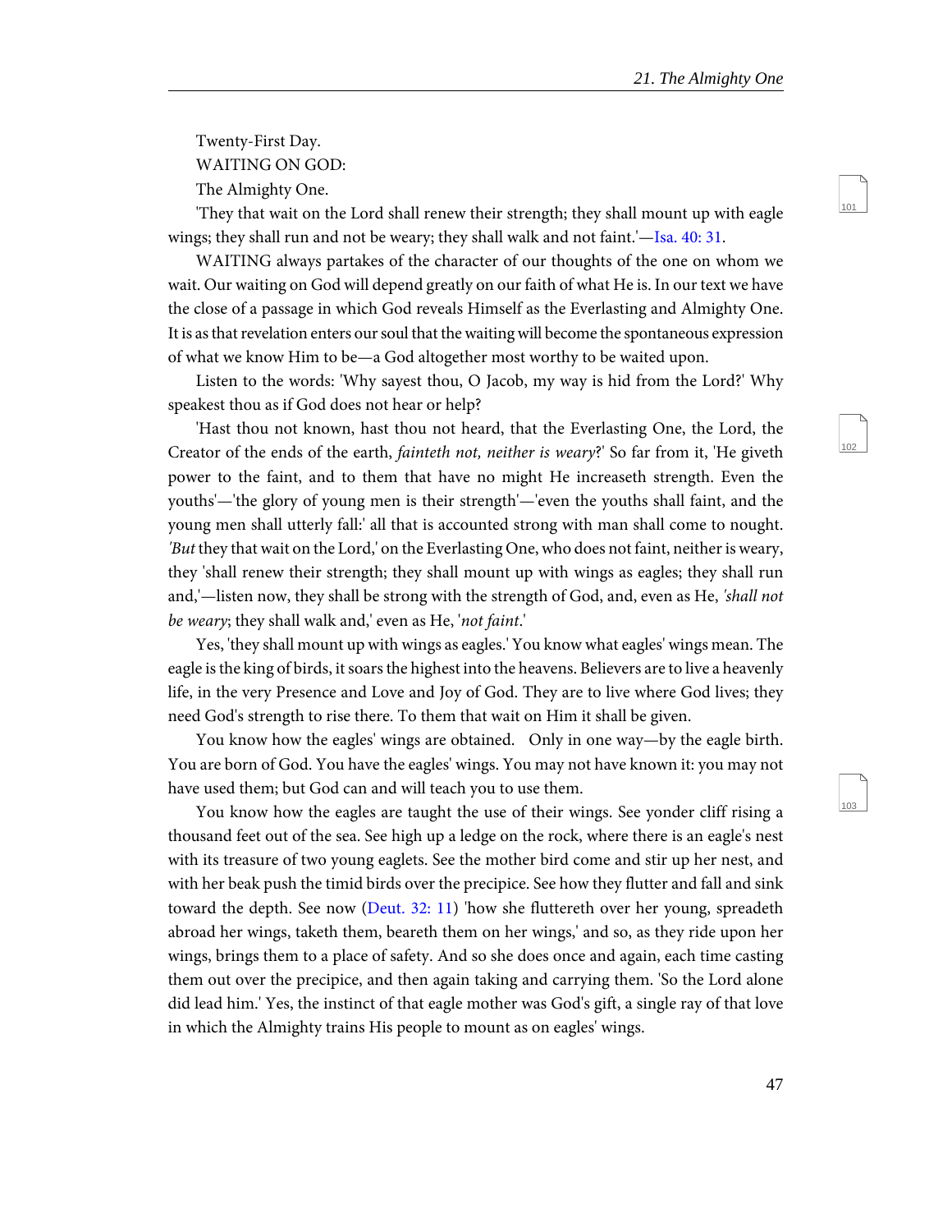Twenty-First Day.

WAITING ON GOD:

The Almighty One.

'They that wait on the Lord shall renew their strength; they shall mount up with eagle wings; they shall run and not be weary; they shall walk and not faint.'—Isa. 40: 31.

WAITING always partakes of the character of our thoughts of the one on whom we wait. Our waiting on God will depend greatly on our faith of what He is. In our text we have the close of a passage in which God reveals Himself as the Everlasting and Almighty One. It is as that revelation enters our soul that the waiting will become the spontaneous expression of what we know Him to be—a God altogether most worthy to be waited upon.

Listen to the words: 'Why sayest thou, O Jacob, my way is hid from the Lord?' Why speakest thou as if God does not hear or help?

'Hast thou not known, hast thou not heard, that the Everlasting One, the Lord, the Creator of the ends of the earth, *fainteth not, neither is weary*?' So far from it, 'He giveth power to the faint, and to them that have no might He increaseth strength. Even the youths'—'the glory of young men is their strength'—'even the youths shall faint, and the young men shall utterly fall:' all that is accounted strong with man shall come to nought. *'But* they that wait on the Lord,' on the Everlasting One, who does not faint, neither is weary, they 'shall renew their strength; they shall mount up with wings as eagles; they shall run and,'—listen now, they shall be strong with the strength of God, and, even as He, *'shall not be weary*; they shall walk and,' even as He, '*not faint*.'

Yes, 'they shall mount up with wings as eagles.' You know what eagles' wings mean. The eagle is the king of birds, it soars the highest into the heavens. Believers are to live a heavenly life, in the very Presence and Love and Joy of God. They are to live where God lives; they need God's strength to rise there. To them that wait on Him it shall be given.

You know how the eagles' wings are obtained. Only in one way—by the eagle birth. You are born of God. You have the eagles' wings. You may not have known it: you may not have used them; but God can and will teach you to use them.

You know how the eagles are taught the use of their wings. See yonder cliff rising a thousand feet out of the sea. See high up a ledge on the rock, where there is an eagle's nest with its treasure of two young eaglets. See the mother bird come and stir up her nest, and with her beak push the timid birds over the precipice. See how they flutter and fall and sink toward the depth. See now (Deut. 32: 11) 'how she fluttereth over her young, spreadeth abroad her wings, taketh them, beareth them on her wings,' and so, as they ride upon her wings, brings them to a place of safety. And so she does once and again, each time casting them out over the precipice, and then again taking and carrying them. 'So the Lord alone did lead him.' Yes, the instinct of that eagle mother was God's gift, a single ray of that love in which the Almighty trains His people to mount as on eagles' wings.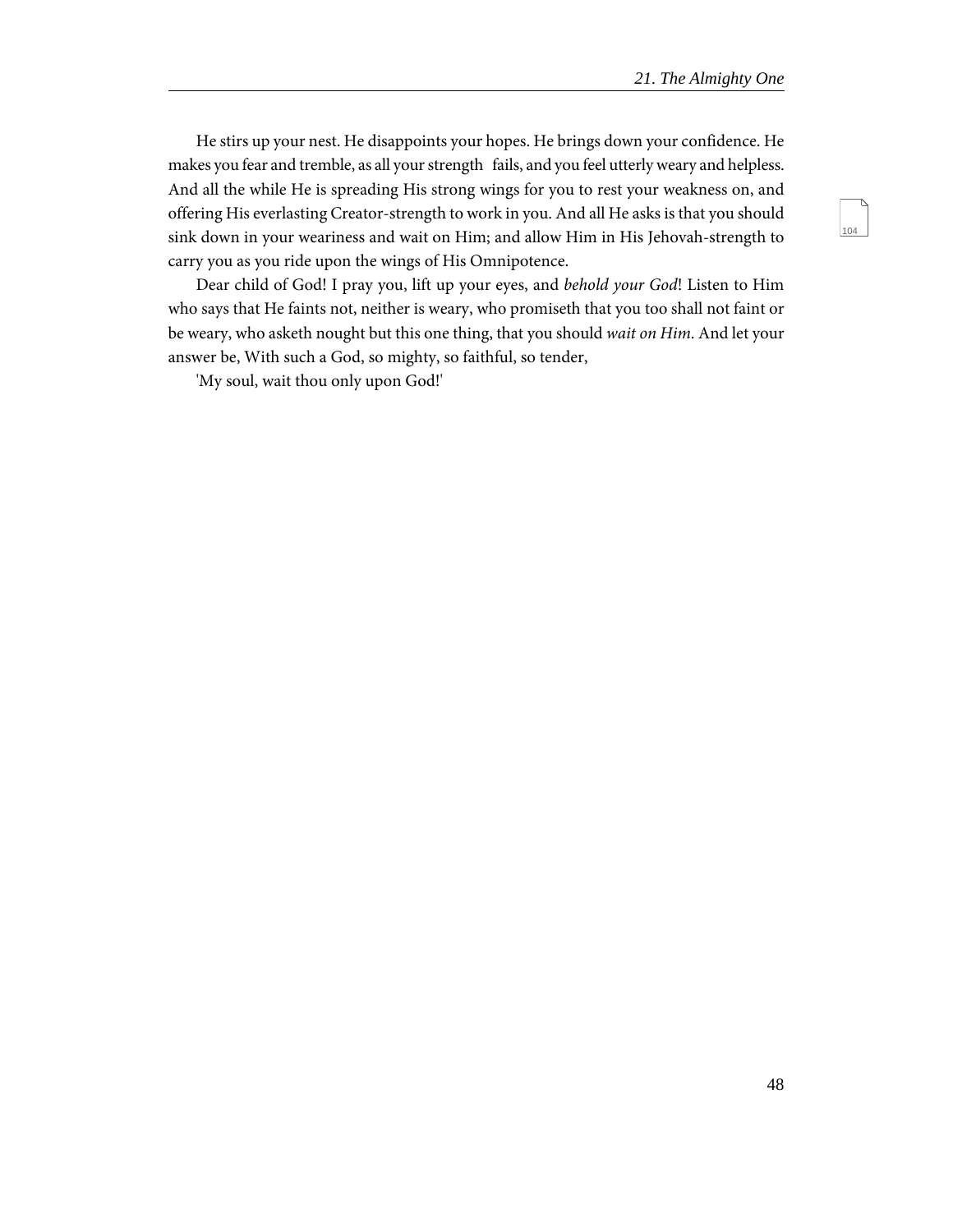He stirs up your nest. He disappoints your hopes. He brings down your confidence. He makes you fear and tremble, as all your strength fails, and you feel utterly weary and helpless. And all the while He is spreading His strong wings for you to rest your weakness on, and offering His everlasting Creator-strength to work in you. And all He asks is that you should sink down in your weariness and wait on Him; and allow Him in His Jehovah-strength to carry you as you ride upon the wings of His Omnipotence.

Dear child of God! I pray you, lift up your eyes, and *behold your God*! Listen to Him who says that He faints not, neither is weary, who promiseth that you too shall not faint or be weary, who asketh nought but this one thing, that you should *wait on Him*. And let your answer be, With such a God, so mighty, so faithful, so tender,

'My soul, wait thou only upon God!'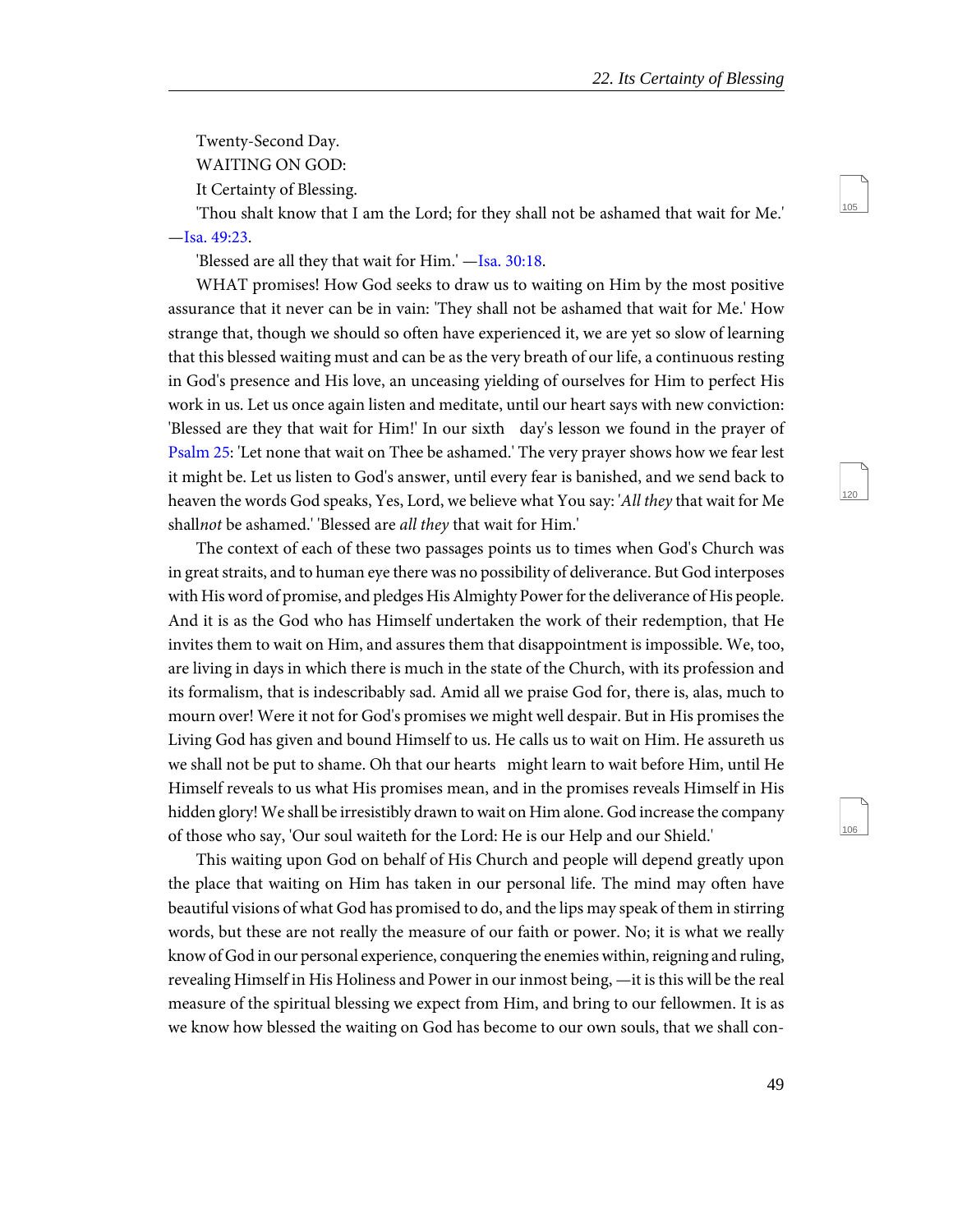Twenty-Second Day.

WAITING ON GOD:

It Certainty of Blessing.

'Thou shalt know that I am the Lord; for they shall not be ashamed that wait for Me.' —Isa. 49:23.

'Blessed are all they that wait for Him.' —Isa. 30:18.

WHAT promises! How God seeks to draw us to waiting on Him by the most positive assurance that it never can be in vain: 'They shall not be ashamed that wait for Me.' How strange that, though we should so often have experienced it, we are yet so slow of learning that this blessed waiting must and can be as the very breath of our life, a continuous resting in God's presence and His love, an unceasing yielding of ourselves for Him to perfect His work in us. Let us once again listen and meditate, until our heart says with new conviction: 'Blessed are they that wait for Him!' In our sixth day's lesson we found in the prayer of Psalm 25: 'Let none that wait on Thee be ashamed.' The very prayer shows how we fear lest it might be. Let us listen to God's answer, until every fear is banished, and we send back to heaven the words God speaks, Yes, Lord, we believe what You say: '*All they* that wait for Me shall*not* be ashamed.' 'Blessed are *all they* that wait for Him.'

The context of each of these two passages points us to times when God's Church was in great straits, and to human eye there was no possibility of deliverance. But God interposes with His word of promise, and pledges His Almighty Power for the deliverance of His people. And it is as the God who has Himself undertaken the work of their redemption, that He invites them to wait on Him, and assures them that disappointment is impossible. We, too, are living in days in which there is much in the state of the Church, with its profession and its formalism, that is indescribably sad. Amid all we praise God for, there is, alas, much to mourn over! Were it not for God's promises we might well despair. But in His promises the Living God has given and bound Himself to us. He calls us to wait on Him. He assureth us we shall not be put to shame. Oh that our hearts might learn to wait before Him, until He Himself reveals to us what His promises mean, and in the promises reveals Himself in His hidden glory! We shall be irresistibly drawn to wait on Him alone. God increase the company of those who say, 'Our soul waiteth for the Lord: He is our Help and our Shield.'

This waiting upon God on behalf of His Church and people will depend greatly upon the place that waiting on Him has taken in our personal life. The mind may often have beautiful visions of what God has promised to do, and the lips may speak of them in stirring words, but these are not really the measure of our faith or power. No; it is what we really know of God in our personal experience, conquering the enemies within, reigning and ruling, revealing Himself in His Holiness and Power in our inmost being, —it is this will be the real measure of the spiritual blessing we expect from Him, and bring to our fellowmen. It is as we know how blessed the waiting on God has become to our own souls, that we shall con-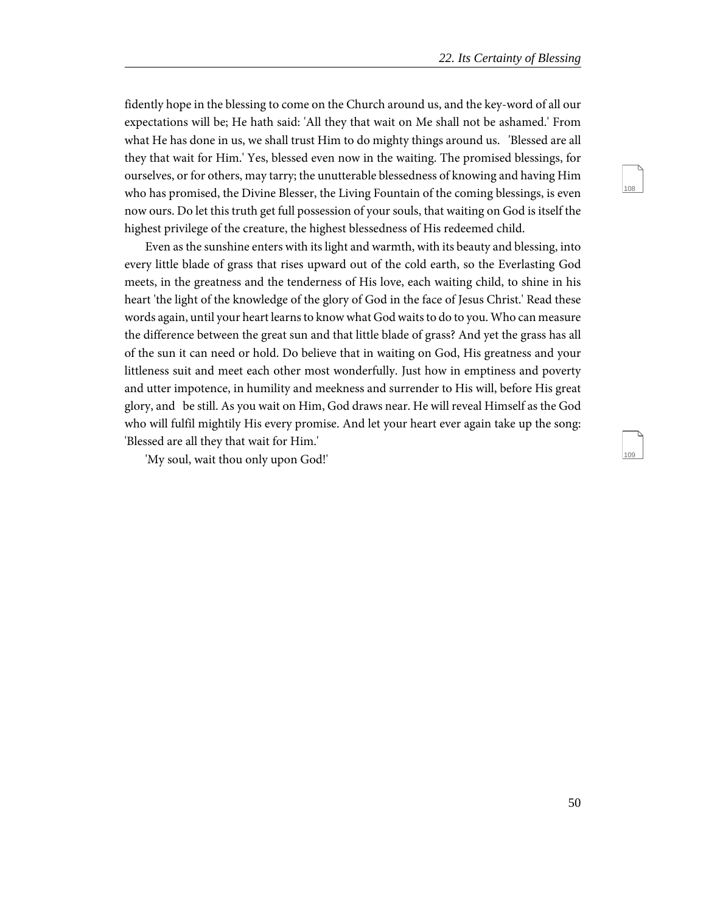fidently hope in the blessing to come on the Church around us, and the key-word of all our expectations will be; He hath said: 'All they that wait on Me shall not be ashamed.' From what He has done in us, we shall trust Him to do mighty things around us. 'Blessed are all they that wait for Him.' Yes, blessed even now in the waiting. The promised blessings, for ourselves, or for others, may tarry; the unutterable blessedness of knowing and having Him who has promised, the Divine Blesser, the Living Fountain of the coming blessings, is even now ours. Do let this truth get full possession of your souls, that waiting on God is itself the highest privilege of the creature, the highest blessedness of His redeemed child.

Even as the sunshine enters with its light and warmth, with its beauty and blessing, into every little blade of grass that rises upward out of the cold earth, so the Everlasting God meets, in the greatness and the tenderness of His love, each waiting child, to shine in his heart 'the light of the knowledge of the glory of God in the face of Jesus Christ.' Read these words again, until your heart learns to know what God waits to do to you. Who can measure the difference between the great sun and that little blade of grass? And yet the grass has all of the sun it can need or hold. Do believe that in waiting on God, His greatness and your littleness suit and meet each other most wonderfully. Just how in emptiness and poverty and utter impotence, in humility and meekness and surrender to His will, before His great glory, and be still. As you wait on Him, God draws near. He will reveal Himself as the God who will fulfil mightily His every promise. And let your heart ever again take up the song: 'Blessed are all they that wait for Him.'

'My soul, wait thou only upon God!'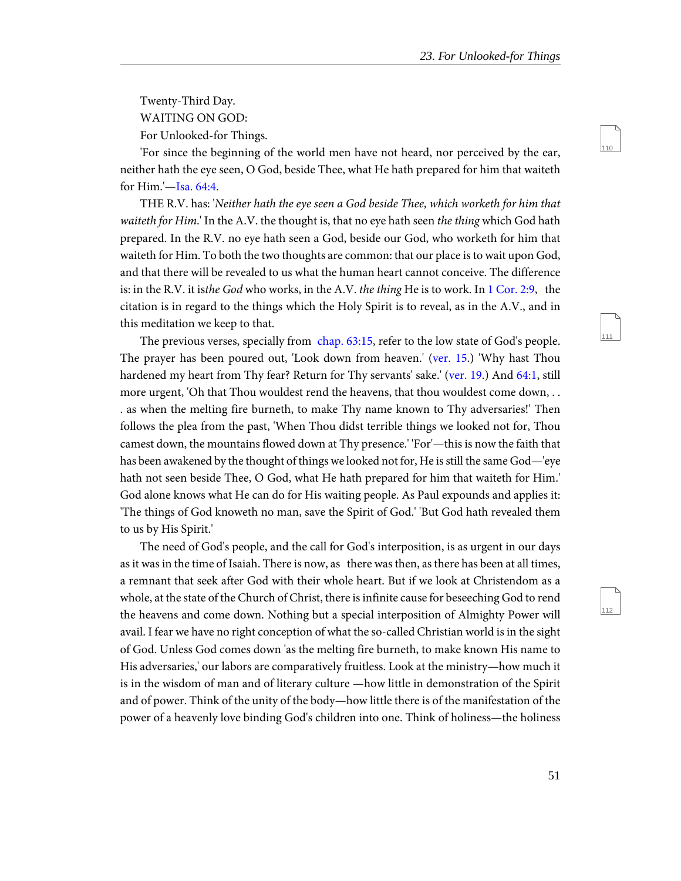Twenty-Third Day.

WAITING ON GOD:

For Unlooked-for Things.

'For since the beginning of the world men have not heard, nor perceived by the ear, neither hath the eye seen, O God, beside Thee, what He hath prepared for him that waiteth for Him.'—Isa. 64:4.

THE R.V. has: '*Neither hath the eye seen a God beside Thee, which worketh for him that waiteth for Him.*' In the A.V. the thought is, that no eye hath seen *the thing* which God hath prepared. In the R.V. no eye hath seen a God, beside our God, who worketh for him that waiteth for Him. To both the two thoughts are common: that our place is to wait upon God, and that there will be revealed to us what the human heart cannot conceive. The difference is: in the R.V. it is*the God* who works, in the A.V. *the thing* He is to work. In 1 Cor. 2:9, the citation is in regard to the things which the Holy Spirit is to reveal, as in the A.V., and in this meditation we keep to that.

The previous verses, specially from chap. 63:15, refer to the low state of God's people. The prayer has been poured out, 'Look down from heaven.' (ver. 15.) 'Why hast Thou hardened my heart from Thy fear? Return for Thy servants' sake.' (ver. 19.) And 64:1, still more urgent, 'Oh that Thou wouldest rend the heavens, that thou wouldest come down, . . . as when the melting fire burneth, to make Thy name known to Thy adversaries!' Then follows the plea from the past, 'When Thou didst terrible things we looked not for, Thou camest down, the mountains flowed down at Thy presence.' 'For'—this is now the faith that has been awakened by the thought of things we looked not for, He is still the same God—'eye hath not seen beside Thee, O God, what He hath prepared for him that waiteth for Him.' God alone knows what He can do for His waiting people. As Paul expounds and applies it: 'The things of God knoweth no man, save the Spirit of God.' 'But God hath revealed them to us by His Spirit.'

The need of God's people, and the call for God's interposition, is as urgent in our days as it was in the time of Isaiah. There is now, as there was then, as there has been at all times, a remnant that seek after God with their whole heart. But if we look at Christendom as a whole, at the state of the Church of Christ, there is infinite cause for beseeching God to rend the heavens and come down. Nothing but a special interposition of Almighty Power will avail. I fear we have no right conception of what the so-called Christian world is in the sight of God. Unless God comes down 'as the melting fire burneth, to make known His name to His adversaries,' our labors are comparatively fruitless. Look at the ministry—how much it is in the wisdom of man and of literary culture —how little in demonstration of the Spirit and of power. Think of the unity of the body—how little there is of the manifestation of the power of a heavenly love binding God's children into one. Think of holiness—the holiness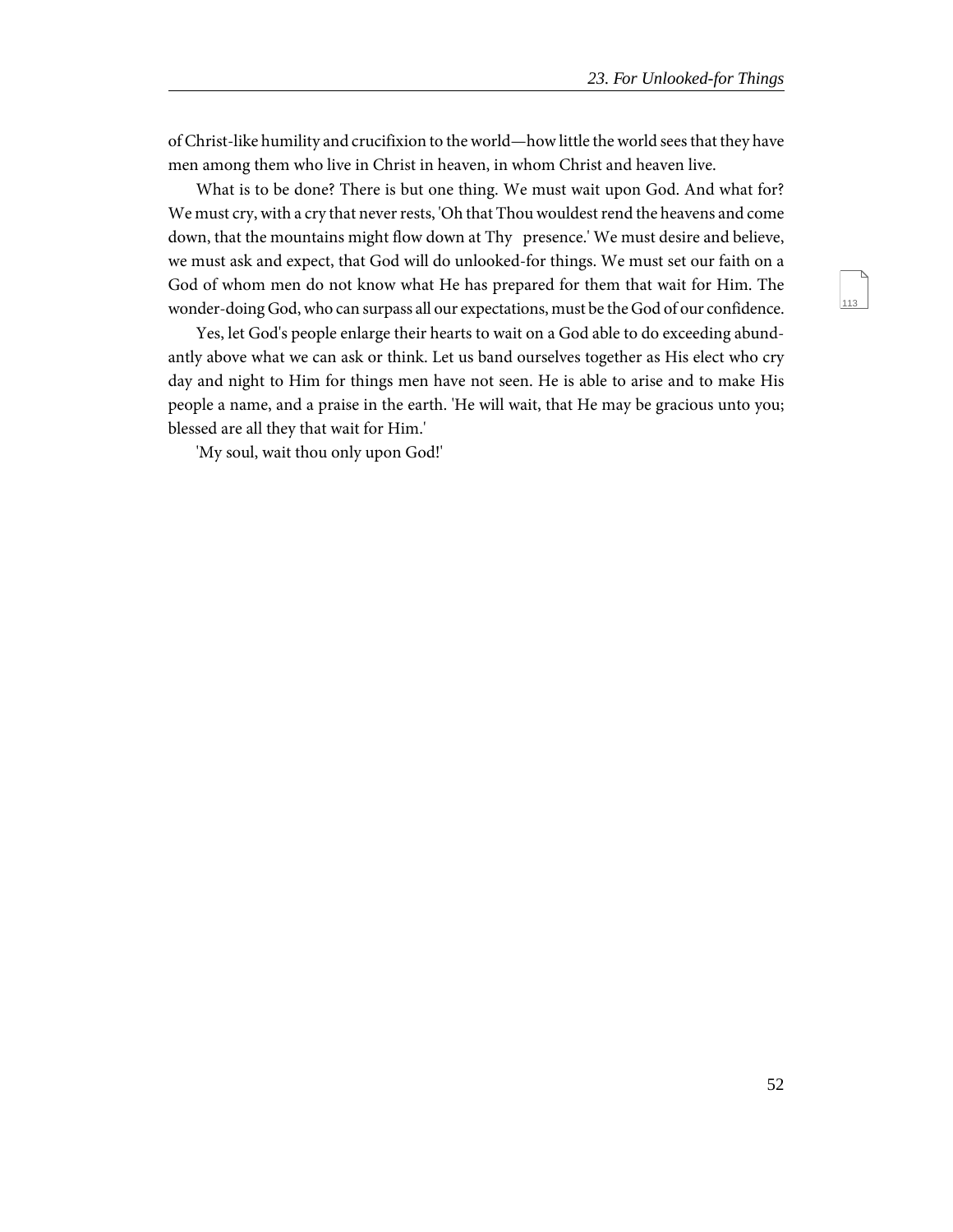of Christ-like humility and crucifixion to the world—how little the world sees that they have men among them who live in Christ in heaven, in whom Christ and heaven live.

What is to be done? There is but one thing. We must wait upon God. And what for? We must cry, with a cry that never rests, 'Oh that Thou wouldest rend the heavens and come down, that the mountains might flow down at Thy presence.' We must desire and believe, we must ask and expect, that God will do unlooked-for things. We must set our faith on a God of whom men do not know what He has prepared for them that wait for Him. The wonder-doing God, who can surpass all our expectations, must be the God of our confidence.

Yes, let God's people enlarge their hearts to wait on a God able to do exceeding abundantly above what we can ask or think. Let us band ourselves together as His elect who cry day and night to Him for things men have not seen. He is able to arise and to make His people a name, and a praise in the earth. 'He will wait, that He may be gracious unto you; blessed are all they that wait for Him.'

'My soul, wait thou only upon God!'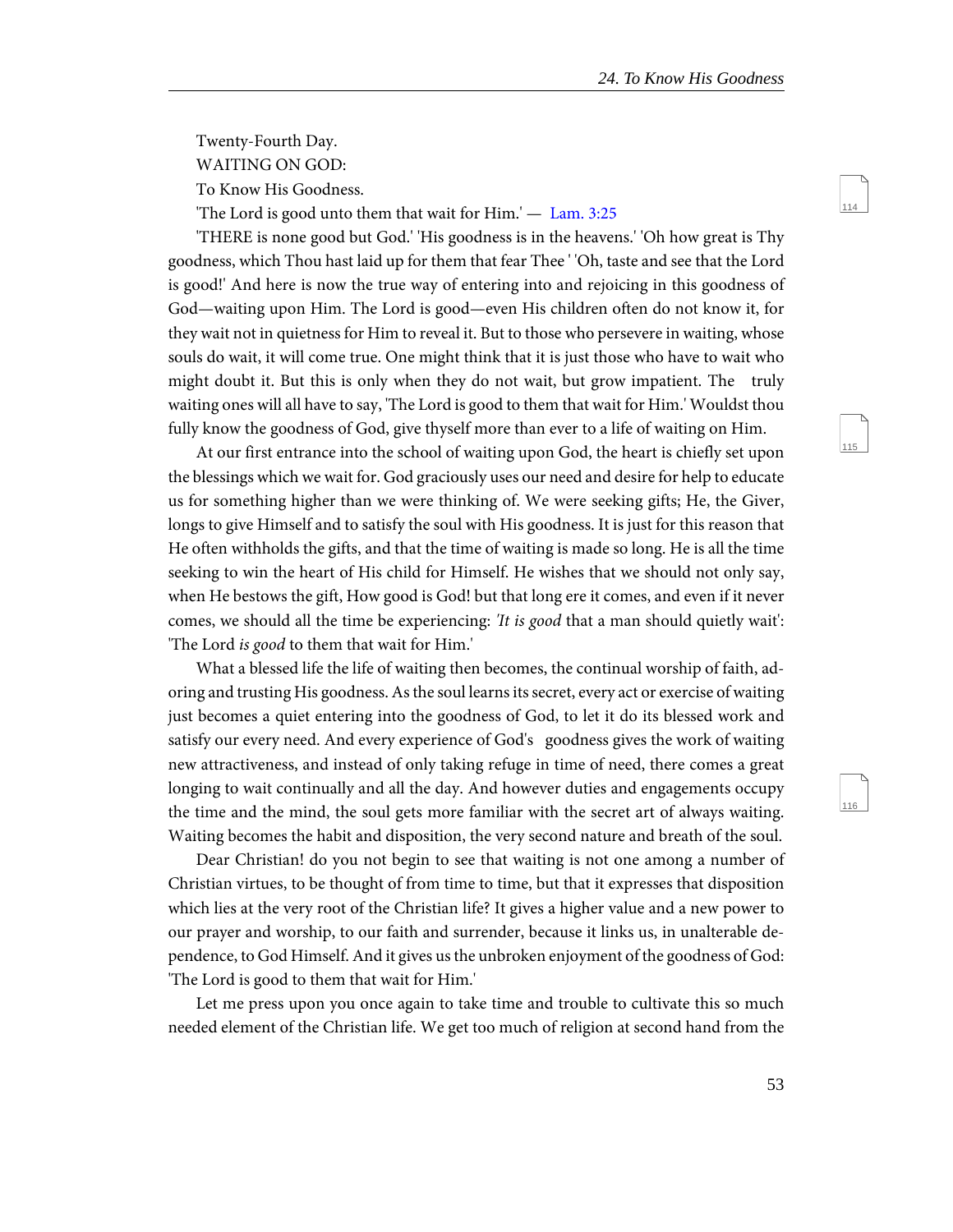Twenty-Fourth Day.

WAITING ON GOD:

To Know His Goodness.

'The Lord is good unto them that wait for Him.' — Lam. 3:25

'THERE is none good but God.' 'His goodness is in the heavens.' 'Oh how great is Thy goodness, which Thou hast laid up for them that fear Thee ' 'Oh, taste and see that the Lord is good!' And here is now the true way of entering into and rejoicing in this goodness of God—waiting upon Him. The Lord is good—even His children often do not know it, for they wait not in quietness for Him to reveal it. But to those who persevere in waiting, whose souls do wait, it will come true. One might think that it is just those who have to wait who might doubt it. But this is only when they do not wait, but grow impatient. The truly waiting ones will all have to say, 'The Lord is good to them that wait for Him.' Wouldst thou fully know the goodness of God, give thyself more than ever to a life of waiting on Him.

At our first entrance into the school of waiting upon God, the heart is chiefly set upon the blessings which we wait for. God graciously uses our need and desire for help to educate us for something higher than we were thinking of. We were seeking gifts; He, the Giver, longs to give Himself and to satisfy the soul with His goodness. It is just for this reason that He often withholds the gifts, and that the time of waiting is made so long. He is all the time seeking to win the heart of His child for Himself. He wishes that we should not only say, when He bestows the gift, How good is God! but that long ere it comes, and even if it never comes, we should all the time be experiencing: *'It is good* that a man should quietly wait': 'The Lord *is good* to them that wait for Him.'

What a blessed life the life of waiting then becomes, the continual worship of faith, adoring and trusting His goodness. As the soul learns its secret, every act or exercise of waiting just becomes a quiet entering into the goodness of God, to let it do its blessed work and satisfy our every need. And every experience of God's goodness gives the work of waiting new attractiveness, and instead of only taking refuge in time of need, there comes a great longing to wait continually and all the day. And however duties and engagements occupy the time and the mind, the soul gets more familiar with the secret art of always waiting. Waiting becomes the habit and disposition, the very second nature and breath of the soul.

Dear Christian! do you not begin to see that waiting is not one among a number of Christian virtues, to be thought of from time to time, but that it expresses that disposition which lies at the very root of the Christian life? It gives a higher value and a new power to our prayer and worship, to our faith and surrender, because it links us, in unalterable dependence, to God Himself. And it gives us the unbroken enjoyment of the goodness of God: 'The Lord is good to them that wait for Him.'

Let me press upon you once again to take time and trouble to cultivate this so much needed element of the Christian life. We get too much of religion at second hand from the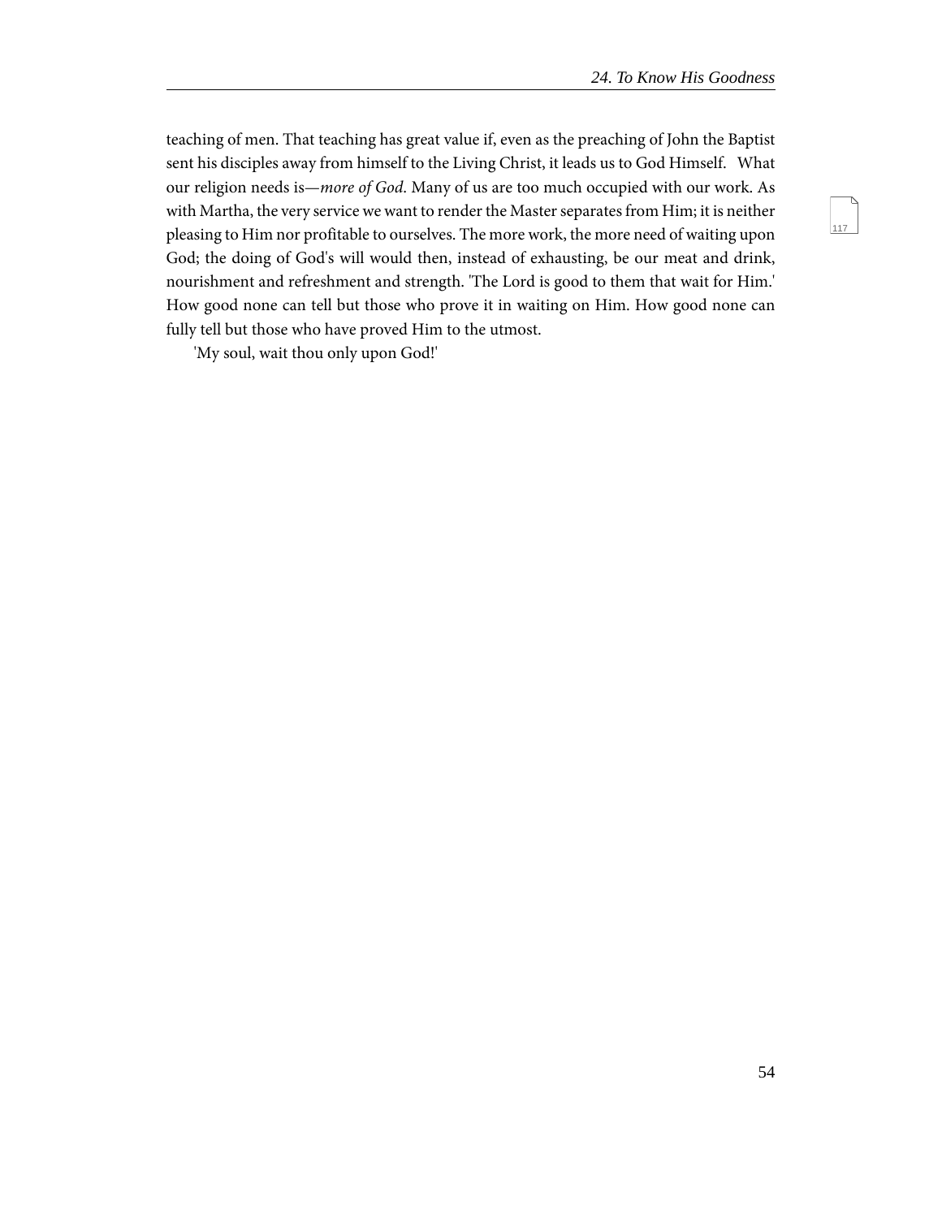teaching of men. That teaching has great value if, even as the preaching of John the Baptist sent his disciples away from himself to the Living Christ, it leads us to God Himself. What our religion needs is—*more of God*. Many of us are too much occupied with our work. As with Martha, the very service we want to render the Master separates from Him; it is neither pleasing to Him nor profitable to ourselves. The more work, the more need of waiting upon God; the doing of God's will would then, instead of exhausting, be our meat and drink, nourishment and refreshment and strength. 'The Lord is good to them that wait for Him.' How good none can tell but those who prove it in waiting on Him. How good none can fully tell but those who have proved Him to the utmost.

'My soul, wait thou only upon God!'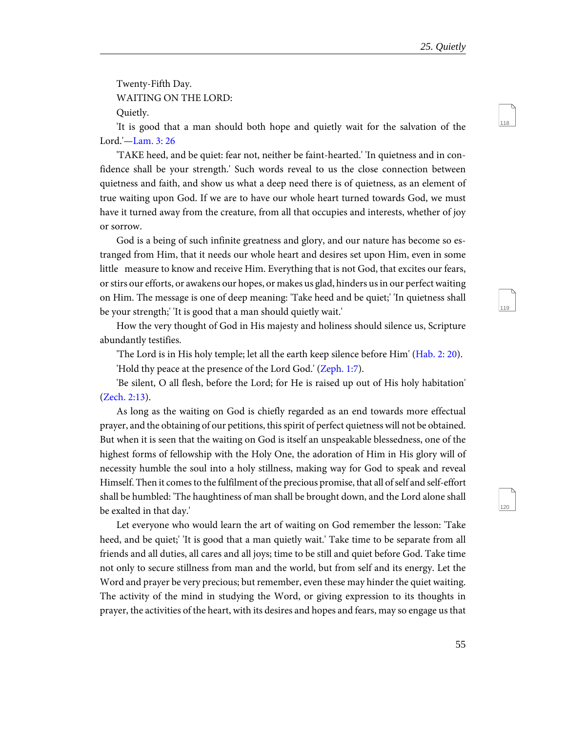Twenty-Fifth Day.

WAITING ON THE LORD:

Quietly.

'It is good that a man should both hope and quietly wait for the salvation of the Lord.'—Lam. 3: 26

'TAKE heed, and be quiet: fear not, neither be faint-hearted.' 'In quietness and in confidence shall be your strength.' Such words reveal to us the close connection between quietness and faith, and show us what a deep need there is of quietness, as an element of true waiting upon God. If we are to have our whole heart turned towards God, we must have it turned away from the creature, from all that occupies and interests, whether of joy or sorrow.

God is a being of such infinite greatness and glory, and our nature has become so estranged from Him, that it needs our whole heart and desires set upon Him, even in some little measure to know and receive Him. Everything that is not God, that excites our fears, or stirs our efforts, or awakens our hopes, or makes us glad, hinders us in our perfect waiting on Him. The message is one of deep meaning: 'Take heed and be quiet;' 'In quietness shall be your strength;' 'It is good that a man should quietly wait.'

How the very thought of God in His majesty and holiness should silence us, Scripture abundantly testifies.

'The Lord is in His holy temple; let all the earth keep silence before Him' (Hab. 2: 20).

'Hold thy peace at the presence of the Lord God.' (Zeph. 1:7).

'Be silent, O all flesh, before the Lord; for He is raised up out of His holy habitation' (Zech. 2:13).

As long as the waiting on God is chiefly regarded as an end towards more effectual prayer, and the obtaining of our petitions, this spirit of perfect quietness will not be obtained. But when it is seen that the waiting on God is itself an unspeakable blessedness, one of the highest forms of fellowship with the Holy One, the adoration of Him in His glory will of necessity humble the soul into a holy stillness, making way for God to speak and reveal Himself. Then it comes to the fulfilment of the precious promise, that all of self and self-effort shall be humbled: 'The haughtiness of man shall be brought down, and the Lord alone shall be exalted in that day.'

Let everyone who would learn the art of waiting on God remember the lesson: 'Take heed, and be quiet;' 'It is good that a man quietly wait.' Take time to be separate from all friends and all duties, all cares and all joys; time to be still and quiet before God. Take time not only to secure stillness from man and the world, but from self and its energy. Let the Word and prayer be very precious; but remember, even these may hinder the quiet waiting. The activity of the mind in studying the Word, or giving expression to its thoughts in prayer, the activities of the heart, with its desires and hopes and fears, may so engage us that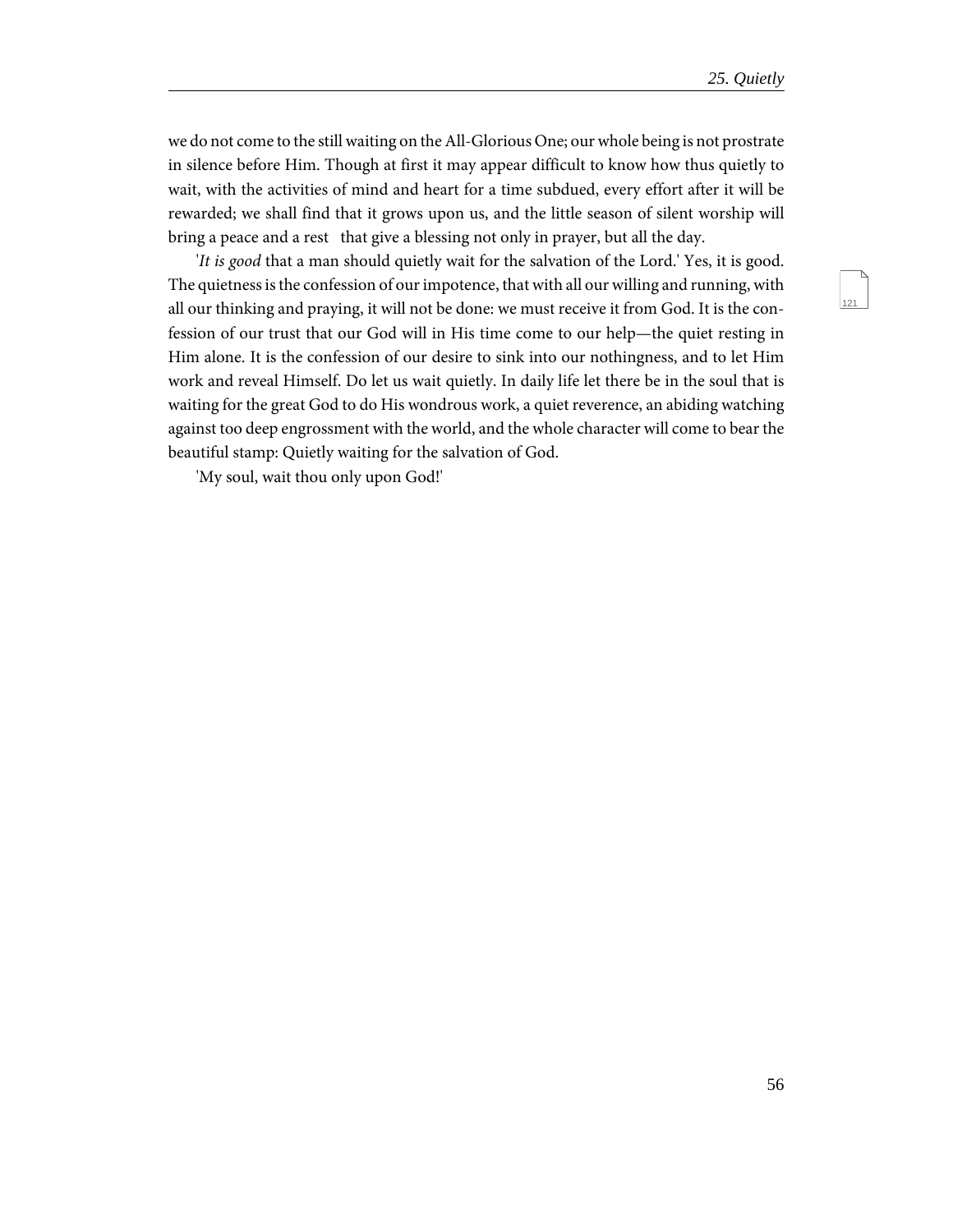we do not come to the still waiting on the All-Glorious One; our whole being is not prostrate in silence before Him. Though at first it may appear difficult to know how thus quietly to wait, with the activities of mind and heart for a time subdued, every effort after it will be rewarded; we shall find that it grows upon us, and the little season of silent worship will bring a peace and a rest that give a blessing not only in prayer, but all the day.

'*It is good* that a man should quietly wait for the salvation of the Lord.' Yes, it is good. The quietness is the confession of our impotence, that with all our willing and running, with all our thinking and praying, it will not be done: we must receive it from God. It is the confession of our trust that our God will in His time come to our help—the quiet resting in Him alone. It is the confession of our desire to sink into our nothingness, and to let Him work and reveal Himself. Do let us wait quietly. In daily life let there be in the soul that is waiting for the great God to do His wondrous work, a quiet reverence, an abiding watching against too deep engrossment with the world, and the whole character will come to bear the beautiful stamp: Quietly waiting for the salvation of God.

'My soul, wait thou only upon God!'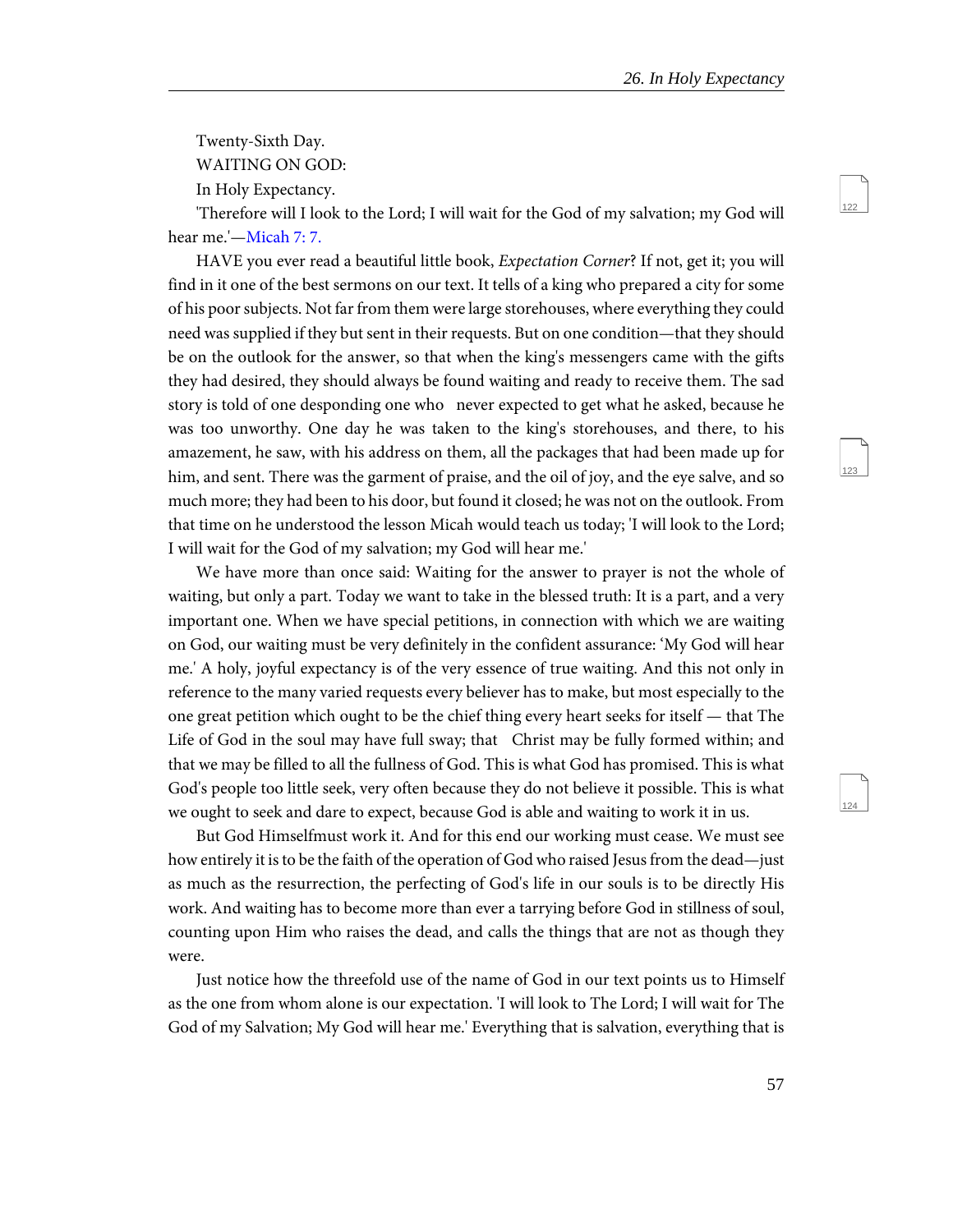Twenty-Sixth Day.

WAITING ON GOD:

In Holy Expectancy.

'Therefore will I look to the Lord; I will wait for the God of my salvation; my God will hear me.'—Micah 7: 7.

HAVE you ever read a beautiful little book, *Expectation Corner*? If not, get it; you will find in it one of the best sermons on our text. It tells of a king who prepared a city for some of his poor subjects. Not far from them were large storehouses, where everything they could need was supplied if they but sent in their requests. But on one condition—that they should be on the outlook for the answer, so that when the king's messengers came with the gifts they had desired, they should always be found waiting and ready to receive them. The sad story is told of one desponding one who never expected to get what he asked, because he was too unworthy. One day he was taken to the king's storehouses, and there, to his amazement, he saw, with his address on them, all the packages that had been made up for him, and sent. There was the garment of praise, and the oil of joy, and the eye salve, and so much more; they had been to his door, but found it closed; he was not on the outlook. From that time on he understood the lesson Micah would teach us today; 'I will look to the Lord; I will wait for the God of my salvation; my God will hear me.'

We have more than once said: Waiting for the answer to prayer is not the whole of waiting, but only a part. Today we want to take in the blessed truth: It is a part, and a very important one. When we have special petitions, in connection with which we are waiting on God, our waiting must be very definitely in the confident assurance: 'My God will hear me.' A holy, joyful expectancy is of the very essence of true waiting. And this not only in reference to the many varied requests every believer has to make, but most especially to the one great petition which ought to be the chief thing every heart seeks for itself — that The Life of God in the soul may have full sway; that Christ may be fully formed within; and that we may be filled to all the fullness of God. This is what God has promised. This is what God's people too little seek, very often because they do not believe it possible. This is what we ought to seek and dare to expect, because God is able and waiting to work it in us.

But God Himselfmust work it. And for this end our working must cease. We must see how entirely it is to be the faith of the operation of God who raised Jesus from the dead—just as much as the resurrection, the perfecting of God's life in our souls is to be directly His work. And waiting has to become more than ever a tarrying before God in stillness of soul, counting upon Him who raises the dead, and calls the things that are not as though they were.

Just notice how the threefold use of the name of God in our text points us to Himself as the one from whom alone is our expectation. 'I will look to The Lord; I will wait for The God of my Salvation; My God will hear me.' Everything that is salvation, everything that is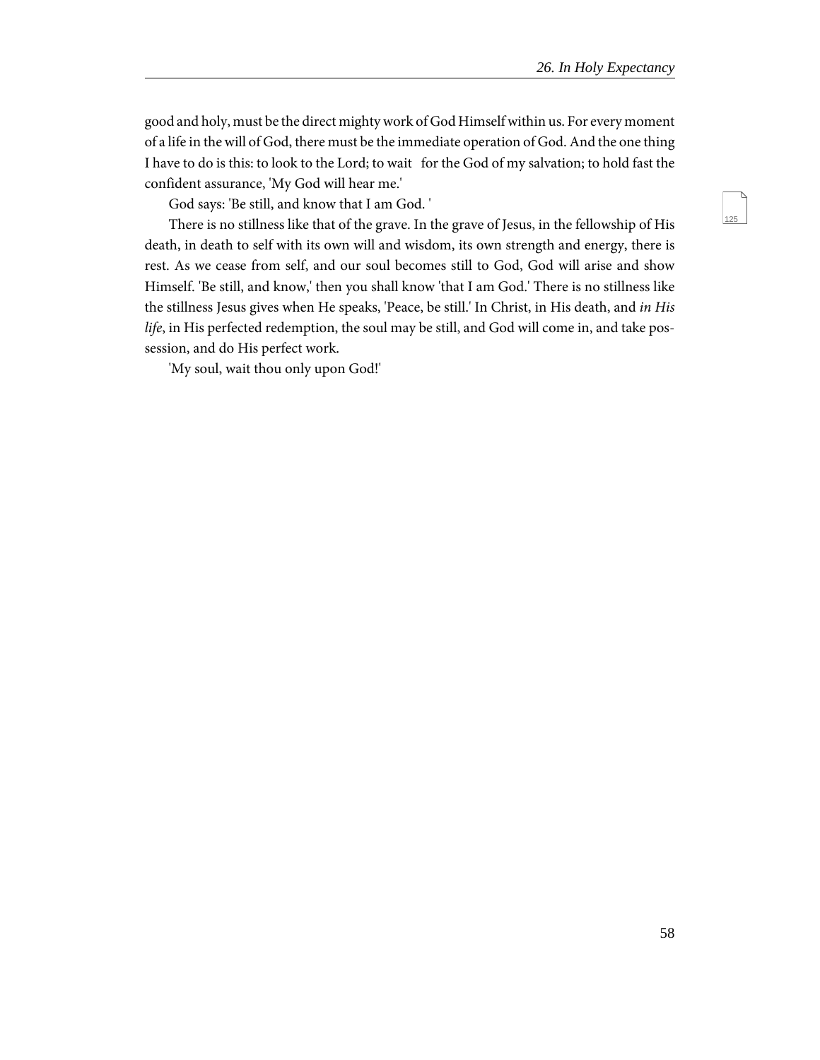good and holy, must be the direct mighty work of God Himself within us. For every moment of a life in the will of God, there must be the immediate operation of God. And the one thing I have to do is this: to look to the Lord; to wait for the God of my salvation; to hold fast the confident assurance, 'My God will hear me.'

God says: 'Be still, and know that I am God. '

There is no stillness like that of the grave. In the grave of Jesus, in the fellowship of His death, in death to self with its own will and wisdom, its own strength and energy, there is rest. As we cease from self, and our soul becomes still to God, God will arise and show Himself. 'Be still, and know,' then you shall know 'that I am God.' There is no stillness like the stillness Jesus gives when He speaks, 'Peace, be still.' In Christ, in His death, and *in His life*, in His perfected redemption, the soul may be still, and God will come in, and take possession, and do His perfect work.

'My soul, wait thou only upon God!'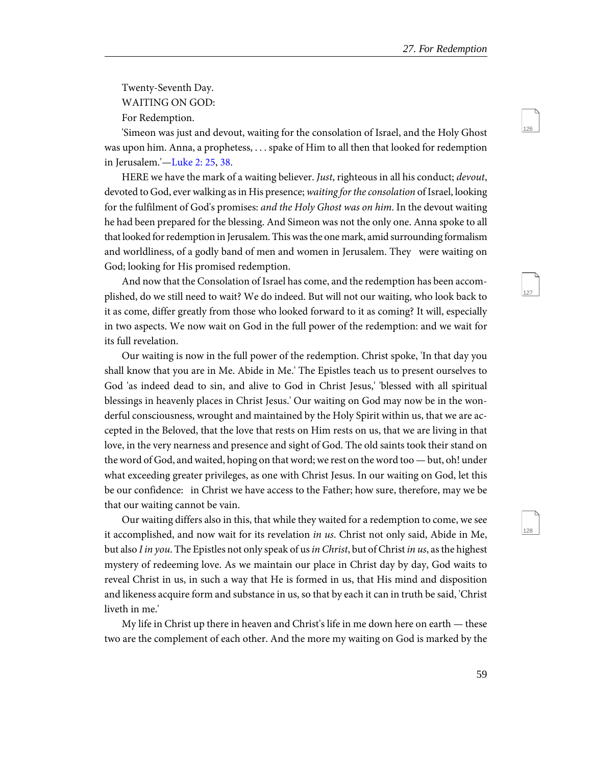Twenty-Seventh Day.

WAITING ON GOD:

For Redemption.

'Simeon was just and devout, waiting for the consolation of Israel, and the Holy Ghost was upon him. Anna, a prophetess, . . . spake of Him to all then that looked for redemption in Jerusalem.'—Luke 2: 25, 38.

HERE we have the mark of a waiting believer. *Just*, righteous in all his conduct; *devout*, devoted to God, ever walking as in His presence; *waiting for the consolation* of Israel, looking for the fulfilment of God's promises: *and the Holy Ghost was on him*. In the devout waiting he had been prepared for the blessing. And Simeon was not the only one. Anna spoke to all that looked for redemption in Jerusalem. This was the one mark, amid surrounding formalism and worldliness, of a godly band of men and women in Jerusalem. They were waiting on God; looking for His promised redemption.

And now that the Consolation of Israel has come, and the redemption has been accomplished, do we still need to wait? We do indeed. But will not our waiting, who look back to it as come, differ greatly from those who looked forward to it as coming? It will, especially in two aspects. We now wait on God in the full power of the redemption: and we wait for its full revelation.

Our waiting is now in the full power of the redemption. Christ spoke, 'In that day you shall know that you are in Me. Abide in Me.' The Epistles teach us to present ourselves to God 'as indeed dead to sin, and alive to God in Christ Jesus,' 'blessed with all spiritual blessings in heavenly places in Christ Jesus.' Our waiting on God may now be in the wonderful consciousness, wrought and maintained by the Holy Spirit within us, that we are accepted in the Beloved, that the love that rests on Him rests on us, that we are living in that love, in the very nearness and presence and sight of God. The old saints took their stand on the word of God, and waited, hoping on that word; we rest on the word too — but, oh! under what exceeding greater privileges, as one with Christ Jesus. In our waiting on God, let this be our confidence: in Christ we have access to the Father; how sure, therefore, may we be that our waiting cannot be vain.

Our waiting differs also in this, that while they waited for a redemption to come, we see it accomplished, and now wait for its revelation *in us*. Christ not only said, Abide in Me, but also *I in you*. The Epistles not only speak of us *in Christ*, but of Christ *in us*, as the highest mystery of redeeming love. As we maintain our place in Christ day by day, God waits to reveal Christ in us, in such a way that He is formed in us, that His mind and disposition and likeness acquire form and substance in us, so that by each it can in truth be said, 'Christ liveth in me.'

My life in Christ up there in heaven and Christ's life in me down here on earth — these two are the complement of each other. And the more my waiting on God is marked by the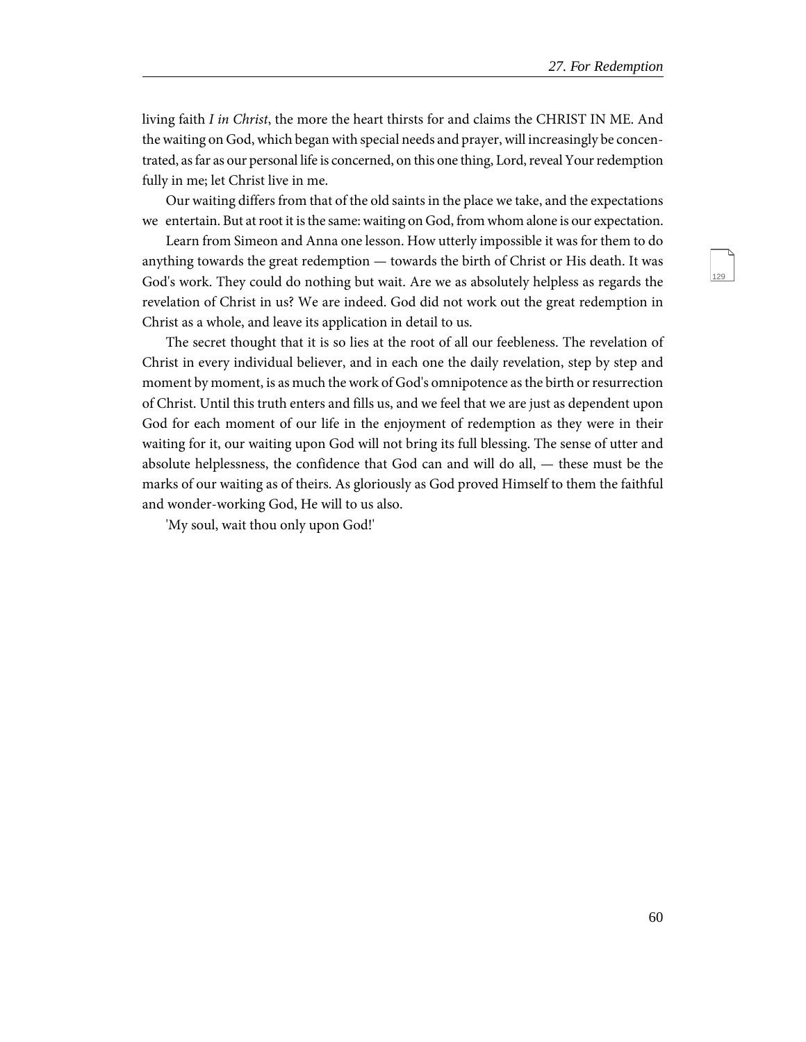living faith *I in Christ*, the more the heart thirsts for and claims the CHRIST IN ME. And the waiting on God, which began with special needs and prayer, will increasingly be concentrated, as far as our personal life is concerned, on this one thing, Lord, reveal Your redemption fully in me; let Christ live in me.

Our waiting differs from that of the old saints in the place we take, and the expectations we entertain. But at root it is the same: waiting on God, from whom alone is our expectation.

Learn from Simeon and Anna one lesson. How utterly impossible it was for them to do anything towards the great redemption — towards the birth of Christ or His death. It was God's work. They could do nothing but wait. Are we as absolutely helpless as regards the revelation of Christ in us? We are indeed. God did not work out the great redemption in Christ as a whole, and leave its application in detail to us.

The secret thought that it is so lies at the root of all our feebleness. The revelation of Christ in every individual believer, and in each one the daily revelation, step by step and moment by moment, is as much the work of God's omnipotence as the birth or resurrection of Christ. Until this truth enters and fills us, and we feel that we are just as dependent upon God for each moment of our life in the enjoyment of redemption as they were in their waiting for it, our waiting upon God will not bring its full blessing. The sense of utter and absolute helplessness, the confidence that God can and will do all, — these must be the marks of our waiting as of theirs. As gloriously as God proved Himself to them the faithful and wonder-working God, He will to us also.

'My soul, wait thou only upon God!'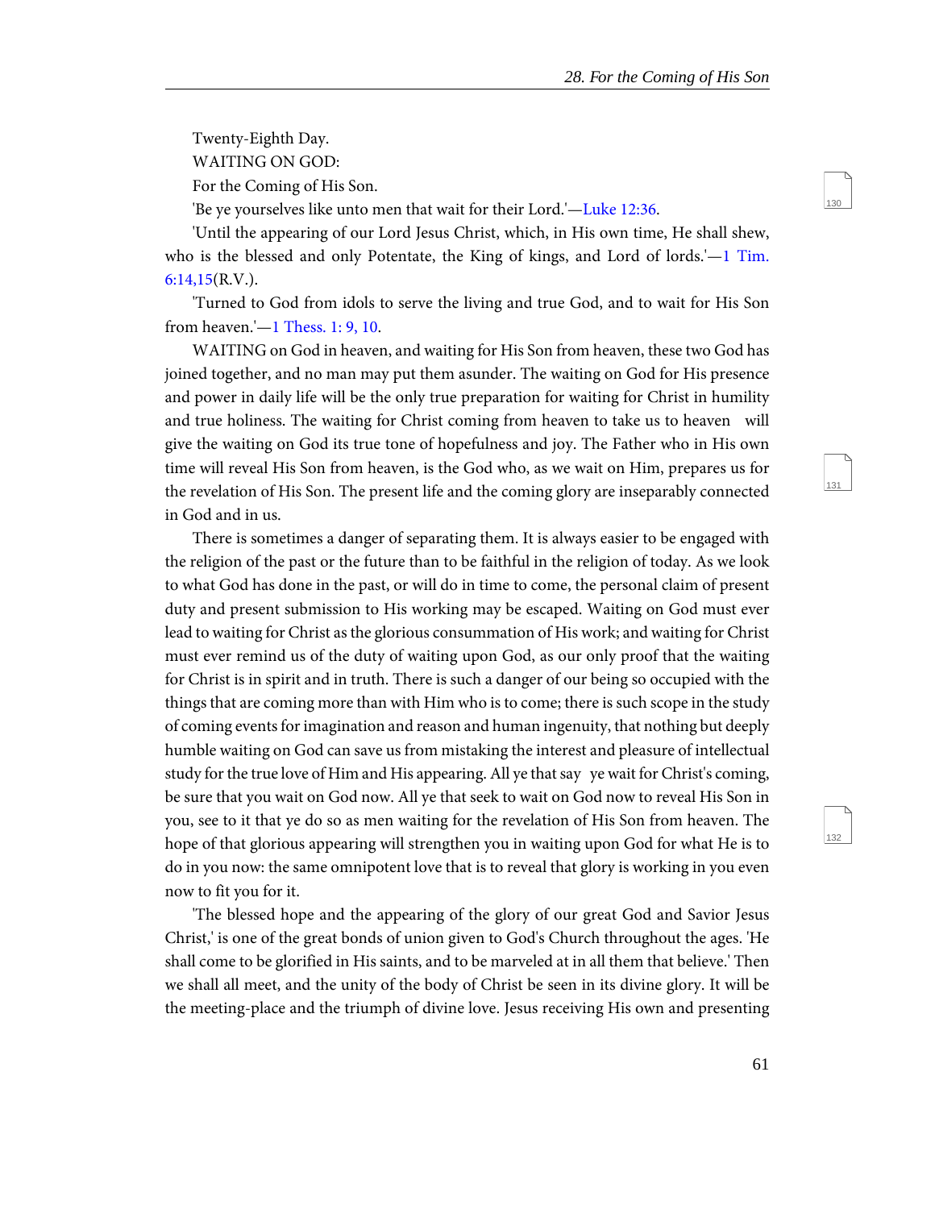Twenty-Eighth Day.

WAITING ON GOD:

For the Coming of His Son.

'Be ye yourselves like unto men that wait for their Lord.'—Luke 12:36.

'Until the appearing of our Lord Jesus Christ, which, in His own time, He shall shew, who is the blessed and only Potentate, the King of kings, and Lord of lords.'—1 Tim. 6:14,15(R.V.).

'Turned to God from idols to serve the living and true God, and to wait for His Son from heaven.'—1 Thess. 1: 9, 10.

WAITING on God in heaven, and waiting for His Son from heaven, these two God has joined together, and no man may put them asunder. The waiting on God for His presence and power in daily life will be the only true preparation for waiting for Christ in humility and true holiness. The waiting for Christ coming from heaven to take us to heaven will give the waiting on God its true tone of hopefulness and joy. The Father who in His own time will reveal His Son from heaven, is the God who, as we wait on Him, prepares us for the revelation of His Son. The present life and the coming glory are inseparably connected in God and in us.

There is sometimes a danger of separating them. It is always easier to be engaged with the religion of the past or the future than to be faithful in the religion of today. As we look to what God has done in the past, or will do in time to come, the personal claim of present duty and present submission to His working may be escaped. Waiting on God must ever lead to waiting for Christ as the glorious consummation of His work; and waiting for Christ must ever remind us of the duty of waiting upon God, as our only proof that the waiting for Christ is in spirit and in truth. There is such a danger of our being so occupied with the things that are coming more than with Him who is to come; there is such scope in the study of coming events for imagination and reason and human ingenuity, that nothing but deeply humble waiting on God can save us from mistaking the interest and pleasure of intellectual study for the true love of Him and His appearing. All ye that say ye wait for Christ's coming, be sure that you wait on God now. All ye that seek to wait on God now to reveal His Son in you, see to it that ye do so as men waiting for the revelation of His Son from heaven. The hope of that glorious appearing will strengthen you in waiting upon God for what He is to do in you now: the same omnipotent love that is to reveal that glory is working in you even now to fit you for it.

'The blessed hope and the appearing of the glory of our great God and Savior Jesus Christ,' is one of the great bonds of union given to God's Church throughout the ages. 'He shall come to be glorified in His saints, and to be marveled at in all them that believe.' Then we shall all meet, and the unity of the body of Christ be seen in its divine glory. It will be the meeting-place and the triumph of divine love. Jesus receiving His own and presenting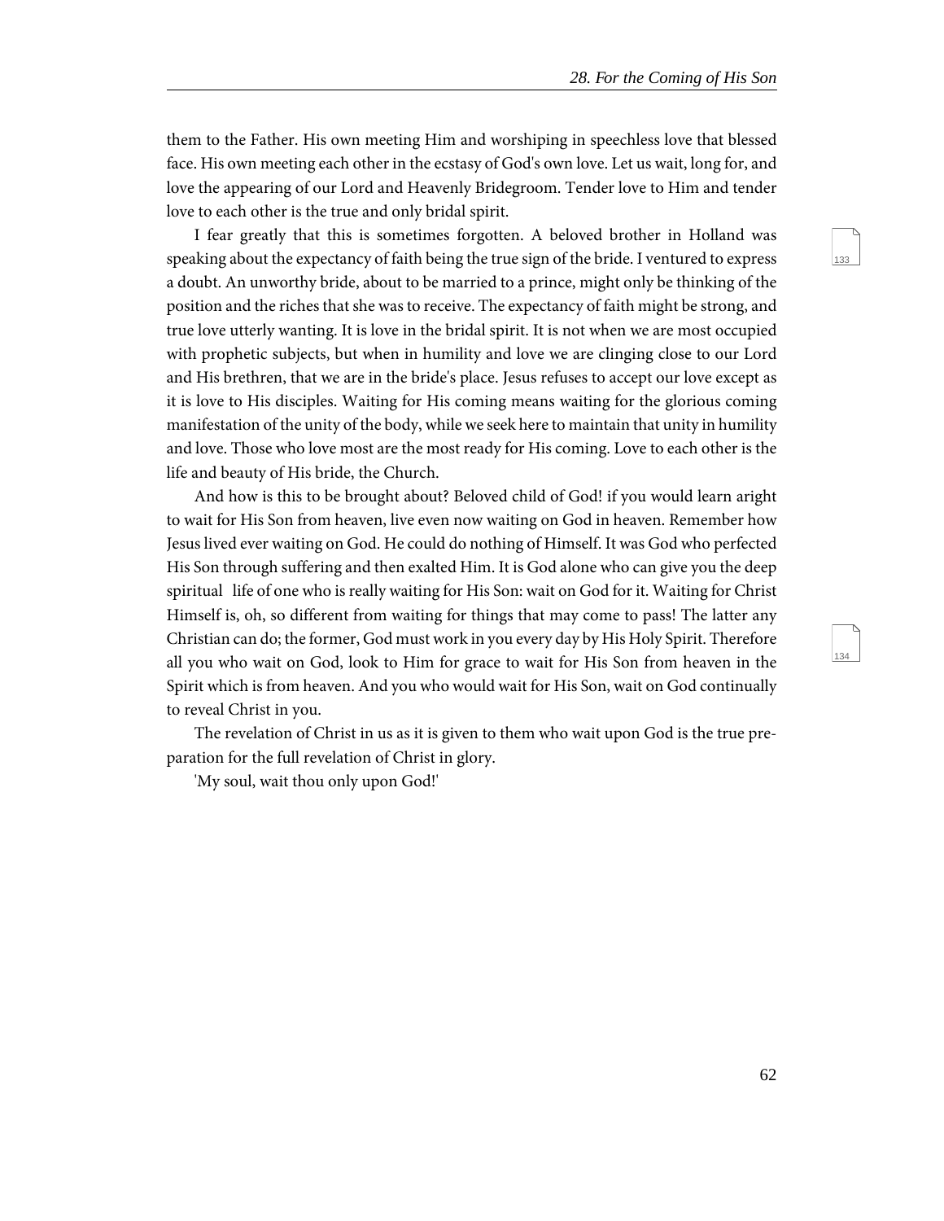them to the Father. His own meeting Him and worshiping in speechless love that blessed face. His own meeting each other in the ecstasy of God's own love. Let us wait, long for, and love the appearing of our Lord and Heavenly Bridegroom. Tender love to Him and tender love to each other is the true and only bridal spirit.

I fear greatly that this is sometimes forgotten. A beloved brother in Holland was speaking about the expectancy of faith being the true sign of the bride. I ventured to express a doubt. An unworthy bride, about to be married to a prince, might only be thinking of the position and the riches that she was to receive. The expectancy of faith might be strong, and true love utterly wanting. It is love in the bridal spirit. It is not when we are most occupied with prophetic subjects, but when in humility and love we are clinging close to our Lord and His brethren, that we are in the bride's place. Jesus refuses to accept our love except as it is love to His disciples. Waiting for His coming means waiting for the glorious coming manifestation of the unity of the body, while we seek here to maintain that unity in humility and love. Those who love most are the most ready for His coming. Love to each other is the life and beauty of His bride, the Church.

And how is this to be brought about? Beloved child of God! if you would learn aright to wait for His Son from heaven, live even now waiting on God in heaven. Remember how Jesus lived ever waiting on God. He could do nothing of Himself. It was God who perfected His Son through suffering and then exalted Him. It is God alone who can give you the deep spiritual life of one who is really waiting for His Son: wait on God for it. Waiting for Christ Himself is, oh, so different from waiting for things that may come to pass! The latter any Christian can do; the former, God must work in you every day by His Holy Spirit. Therefore all you who wait on God, look to Him for grace to wait for His Son from heaven in the Spirit which is from heaven. And you who would wait for His Son, wait on God continually to reveal Christ in you.

The revelation of Christ in us as it is given to them who wait upon God is the true preparation for the full revelation of Christ in glory.

'My soul, wait thou only upon God!'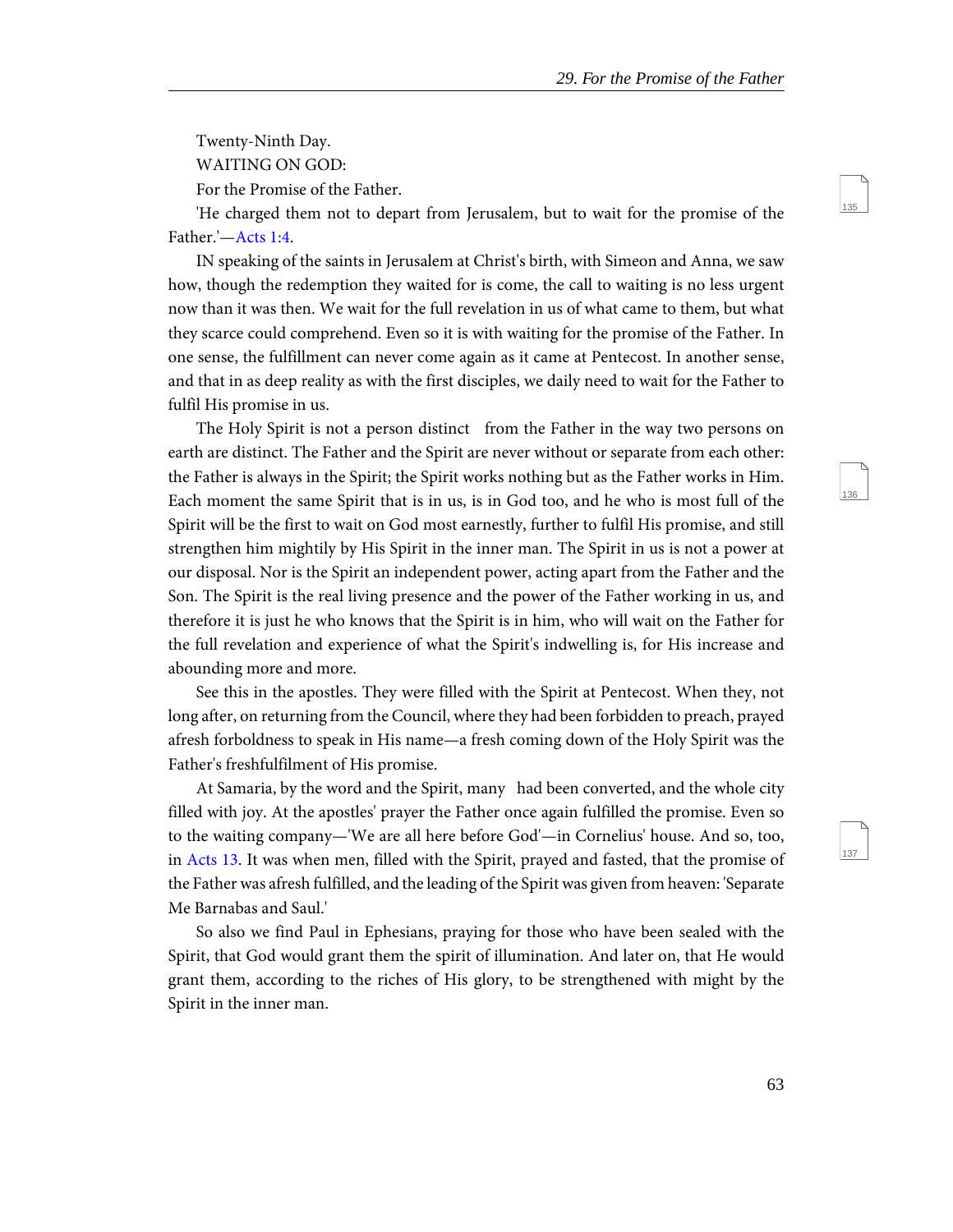Twenty-Ninth Day.

WAITING ON GOD:

For the Promise of the Father.

'He charged them not to depart from Jerusalem, but to wait for the promise of the Father.'—Acts 1:4.

IN speaking of the saints in Jerusalem at Christ's birth, with Simeon and Anna, we saw how, though the redemption they waited for is come, the call to waiting is no less urgent now than it was then. We wait for the full revelation in us of what came to them, but what they scarce could comprehend. Even so it is with waiting for the promise of the Father. In one sense, the fulfillment can never come again as it came at Pentecost. In another sense, and that in as deep reality as with the first disciples, we daily need to wait for the Father to fulfil His promise in us.

The Holy Spirit is not a person distinct from the Father in the way two persons on earth are distinct. The Father and the Spirit are never without or separate from each other: the Father is always in the Spirit; the Spirit works nothing but as the Father works in Him. Each moment the same Spirit that is in us, is in God too, and he who is most full of the Spirit will be the first to wait on God most earnestly, further to fulfil His promise, and still strengthen him mightily by His Spirit in the inner man. The Spirit in us is not a power at our disposal. Nor is the Spirit an independent power, acting apart from the Father and the Son. The Spirit is the real living presence and the power of the Father working in us, and therefore it is just he who knows that the Spirit is in him, who will wait on the Father for the full revelation and experience of what the Spirit's indwelling is, for His increase and abounding more and more.

See this in the apostles. They were filled with the Spirit at Pentecost. When they, not long after, on returning from the Council, where they had been forbidden to preach, prayed afresh forboldness to speak in His name—a fresh coming down of the Holy Spirit was the Father's freshfulfilment of His promise.

At Samaria, by the word and the Spirit, many had been converted, and the whole city filled with joy. At the apostles' prayer the Father once again fulfilled the promise. Even so to the waiting company—'We are all here before God'—in Cornelius' house. And so, too, in Acts 13. It was when men, filled with the Spirit, prayed and fasted, that the promise of the Father was afresh fulfilled, and the leading of the Spirit was given from heaven: 'Separate Me Barnabas and Saul.'

So also we find Paul in Ephesians, praying for those who have been sealed with the Spirit, that God would grant them the spirit of illumination. And later on, that He would grant them, according to the riches of His glory, to be strengthened with might by the Spirit in the inner man.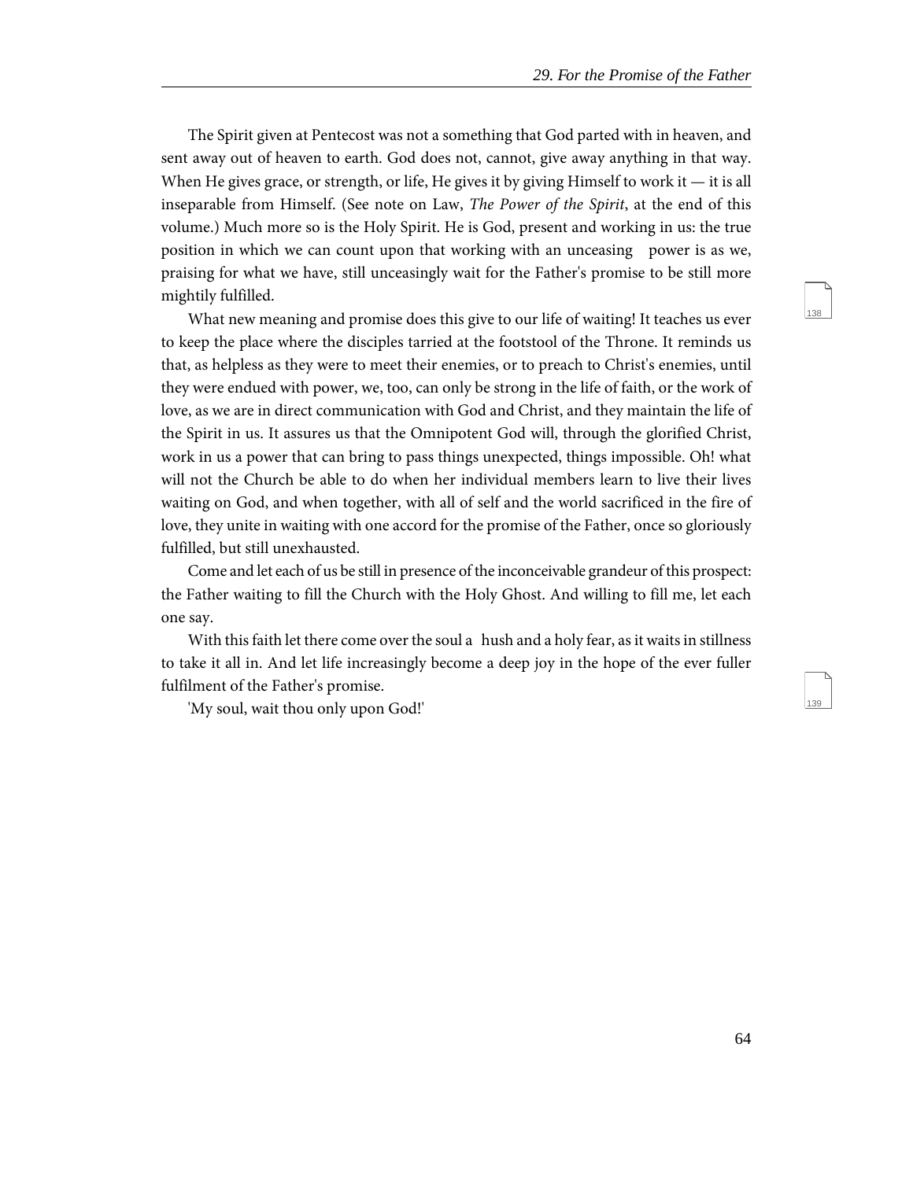The Spirit given at Pentecost was not a something that God parted with in heaven, and sent away out of heaven to earth. God does not, cannot, give away anything in that way. When He gives grace, or strength, or life, He gives it by giving Himself to work it — it is all inseparable from Himself. (See note on Law, *The Power of the Spirit*, at the end of this volume.) Much more so is the Holy Spirit. He is God, present and working in us: the true position in which we can count upon that working with an unceasing power is as we, praising for what we have, still unceasingly wait for the Father's promise to be still more mightily fulfilled.

What new meaning and promise does this give to our life of waiting! It teaches us ever to keep the place where the disciples tarried at the footstool of the Throne. It reminds us that, as helpless as they were to meet their enemies, or to preach to Christ's enemies, until they were endued with power, we, too, can only be strong in the life of faith, or the work of love, as we are in direct communication with God and Christ, and they maintain the life of the Spirit in us. It assures us that the Omnipotent God will, through the glorified Christ, work in us a power that can bring to pass things unexpected, things impossible. Oh! what will not the Church be able to do when her individual members learn to live their lives waiting on God, and when together, with all of self and the world sacrificed in the fire of love, they unite in waiting with one accord for the promise of the Father, once so gloriously fulfilled, but still unexhausted.

Come and let each of us be still in presence of the inconceivable grandeur of this prospect: the Father waiting to fill the Church with the Holy Ghost. And willing to fill me, let each one say.

With this faith let there come over the soul a hush and a holy fear, as it waits in stillness to take it all in. And let life increasingly become a deep joy in the hope of the ever fuller fulfilment of the Father's promise.

'My soul, wait thou only upon God!'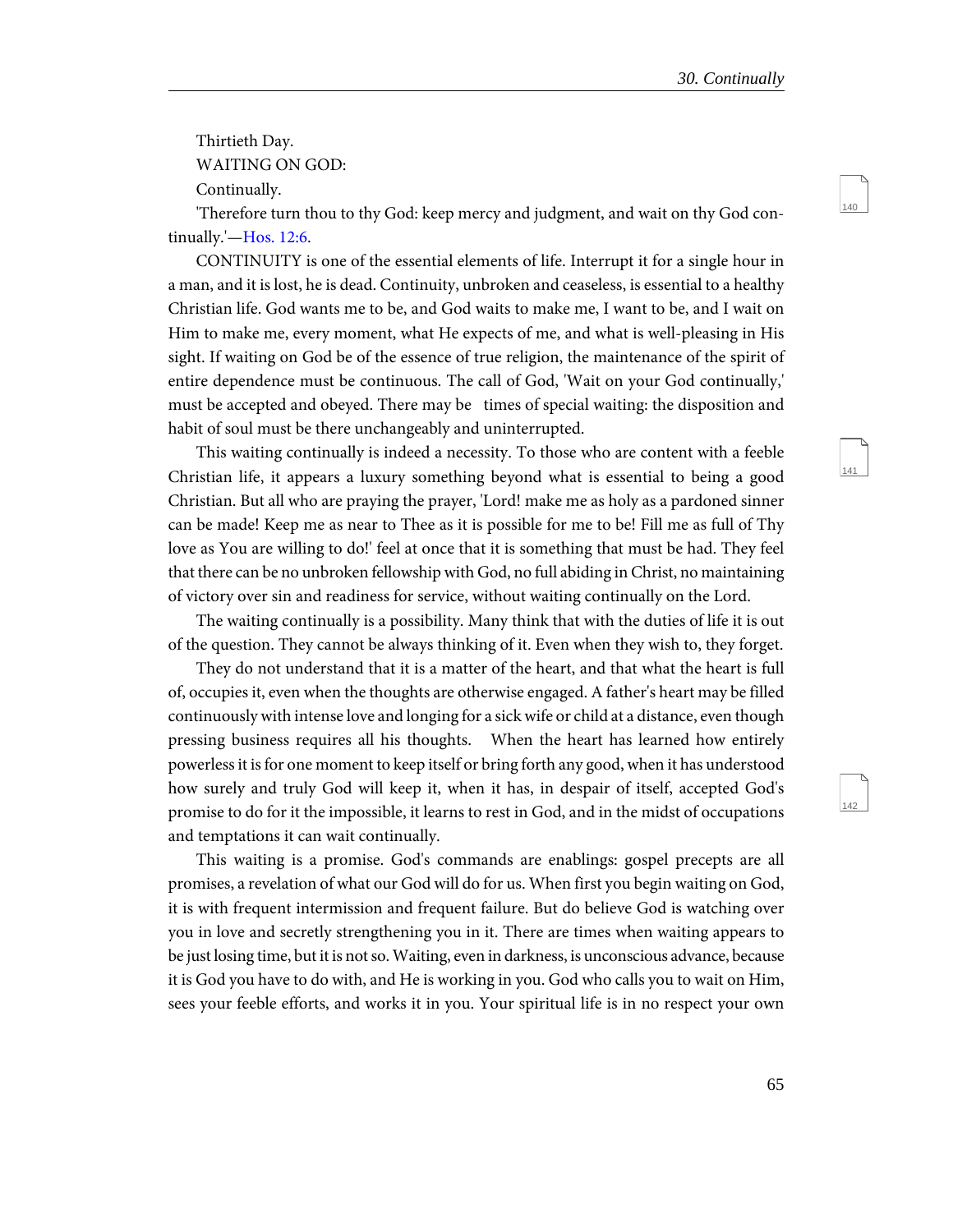Thirtieth Day.

WAITING ON GOD:

Continually.

'Therefore turn thou to thy God: keep mercy and judgment, and wait on thy God continually.'—Hos. 12:6.

CONTINUITY is one of the essential elements of life. Interrupt it for a single hour in a man, and it is lost, he is dead. Continuity, unbroken and ceaseless, is essential to a healthy Christian life. God wants me to be, and God waits to make me, I want to be, and I wait on Him to make me, every moment, what He expects of me, and what is well-pleasing in His sight. If waiting on God be of the essence of true religion, the maintenance of the spirit of entire dependence must be continuous. The call of God, 'Wait on your God continually,' must be accepted and obeyed. There may be times of special waiting: the disposition and habit of soul must be there unchangeably and uninterrupted.

This waiting continually is indeed a necessity. To those who are content with a feeble Christian life, it appears a luxury something beyond what is essential to being a good Christian. But all who are praying the prayer, 'Lord! make me as holy as a pardoned sinner can be made! Keep me as near to Thee as it is possible for me to be! Fill me as full of Thy love as You are willing to do!' feel at once that it is something that must be had. They feel that there can be no unbroken fellowship with God, no full abiding in Christ, no maintaining of victory over sin and readiness for service, without waiting continually on the Lord.

The waiting continually is a possibility. Many think that with the duties of life it is out of the question. They cannot be always thinking of it. Even when they wish to, they forget.

They do not understand that it is a matter of the heart, and that what the heart is full of, occupies it, even when the thoughts are otherwise engaged. A father's heart may be filled continuously with intense love and longing for a sick wife or child at a distance, even though pressing business requires all his thoughts. When the heart has learned how entirely powerless it is for one moment to keep itself or bring forth any good, when it has understood how surely and truly God will keep it, when it has, in despair of itself, accepted God's promise to do for it the impossible, it learns to rest in God, and in the midst of occupations and temptations it can wait continually.

This waiting is a promise. God's commands are enablings: gospel precepts are all promises, a revelation of what our God will do for us. When first you begin waiting on God, it is with frequent intermission and frequent failure. But do believe God is watching over you in love and secretly strengthening you in it. There are times when waiting appears to be just losing time, but it is not so. Waiting, even in darkness, is unconscious advance, because it is God you have to do with, and He is working in you. God who calls you to wait on Him, sees your feeble efforts, and works it in you. Your spiritual life is in no respect your own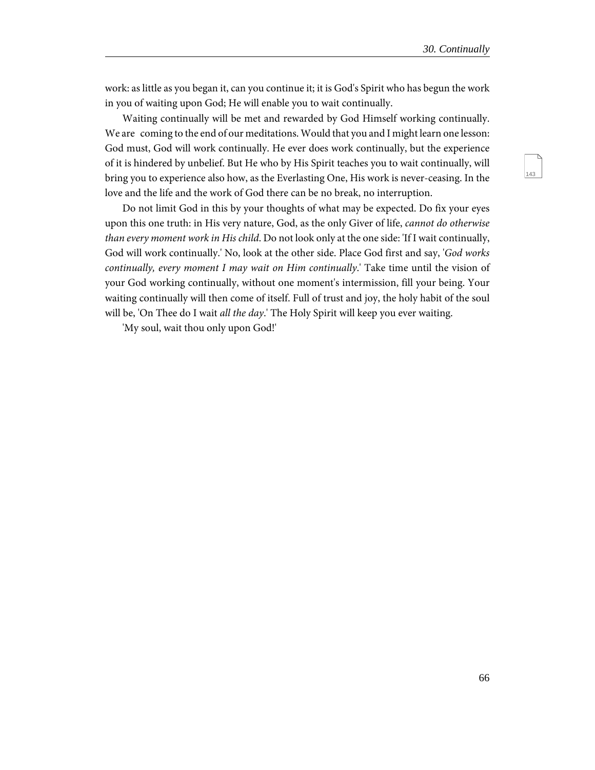work: as little as you began it, can you continue it; it is God's Spirit who has begun the work in you of waiting upon God; He will enable you to wait continually.

Waiting continually will be met and rewarded by God Himself working continually. We are coming to the end of our meditations. Would that you and I might learn one lesson: God must, God will work continually. He ever does work continually, but the experience of it is hindered by unbelief. But He who by His Spirit teaches you to wait continually, will bring you to experience also how, as the Everlasting One, His work is never-ceasing. In the love and the life and the work of God there can be no break, no interruption.

Do not limit God in this by your thoughts of what may be expected. Do fix your eyes upon this one truth: in His very nature, God, as the only Giver of life, *cannot do otherwise than every moment work in His child*. Do not look only at the one side: 'If I wait continually, God will work continually.' No, look at the other side. Place God first and say, '*God works continually, every moment I may wait on Him continually*.' Take time until the vision of your God working continually, without one moment's intermission, fill your being. Your waiting continually will then come of itself. Full of trust and joy, the holy habit of the soul will be, 'On Thee do I wait *all the day*.' The Holy Spirit will keep you ever waiting.

'My soul, wait thou only upon God!'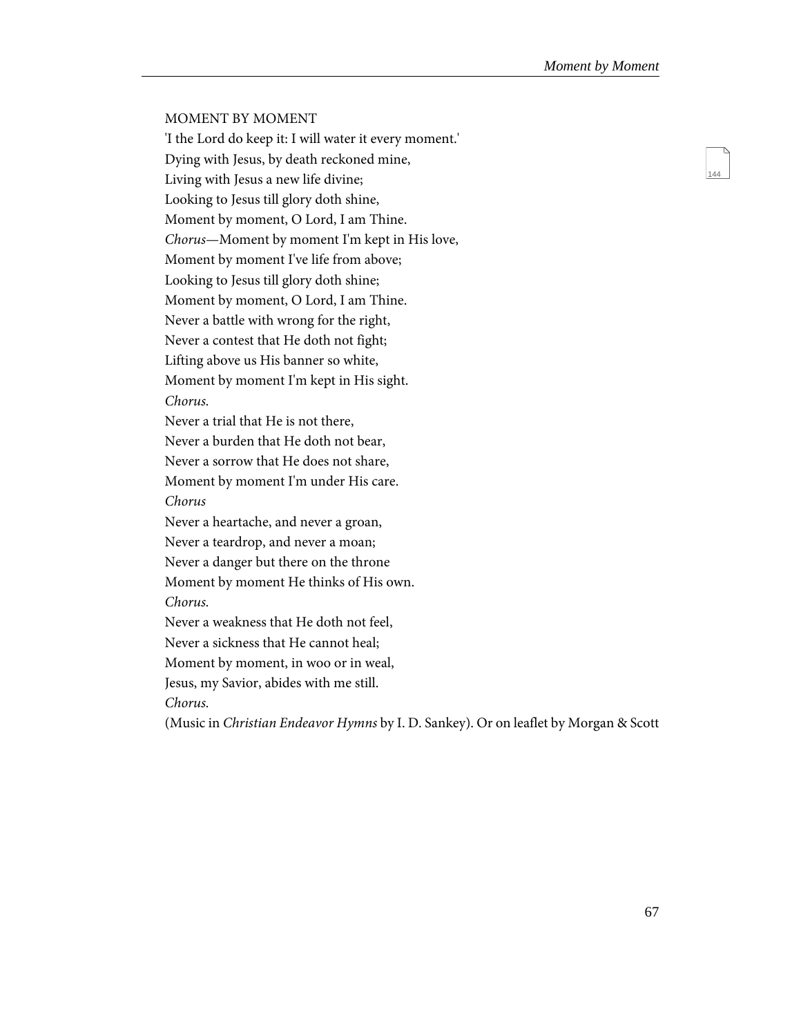## MOMENT BY MOMENT

'I the Lord do keep it: I will water it every moment.'

Dying with Jesus, by death reckoned mine,
Living with Jesus a new life divine;
Looking to Jesus till glory doth shine,
Moment by moment, O Lord, I am Thine.

*Chorus*—Moment by moment I'm kept in His love,
Moment by moment I've life from above;
Looking to Jesus till glory doth shine;
Moment by moment, O Lord, I am Thine.

Never a battle with wrong for the right,
Never a contest that He doth not fight;
Lifting above us His banner so white,
Moment by moment I'm kept in His sight.

*Chorus.*

Never a trial that He is not there,
Never a burden that He doth not bear,
Never a sorrow that He does not share,
Moment by moment I'm under His care.

*Chorus*

Never a heartache, and never a groan,
Never a teardrop, and never a moan;
Never a danger but there on the throne
Moment by moment He thinks of His own.

*Chorus.*

Never a weakness that He doth not feel,
Never a sickness that He cannot heal;
Moment by moment, in woo or in weal,
Jesus, my Savior, abides with me still.

*Chorus.*

(Music in *Christian Endeavor Hymns* by I. D. Sankey). Or on leaflet by Morgan & Scott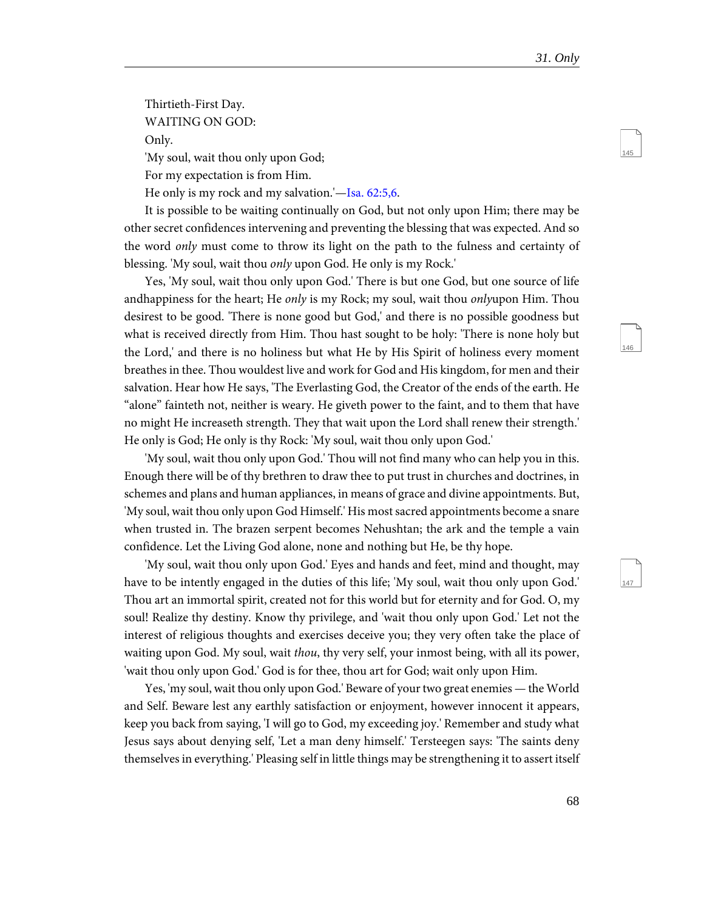Thirtieth-First Day.

WAITING ON GOD:

Only.

'My soul, wait thou only upon God;

For my expectation is from Him.

He only is my rock and my salvation.'—Isa. 62:5,6.

It is possible to be waiting continually on God, but not only upon Him; there may be other secret confidences intervening and preventing the blessing that was expected. And so the word *only* must come to throw its light on the path to the fulness and certainty of blessing. 'My soul, wait thou *only* upon God. He only is my Rock.'

Yes, 'My soul, wait thou only upon God.' There is but one God, but one source of life andhappiness for the heart; He *only* is my Rock; my soul, wait thou *only*upon Him. Thou desirest to be good. 'There is none good but God,' and there is no possible goodness but what is received directly from Him. Thou hast sought to be holy: 'There is none holy but the Lord,' and there is no holiness but what He by His Spirit of holiness every moment breathes in thee. Thou wouldest live and work for God and His kingdom, for men and their salvation. Hear how He says, 'The Everlasting God, the Creator of the ends of the earth. He "alone" fainteth not, neither is weary. He giveth power to the faint, and to them that have no might He increaseth strength. They that wait upon the Lord shall renew their strength.' He only is God; He only is thy Rock: 'My soul, wait thou only upon God.'

'My soul, wait thou only upon God.' Thou will not find many who can help you in this. Enough there will be of thy brethren to draw thee to put trust in churches and doctrines, in schemes and plans and human appliances, in means of grace and divine appointments. But, 'My soul, wait thou only upon God Himself.' His most sacred appointments become a snare when trusted in. The brazen serpent becomes Nehushtan; the ark and the temple a vain confidence. Let the Living God alone, none and nothing but He, be thy hope.

'My soul, wait thou only upon God.' Eyes and hands and feet, mind and thought, may have to be intently engaged in the duties of this life; 'My soul, wait thou only upon God.' Thou art an immortal spirit, created not for this world but for eternity and for God. O, my soul! Realize thy destiny. Know thy privilege, and 'wait thou only upon God.' Let not the interest of religious thoughts and exercises deceive you; they very often take the place of waiting upon God. My soul, wait *thou*, thy very self, your inmost being, with all its power, 'wait thou only upon God.' God is for thee, thou art for God; wait only upon Him.

Yes, 'my soul, wait thou only upon God.' Beware of your two great enemies — the World and Self. Beware lest any earthly satisfaction or enjoyment, however innocent it appears, keep you back from saying, 'I will go to God, my exceeding joy.' Remember and study what Jesus says about denying self, 'Let a man deny himself.' Tersteegen says: 'The saints deny themselves in everything.' Pleasing self in little things may be strengthening it to assert itself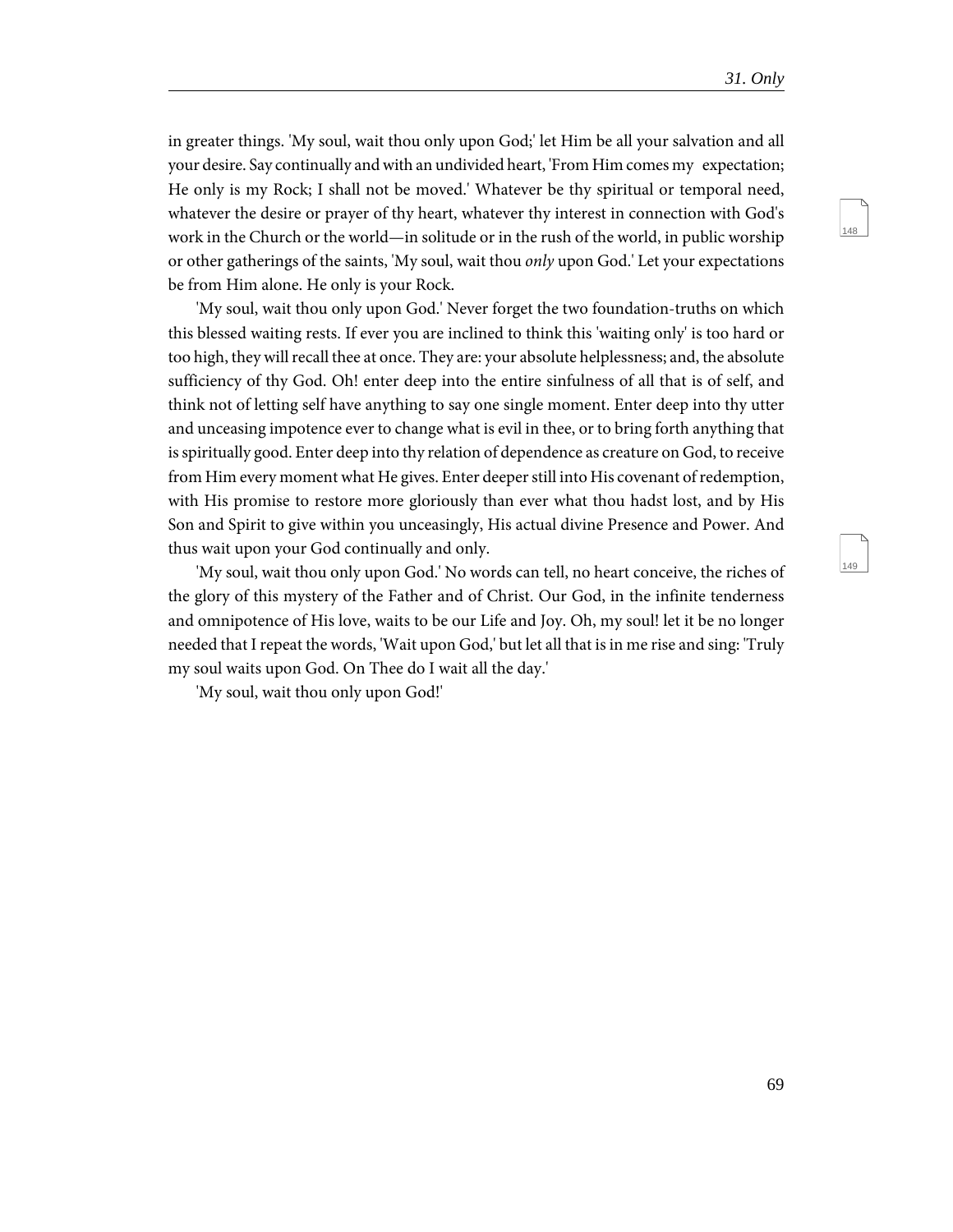in greater things. 'My soul, wait thou only upon God;' let Him be all your salvation and all your desire. Say continually and with an undivided heart, 'From Him comes my expectation; He only is my Rock; I shall not be moved.' Whatever be thy spiritual or temporal need, whatever the desire or prayer of thy heart, whatever thy interest in connection with God's work in the Church or the world—in solitude or in the rush of the world, in public worship or other gatherings of the saints, 'My soul, wait thou *only* upon God.' Let your expectations be from Him alone. He only is your Rock.

'My soul, wait thou only upon God.' Never forget the two foundation-truths on which this blessed waiting rests. If ever you are inclined to think this 'waiting only' is too hard or too high, they will recall thee at once. They are: your absolute helplessness; and, the absolute sufficiency of thy God. Oh! enter deep into the entire sinfulness of all that is of self, and think not of letting self have anything to say one single moment. Enter deep into thy utter and unceasing impotence ever to change what is evil in thee, or to bring forth anything that is spiritually good. Enter deep into thy relation of dependence as creature on God, to receive from Him every moment what He gives. Enter deeper still into His covenant of redemption, with His promise to restore more gloriously than ever what thou hadst lost, and by His Son and Spirit to give within you unceasingly, His actual divine Presence and Power. And thus wait upon your God continually and only.

'My soul, wait thou only upon God.' No words can tell, no heart conceive, the riches of the glory of this mystery of the Father and of Christ. Our God, in the infinite tenderness and omnipotence of His love, waits to be our Life and Joy. Oh, my soul! let it be no longer needed that I repeat the words, 'Wait upon God,' but let all that is in me rise and sing: 'Truly my soul waits upon God. On Thee do I wait all the day.'

'My soul, wait thou only upon God!'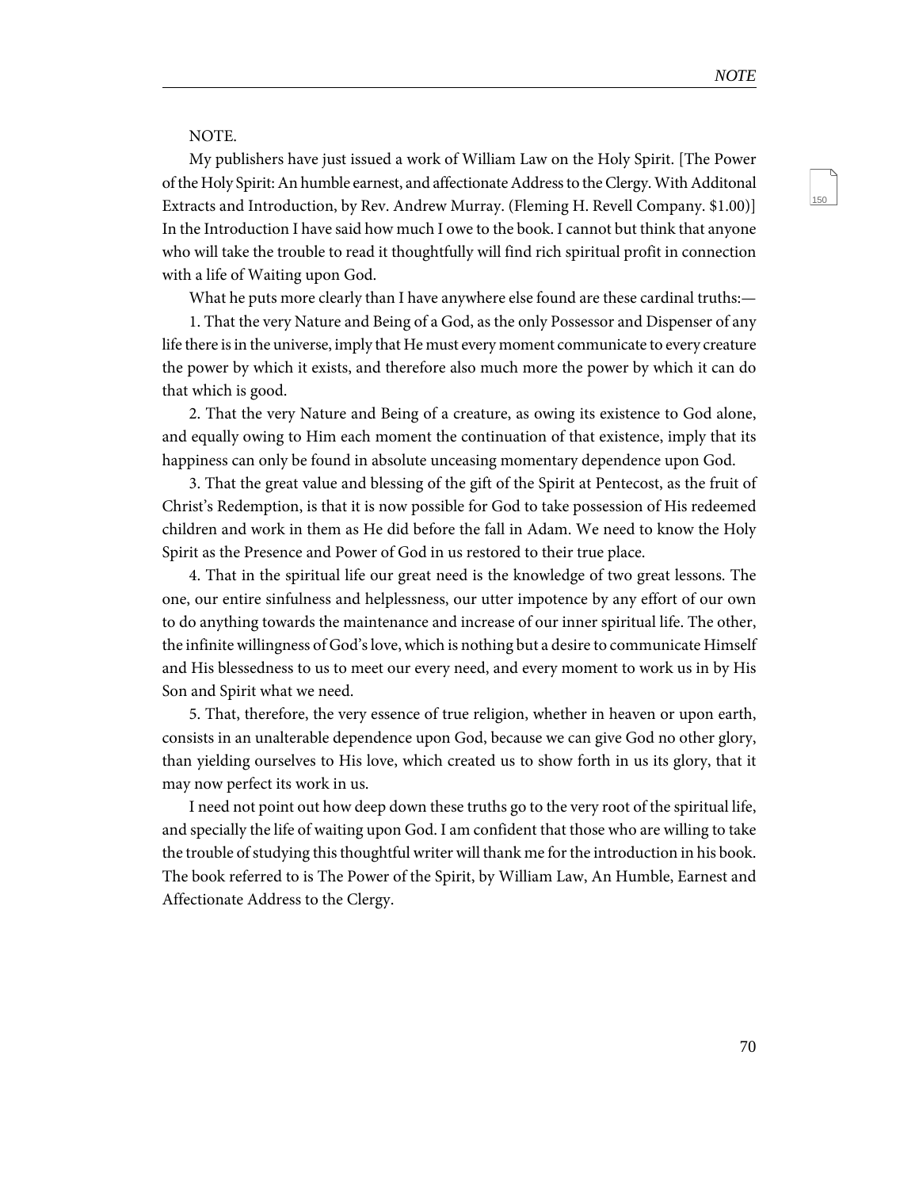NOTE.

My publishers have just issued a work of William Law on the Holy Spirit. [The Power of the Holy Spirit: An humble earnest, and affectionate Address to the Clergy. With Additonal Extracts and Introduction, by Rev. Andrew Murray. (Fleming H. Revell Company. $1.00)] In the Introduction I have said how much I owe to the book. I cannot but think that anyone who will take the trouble to read it thoughtfully will find rich spiritual profit in connection with a life of Waiting upon God.

What he puts more clearly than I have anywhere else found are these cardinal truths:—

1. That the very Nature and Being of a God, as the only Possessor and Dispenser of any life there is in the universe, imply that He must every moment communicate to every creature the power by which it exists, and therefore also much more the power by which it can do that which is good.

2. That the very Nature and Being of a creature, as owing its existence to God alone, and equally owing to Him each moment the continuation of that existence, imply that its happiness can only be found in absolute unceasing momentary dependence upon God.

3. That the great value and blessing of the gift of the Spirit at Pentecost, as the fruit of Christ's Redemption, is that it is now possible for God to take possession of His redeemed children and work in them as He did before the fall in Adam. We need to know the Holy Spirit as the Presence and Power of God in us restored to their true place.

4. That in the spiritual life our great need is the knowledge of two great lessons. The one, our entire sinfulness and helplessness, our utter impotence by any effort of our own to do anything towards the maintenance and increase of our inner spiritual life. The other, the infinite willingness of God's love, which is nothing but a desire to communicate Himself and His blessedness to us to meet our every need, and every moment to work us in by His Son and Spirit what we need.

5. That, therefore, the very essence of true religion, whether in heaven or upon earth, consists in an unalterable dependence upon God, because we can give God no other glory, than yielding ourselves to His love, which created us to show forth in us its glory, that it may now perfect its work in us.

I need not point out how deep down these truths go to the very root of the spiritual life, and specially the life of waiting upon God. I am confident that those who are willing to take the trouble of studying this thoughtful writer will thank me for the introduction in his book. The book referred to is The Power of the Spirit, by William Law, An Humble, Earnest and Affectionate Address to the Clergy.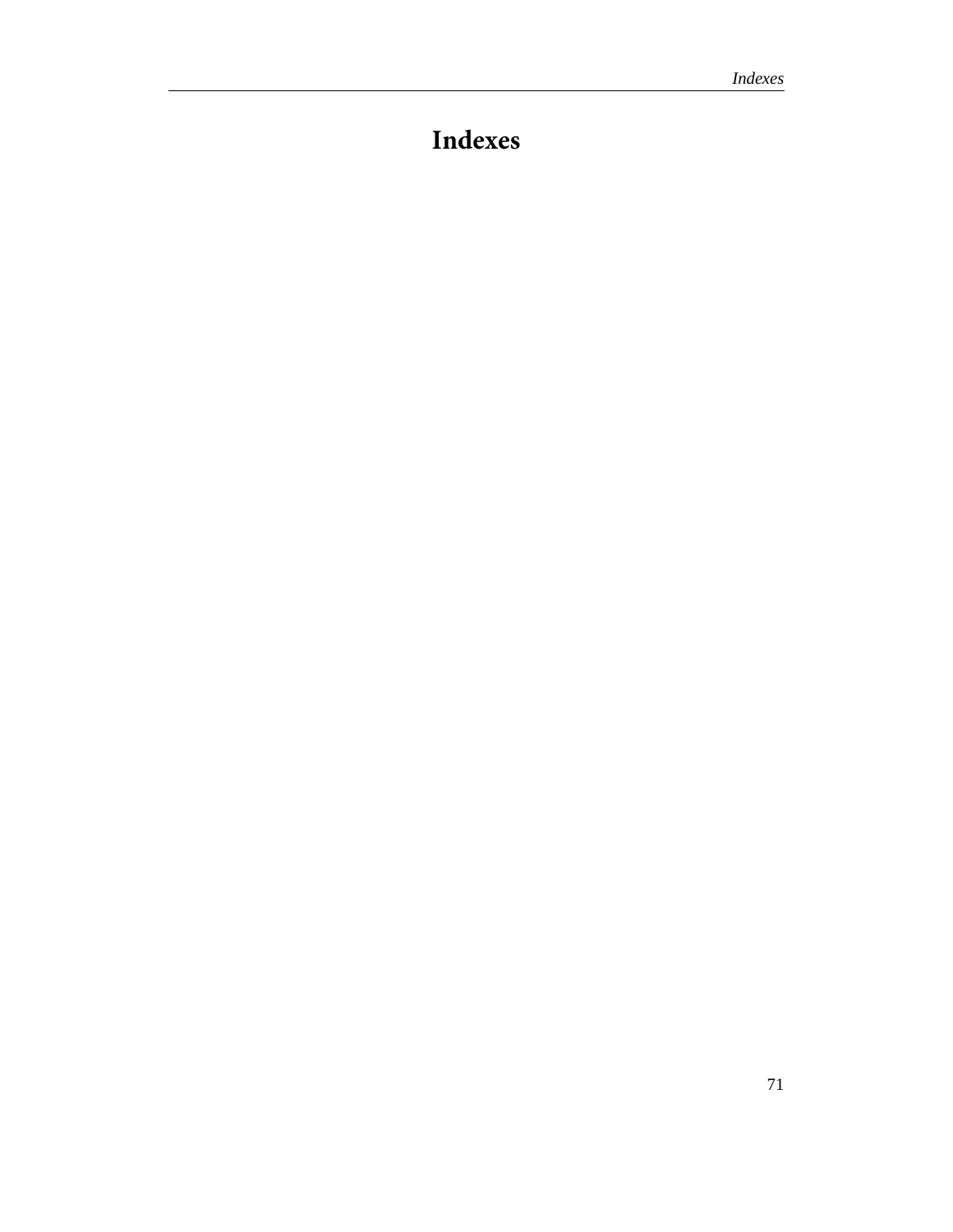# Indexes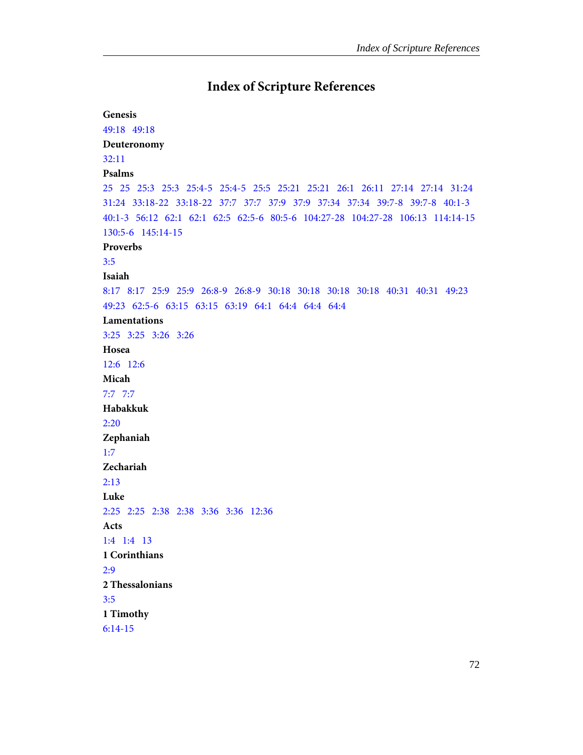# Index of Scripture References

**Genesis**

49:18   49:18

**Deuteronomy**

32:11

**Psalms**

25   25   25:3   25:3   25:4-5   25:4-5   25:5   25:21   25:21   26:1   26:11   27:14   27:14   31:24   31:24   33:18-22   33:18-22   37:7   37:7   37:9   37:9   37:34   37:34   39:7-8   39:7-8   40:1-3   40:1-3   56:12   62:1   62:1   62:5   62:5-6   80:5-6   104:27-28   104:27-28   106:13   114:14-15   130:5-6   145:14-15

**Proverbs**

3:5

**Isaiah**

8:17   8:17   25:9   25:9   26:8-9   26:8-9   30:18   30:18   30:18   30:18   40:31   40:31   49:23   49:23   62:5-6   63:15   63:15   63:19   64:1   64:4   64:4   64:4

**Lamentations**

3:25   3:25   3:26   3:26

**Hosea**

12:6   12:6

**Micah**

7:7   7:7

**Habakkuk**

2:20

**Zephaniah**

1:7

**Zechariah**

2:13

**Luke**

2:25   2:25   2:38   2:38   3:36   3:36   12:36

**Acts**

1:4   1:4   13

**1 Corinthians**

2:9

**2 Thessalonians**

3:5

**1 Timothy**

6:14-15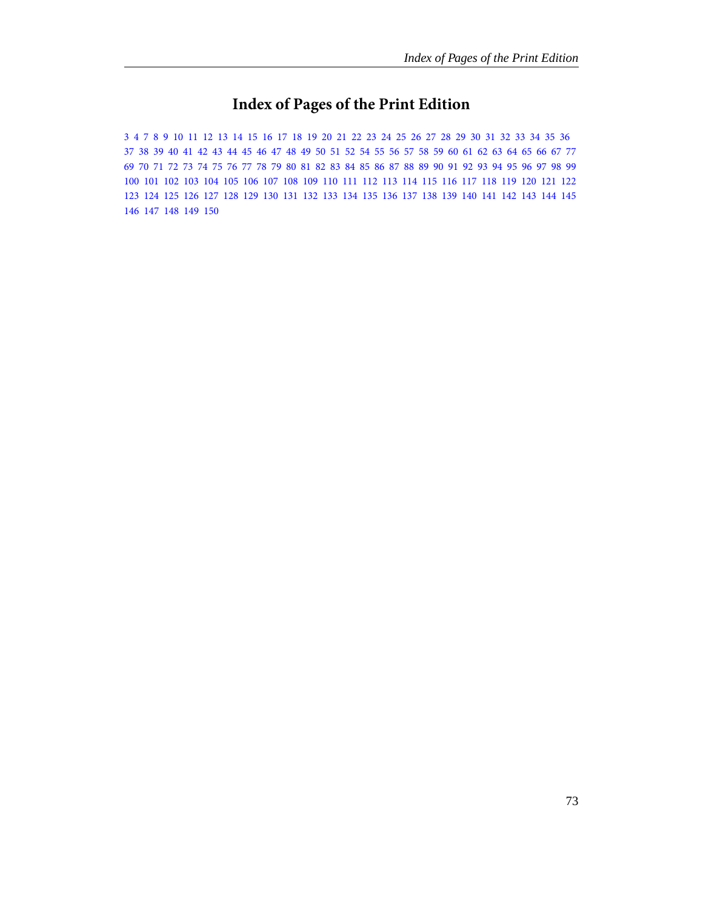# Index of Pages of the Print Edition

3 4 7 8 9 10 11 12 13 14 15 16 17 18 19 20 21 22 23 24 25 26 27 28 29 30 31 32 33 34 35 36 37 38 39 40 41 42 43 44 45 46 47 48 49 50 51 52 54 55 56 57 58 59 60 61 62 63 64 65 66 67 77 69 70 71 72 73 74 75 76 77 78 79 80 81 82 83 84 85 86 87 88 89 90 91 92 93 94 95 96 97 98 99 100 101 102 103 104 105 106 107 108 109 110 111 112 113 114 115 116 117 118 119 120 121 122 123 124 125 126 127 128 129 130 131 132 133 134 135 136 137 138 139 140 141 142 143 144 145 146 147 148 149 150